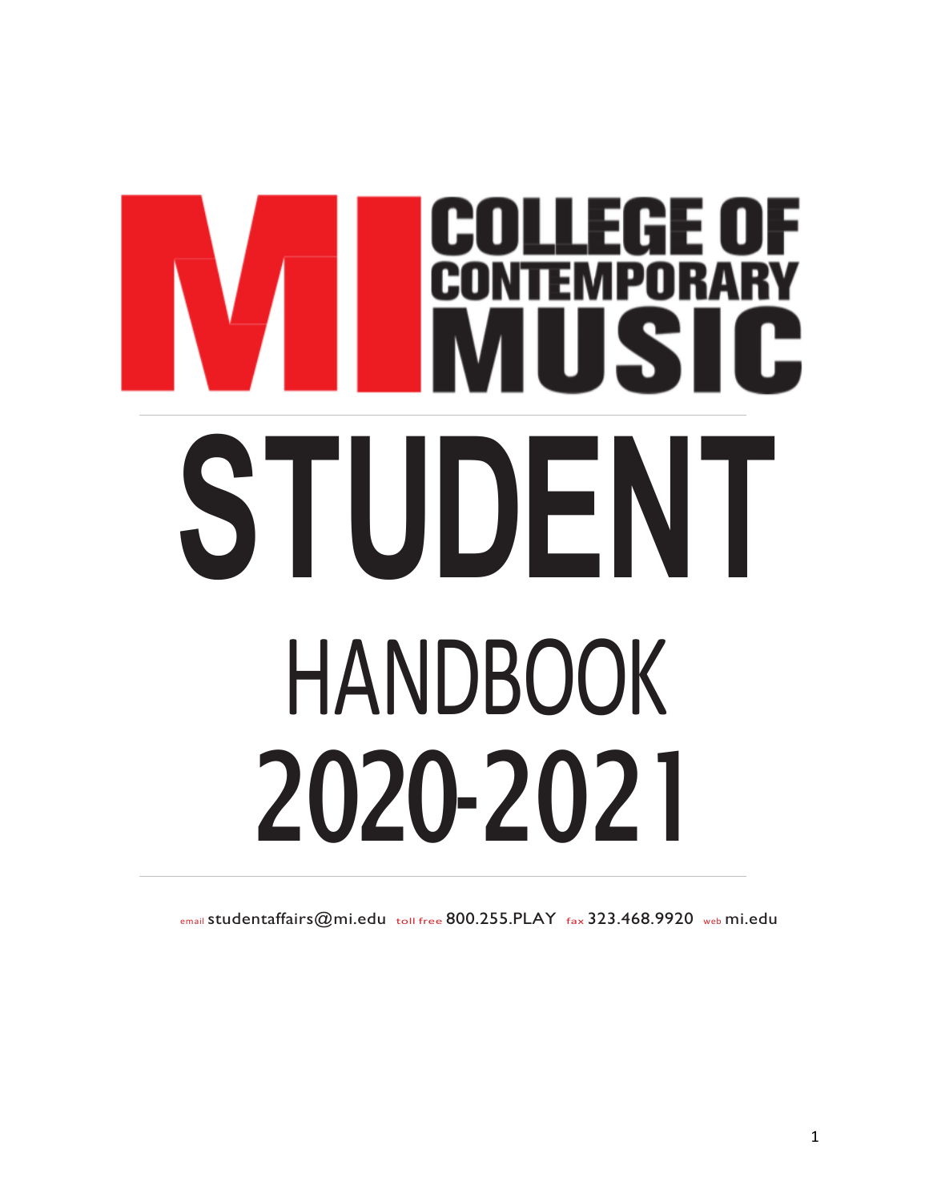# MI COLLEGE OF CONTEMPORARY MUSIC

# STUDENT

## HANDBOOK

## 2020-2021

email studentaffairs@mi.edu toll free 800.255.PLAY fax 323.468.9920 web mi.edu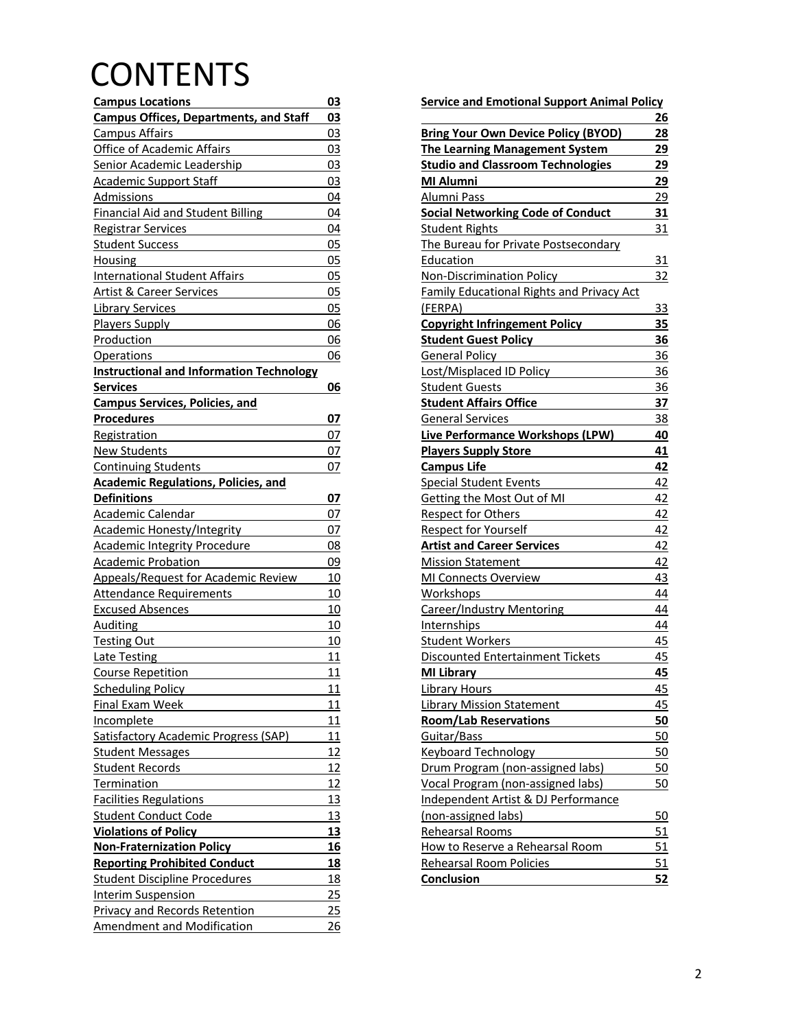# CONTENTS

| | |
|---|---|
| **Campus Locations** | **03** |
| **Campus Offices, Departments, and Staff** | **03** |
| Campus Affairs | 03 |
| Office of Academic Affairs | 03 |
| Senior Academic Leadership | 03 |
| Academic Support Staff | 03 |
| Admissions | 04 |
| Financial Aid and Student Billing | 04 |
| Registrar Services | 04 |
| Student Success | 05 |
| Housing | 05 |
| International Student Affairs | 05 |
| Artist & Career Services | 05 |
| Library Services | 05 |
| Players Supply | 06 |
| Production | 06 |
| Operations | 06 |
| **Instructional and Information Technology Services** | **06** |
| **Campus Services, Policies, and Procedures** | **07** |
| Registration | 07 |
| New Students | 07 |
| Continuing Students | 07 |
| **Academic Regulations, Policies, and Definitions** | **07** |
| Academic Calendar | 07 |
| Academic Honesty/Integrity | 07 |
| Academic Integrity Procedure | 08 |
| Academic Probation | 09 |
| Appeals/Request for Academic Review | 10 |
| Attendance Requirements | 10 |
| Excused Absences | 10 |
| Auditing | 10 |
| Testing Out | 10 |
| Late Testing | 11 |
| Course Repetition | 11 |
| Scheduling Policy | 11 |
| Final Exam Week | 11 |
| Incomplete | 11 |
| Satisfactory Academic Progress (SAP) | 11 |
| Student Messages | 12 |
| Student Records | 12 |
| Termination | 12 |
| Facilities Regulations | 13 |
| Student Conduct Code | 13 |
| **Violations of Policy** | **13** |
| **Non-Fraternization Policy** | **16** |
| **Reporting Prohibited Conduct** | **18** |
| Student Discipline Procedures | 18 |
| Interim Suspension | 25 |
| Privacy and Records Retention | 25 |
| Amendment and Modification | 26 |
| **Service and Emotional Support Animal Policy** | **26** |
| **Bring Your Own Device Policy (BYOD)** | **28** |
| **The Learning Management System** | **29** |
| **Studio and Classroom Technologies** | **29** |
| **MI Alumni** | **29** |
| Alumni Pass | 29 |
| **Social Networking Code of Conduct** | **31** |
| Student Rights | 31 |
| The Bureau for Private Postsecondary Education | 31 |
| Non-Discrimination Policy | 32 |
| Family Educational Rights and Privacy Act (FERPA) | 33 |
| **Copyright Infringement Policy** | **35** |
| **Student Guest Policy** | **36** |
| General Policy | 36 |
| Lost/Misplaced ID Policy | 36 |
| Student Guests | 36 |
| **Student Affairs Office** | **37** |
| General Services | 38 |
| **Live Performance Workshops (LPW)** | **40** |
| **Players Supply Store** | **41** |
| **Campus Life** | **42** |
| Special Student Events | 42 |
| Getting the Most Out of MI | 42 |
| Respect for Others | 42 |
| Respect for Yourself | 42 |
| **Artist and Career Services** | 42 |
| Mission Statement | 42 |
| MI Connects Overview | 43 |
| Workshops | 44 |
| Career/Industry Mentoring | 44 |
| Internships | 44 |
| Student Workers | 45 |
| Discounted Entertainment Tickets | 45 |
| **MI Library** | **45** |
| Library Hours | 45 |
| Library Mission Statement | 45 |
| **Room/Lab Reservations** | **50** |
| Guitar/Bass | 50 |
| Keyboard Technology | 50 |
| Drum Program (non-assigned labs) | 50 |
| Vocal Program (non-assigned labs) | 50 |
| Independent Artist & DJ Performance (non-assigned labs) | 50 |
| Rehearsal Rooms | 51 |
| How to Reserve a Rehearsal Room | 51 |
| Rehearsal Room Policies | 51 |
| **Conclusion** | **52** |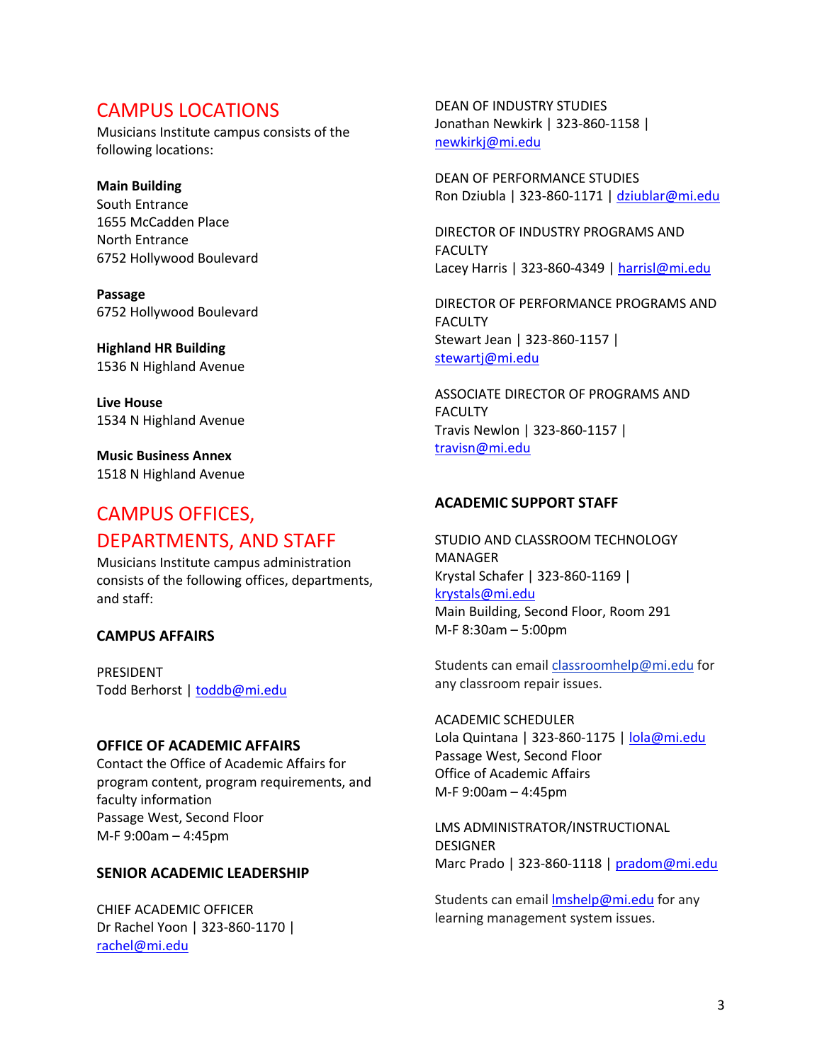## CAMPUS LOCATIONS

Musicians Institute campus consists of the following locations:

**Main Building**
South Entrance
1655 McCadden Place
North Entrance
6752 Hollywood Boulevard

**Passage**
6752 Hollywood Boulevard

**Highland HR Building**
1536 N Highland Avenue

**Live House**
1534 N Highland Avenue

**Music Business Annex**
1518 N Highland Avenue

## CAMPUS OFFICES, DEPARTMENTS, AND STAFF

Musicians Institute campus administration consists of the following offices, departments, and staff:

### CAMPUS AFFAIRS

PRESIDENT
Todd Berhorst | toddb@mi.edu

### OFFICE OF ACADEMIC AFFAIRS

Contact the Office of Academic Affairs for program content, program requirements, and faculty information
Passage West, Second Floor
M-F 9:00am – 4:45pm

### SENIOR ACADEMIC LEADERSHIP

CHIEF ACADEMIC OFFICER
Dr Rachel Yoon | 323-860-1170 | rachel@mi.edu

DEAN OF INDUSTRY STUDIES
Jonathan Newkirk | 323-860-1158 | newkirkj@mi.edu

DEAN OF PERFORMANCE STUDIES
Ron Dziubla | 323-860-1171 | dziublar@mi.edu

DIRECTOR OF INDUSTRY PROGRAMS AND FACULTY
Lacey Harris | 323-860-4349 | harrisl@mi.edu

DIRECTOR OF PERFORMANCE PROGRAMS AND FACULTY
Stewart Jean | 323-860-1157 | stewartj@mi.edu

ASSOCIATE DIRECTOR OF PROGRAMS AND FACULTY
Travis Newlon | 323-860-1157 | travisn@mi.edu

### ACADEMIC SUPPORT STAFF

STUDIO AND CLASSROOM TECHNOLOGY MANAGER
Krystal Schafer | 323-860-1169 | krystals@mi.edu
Main Building, Second Floor, Room 291
M-F 8:30am – 5:00pm

Students can email classroomhelp@mi.edu for any classroom repair issues.

ACADEMIC SCHEDULER
Lola Quintana | 323-860-1175 | lola@mi.edu
Passage West, Second Floor
Office of Academic Affairs
M-F 9:00am – 4:45pm

LMS ADMINISTRATOR/INSTRUCTIONAL DESIGNER
Marc Prado | 323-860-1118 | pradom@mi.edu

Students can email lmshelp@mi.edu for any learning management system issues.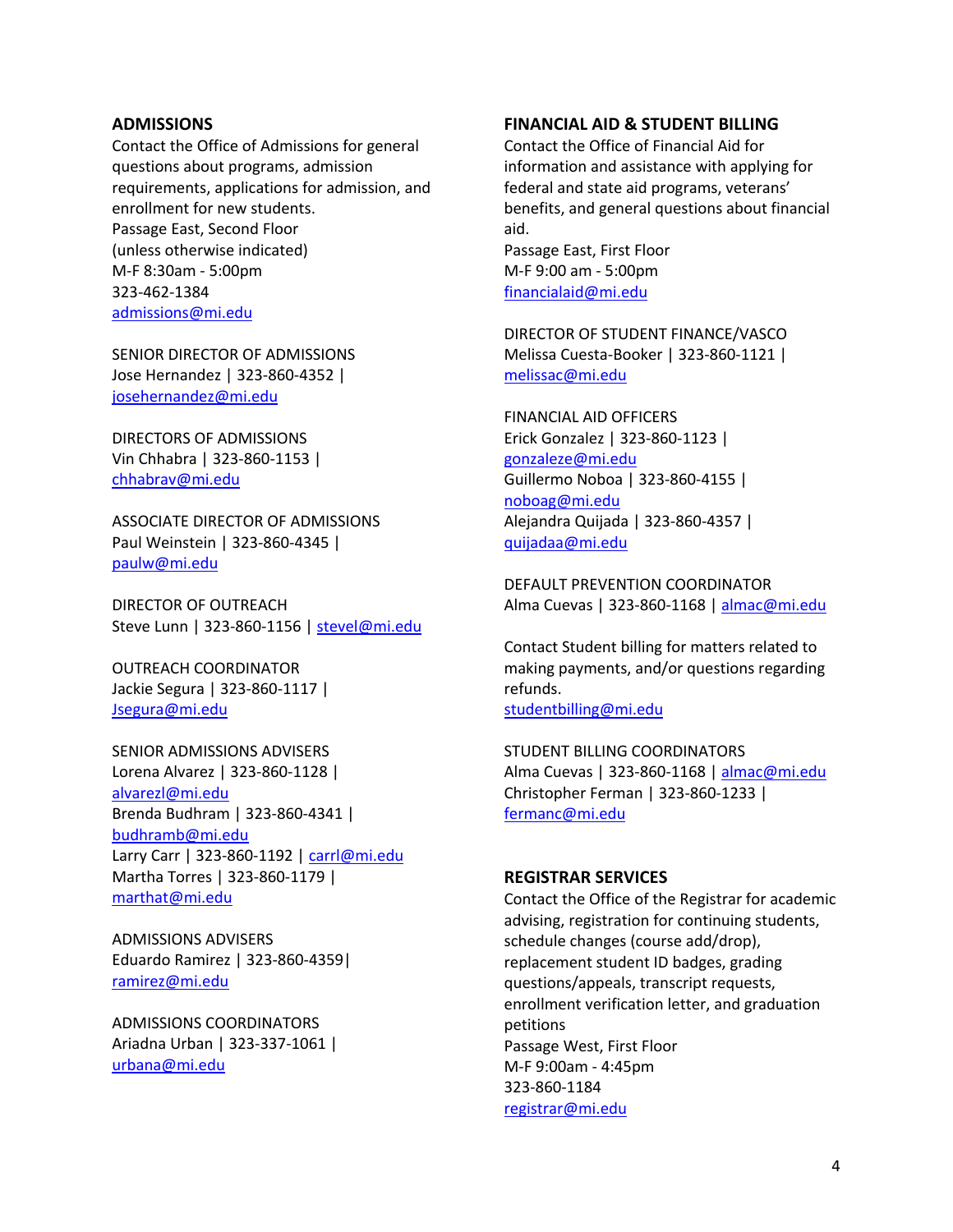## ADMISSIONS

Contact the Office of Admissions for general questions about programs, admission requirements, applications for admission, and enrollment for new students.
Passage East, Second Floor
(unless otherwise indicated)
M-F 8:30am - 5:00pm
323-462-1384
admissions@mi.edu

SENIOR DIRECTOR OF ADMISSIONS
Jose Hernandez | 323-860-4352 | josehernandez@mi.edu

DIRECTORS OF ADMISSIONS
Vin Chhabra | 323-860-1153 | chhabrav@mi.edu

ASSOCIATE DIRECTOR OF ADMISSIONS
Paul Weinstein | 323-860-4345 | paulw@mi.edu

DIRECTOR OF OUTREACH
Steve Lunn | 323-860-1156 | stevel@mi.edu

OUTREACH COORDINATOR
Jackie Segura | 323-860-1117 | Jsegura@mi.edu

SENIOR ADMISSIONS ADVISERS
Lorena Alvarez | 323-860-1128 | alvarezl@mi.edu
Brenda Budhram | 323-860-4341 | budhramb@mi.edu
Larry Carr | 323-860-1192 | carrl@mi.edu
Martha Torres | 323-860-1179 | marthat@mi.edu

ADMISSIONS ADVISERS
Eduardo Ramirez | 323-860-4359| ramirez@mi.edu

ADMISSIONS COORDINATORS
Ariadna Urban | 323-337-1061 | urbana@mi.edu

## FINANCIAL AID & STUDENT BILLING

Contact the Office of Financial Aid for information and assistance with applying for federal and state aid programs, veterans' benefits, and general questions about financial aid.
Passage East, First Floor
M-F 9:00 am - 5:00pm
financialaid@mi.edu

DIRECTOR OF STUDENT FINANCE/VASCO
Melissa Cuesta-Booker | 323-860-1121 | melissac@mi.edu

FINANCIAL AID OFFICERS
Erick Gonzalez | 323-860-1123 | gonzaleze@mi.edu
Guillermo Noboa | 323-860-4155 | noboag@mi.edu
Alejandra Quijada | 323-860-4357 | quijadaa@mi.edu

DEFAULT PREVENTION COORDINATOR
Alma Cuevas | 323-860-1168 | almac@mi.edu

Contact Student billing for matters related to making payments, and/or questions regarding refunds.
studentbilling@mi.edu

STUDENT BILLING COORDINATORS
Alma Cuevas | 323-860-1168 | almac@mi.edu
Christopher Ferman | 323-860-1233 | fermanc@mi.edu

## REGISTRAR SERVICES

Contact the Office of the Registrar for academic advising, registration for continuing students, schedule changes (course add/drop), replacement student ID badges, grading questions/appeals, transcript requests, enrollment verification letter, and graduation petitions
Passage West, First Floor
M-F 9:00am - 4:45pm
323-860-1184
registrar@mi.edu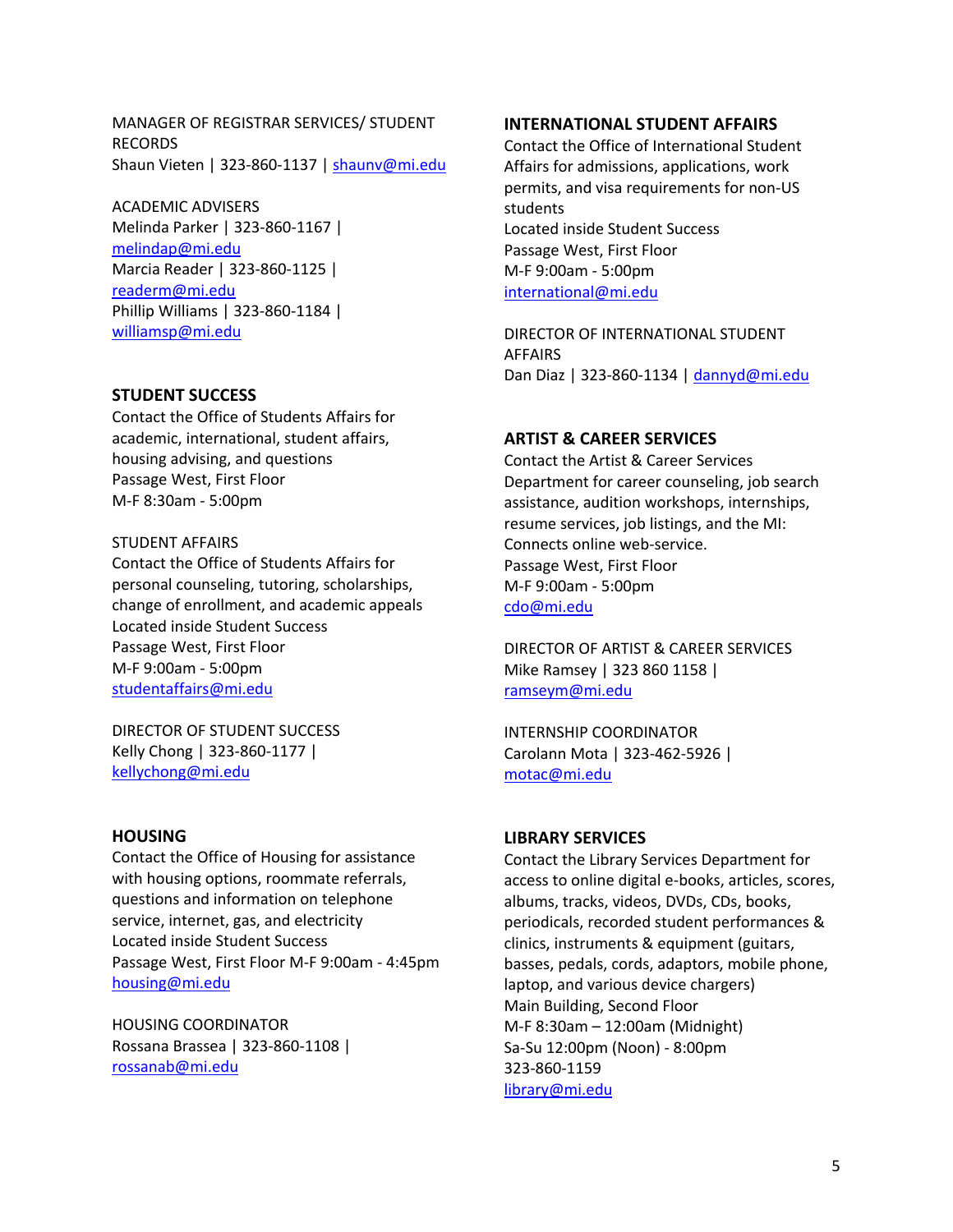MANAGER OF REGISTRAR SERVICES/ STUDENT RECORDS
Shaun Vieten | 323-860-1137 | shaunv@mi.edu

ACADEMIC ADVISERS
Melinda Parker | 323-860-1167 | melindap@mi.edu
Marcia Reader | 323-860-1125 | readerm@mi.edu
Phillip Williams | 323-860-1184 | williamsp@mi.edu

## STUDENT SUCCESS

Contact the Office of Students Affairs for academic, international, student affairs, housing advising, and questions
Passage West, First Floor
M-F 8:30am - 5:00pm

STUDENT AFFAIRS
Contact the Office of Students Affairs for personal counseling, tutoring, scholarships, change of enrollment, and academic appeals
Located inside Student Success
Passage West, First Floor
M-F 9:00am - 5:00pm
studentaffairs@mi.edu

DIRECTOR OF STUDENT SUCCESS
Kelly Chong | 323-860-1177 | kellychong@mi.edu

## HOUSING

Contact the Office of Housing for assistance with housing options, roommate referrals, questions and information on telephone service, internet, gas, and electricity
Located inside Student Success
Passage West, First Floor M-F 9:00am - 4:45pm
housing@mi.edu

HOUSING COORDINATOR
Rossana Brassea | 323-860-1108 | rossanab@mi.edu

## INTERNATIONAL STUDENT AFFAIRS

Contact the Office of International Student Affairs for admissions, applications, work permits, and visa requirements for non-US students
Located inside Student Success
Passage West, First Floor
M-F 9:00am - 5:00pm
international@mi.edu

DIRECTOR OF INTERNATIONAL STUDENT AFFAIRS
Dan Diaz | 323-860-1134 | dannyd@mi.edu

## ARTIST & CAREER SERVICES

Contact the Artist & Career Services Department for career counseling, job search assistance, audition workshops, internships, resume services, job listings, and the MI: Connects online web-service.
Passage West, First Floor
M-F 9:00am - 5:00pm
cdo@mi.edu

DIRECTOR OF ARTIST & CAREER SERVICES
Mike Ramsey | 323 860 1158 | ramseym@mi.edu

INTERNSHIP COORDINATOR
Carolann Mota | 323-462-5926 | motac@mi.edu

## LIBRARY SERVICES

Contact the Library Services Department for access to online digital e-books, articles, scores, albums, tracks, videos, DVDs, CDs, books, periodicals, recorded student performances & clinics, instruments & equipment (guitars, basses, pedals, cords, adaptors, mobile phone, laptop, and various device chargers)
Main Building, Second Floor
M-F 8:30am – 12:00am (Midnight)
Sa-Su 12:00pm (Noon) - 8:00pm
323-860-1159
library@mi.edu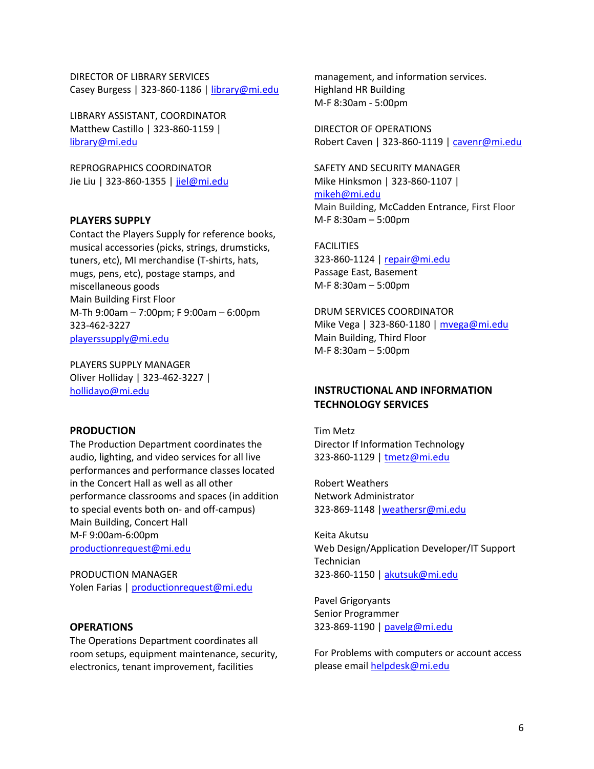DIRECTOR OF LIBRARY SERVICES
Casey Burgess | 323-860-1186 | library@mi.edu

LIBRARY ASSISTANT, COORDINATOR
Matthew Castillo | 323-860-1159 | library@mi.edu

REPROGRAPHICS COORDINATOR
Jie Liu | 323-860-1355 | jiel@mi.edu

**PLAYERS SUPPLY**

Contact the Players Supply for reference books, musical accessories (picks, strings, drumsticks, tuners, etc), MI merchandise (T-shirts, hats, mugs, pens, etc), postage stamps, and miscellaneous goods
Main Building First Floor
M-Th 9:00am – 7:00pm; F 9:00am – 6:00pm
323-462-3227
playerssupply@mi.edu

PLAYERS SUPPLY MANAGER
Oliver Holliday | 323-462-3227 | hollidayo@mi.edu

**PRODUCTION**

The Production Department coordinates the audio, lighting, and video services for all live performances and performance classes located in the Concert Hall as well as all other performance classrooms and spaces (in addition to special events both on- and off-campus)
Main Building, Concert Hall
M-F 9:00am-6:00pm
productionrequest@mi.edu

PRODUCTION MANAGER
Yolen Farias | productionrequest@mi.edu

**OPERATIONS**

The Operations Department coordinates all room setups, equipment maintenance, security, electronics, tenant improvement, facilities management, and information services.
Highland HR Building
M-F 8:30am - 5:00pm

DIRECTOR OF OPERATIONS
Robert Caven | 323-860-1119 | cavenr@mi.edu

SAFETY AND SECURITY MANAGER
Mike Hinksmon | 323-860-1107 | mikeh@mi.edu
Main Building, McCadden Entrance, First Floor
M-F 8:30am – 5:00pm

FACILITIES
323-860-1124 | repair@mi.edu
Passage East, Basement
M-F 8:30am – 5:00pm

DRUM SERVICES COORDINATOR
Mike Vega | 323-860-1180 | mvega@mi.edu
Main Building, Third Floor
M-F 8:30am – 5:00pm

**INSTRUCTIONAL AND INFORMATION TECHNOLOGY SERVICES**

Tim Metz
Director If Information Technology
323-860-1129 | tmetz@mi.edu

Robert Weathers
Network Administrator
323-869-1148 |weathersr@mi.edu

Keita Akutsu
Web Design/Application Developer/IT Support Technician
323-860-1150 | akutsuk@mi.edu

Pavel Grigoryants
Senior Programmer
323-869-1190 | pavelg@mi.edu

For Problems with computers or account access please email helpdesk@mi.edu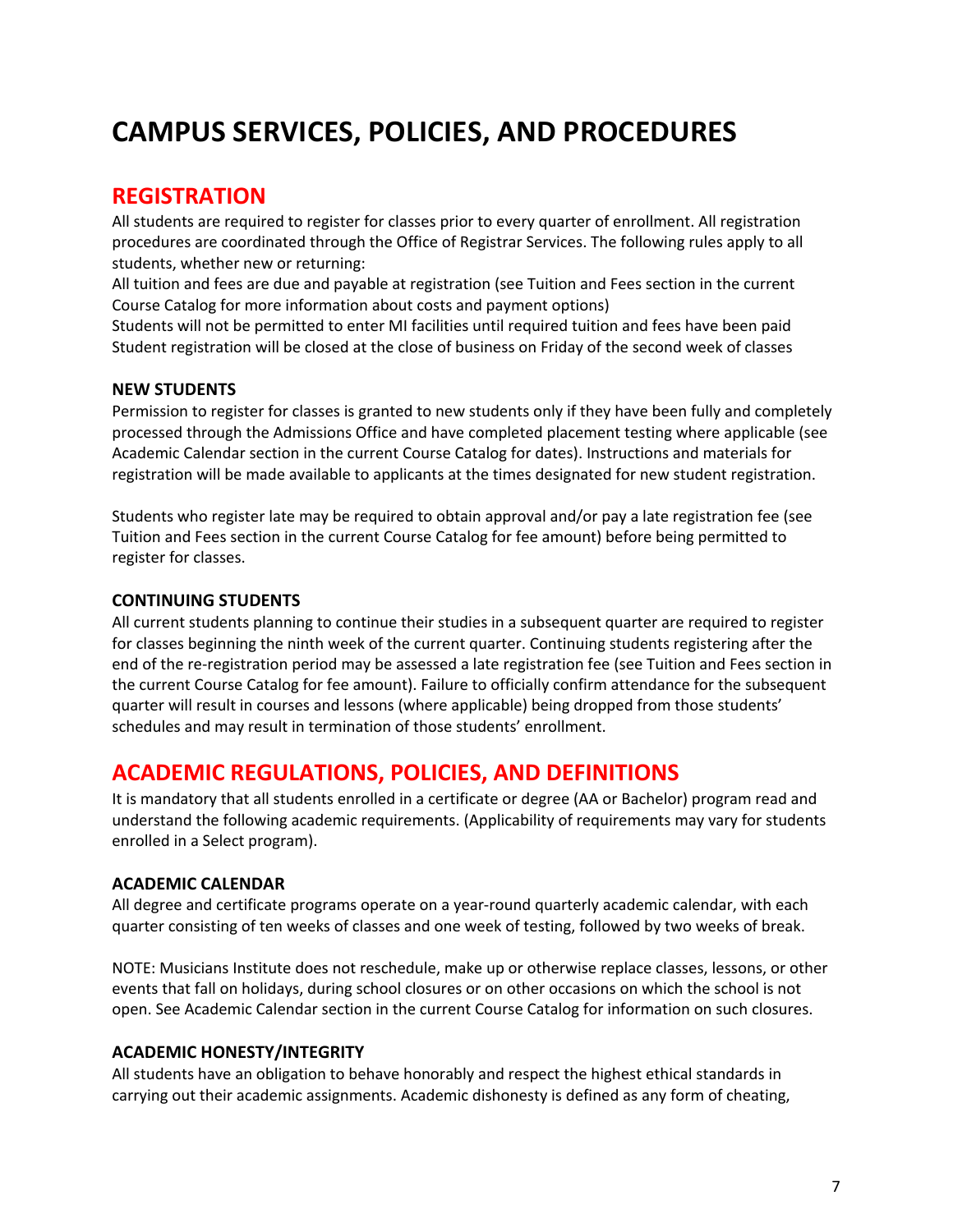# CAMPUS SERVICES, POLICIES, AND PROCEDURES

## REGISTRATION

All students are required to register for classes prior to every quarter of enrollment. All registration procedures are coordinated through the Office of Registrar Services. The following rules apply to all students, whether new or returning:

All tuition and fees are due and payable at registration (see Tuition and Fees section in the current Course Catalog for more information about costs and payment options)

Students will not be permitted to enter MI facilities until required tuition and fees have been paid

Student registration will be closed at the close of business on Friday of the second week of classes

### NEW STUDENTS

Permission to register for classes is granted to new students only if they have been fully and completely processed through the Admissions Office and have completed placement testing where applicable (see Academic Calendar section in the current Course Catalog for dates). Instructions and materials for registration will be made available to applicants at the times designated for new student registration.

Students who register late may be required to obtain approval and/or pay a late registration fee (see Tuition and Fees section in the current Course Catalog for fee amount) before being permitted to register for classes.

### CONTINUING STUDENTS

All current students planning to continue their studies in a subsequent quarter are required to register for classes beginning the ninth week of the current quarter. Continuing students registering after the end of the re-registration period may be assessed a late registration fee (see Tuition and Fees section in the current Course Catalog for fee amount). Failure to officially confirm attendance for the subsequent quarter will result in courses and lessons (where applicable) being dropped from those students' schedules and may result in termination of those students' enrollment.

## ACADEMIC REGULATIONS, POLICIES, AND DEFINITIONS

It is mandatory that all students enrolled in a certificate or degree (AA or Bachelor) program read and understand the following academic requirements. (Applicability of requirements may vary for students enrolled in a Select program).

### ACADEMIC CALENDAR

All degree and certificate programs operate on a year-round quarterly academic calendar, with each quarter consisting of ten weeks of classes and one week of testing, followed by two weeks of break.

NOTE: Musicians Institute does not reschedule, make up or otherwise replace classes, lessons, or other events that fall on holidays, during school closures or on other occasions on which the school is not open. See Academic Calendar section in the current Course Catalog for information on such closures.

### ACADEMIC HONESTY/INTEGRITY

All students have an obligation to behave honorably and respect the highest ethical standards in carrying out their academic assignments. Academic dishonesty is defined as any form of cheating,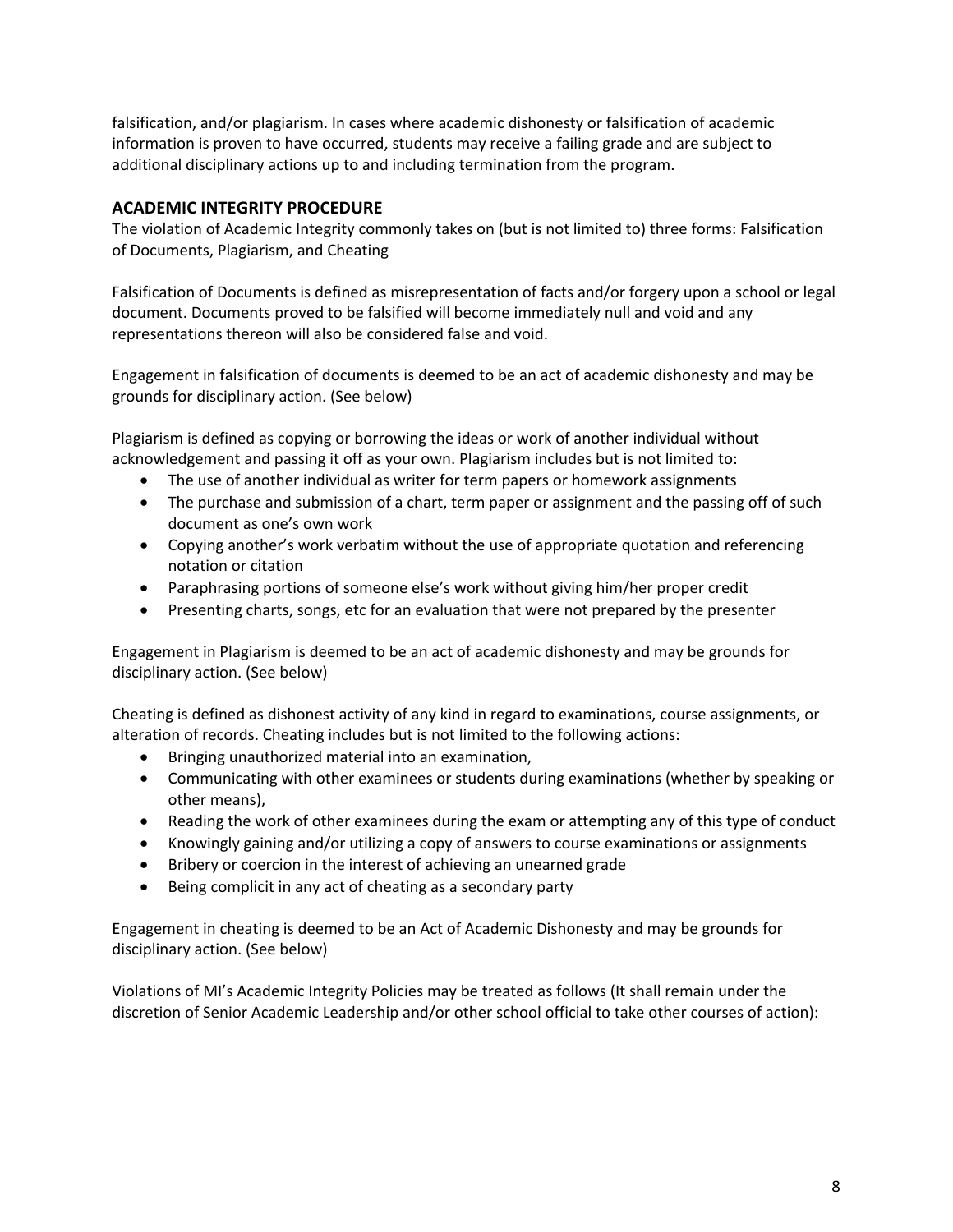falsification, and/or plagiarism. In cases where academic dishonesty or falsification of academic information is proven to have occurred, students may receive a failing grade and are subject to additional disciplinary actions up to and including termination from the program.

### ACADEMIC INTEGRITY PROCEDURE

The violation of Academic Integrity commonly takes on (but is not limited to) three forms: Falsification of Documents, Plagiarism, and Cheating

Falsification of Documents is defined as misrepresentation of facts and/or forgery upon a school or legal document. Documents proved to be falsified will become immediately null and void and any representations thereon will also be considered false and void.

Engagement in falsification of documents is deemed to be an act of academic dishonesty and may be grounds for disciplinary action. (See below)

Plagiarism is defined as copying or borrowing the ideas or work of another individual without acknowledgement and passing it off as your own. Plagiarism includes but is not limited to:

- The use of another individual as writer for term papers or homework assignments
- The purchase and submission of a chart, term paper or assignment and the passing off of such document as one's own work
- Copying another's work verbatim without the use of appropriate quotation and referencing notation or citation
- Paraphrasing portions of someone else's work without giving him/her proper credit
- Presenting charts, songs, etc for an evaluation that were not prepared by the presenter

Engagement in Plagiarism is deemed to be an act of academic dishonesty and may be grounds for disciplinary action. (See below)

Cheating is defined as dishonest activity of any kind in regard to examinations, course assignments, or alteration of records. Cheating includes but is not limited to the following actions:

- Bringing unauthorized material into an examination,
- Communicating with other examinees or students during examinations (whether by speaking or other means),
- Reading the work of other examinees during the exam or attempting any of this type of conduct
- Knowingly gaining and/or utilizing a copy of answers to course examinations or assignments
- Bribery or coercion in the interest of achieving an unearned grade
- Being complicit in any act of cheating as a secondary party

Engagement in cheating is deemed to be an Act of Academic Dishonesty and may be grounds for disciplinary action. (See below)

Violations of MI's Academic Integrity Policies may be treated as follows (It shall remain under the discretion of Senior Academic Leadership and/or other school official to take other courses of action):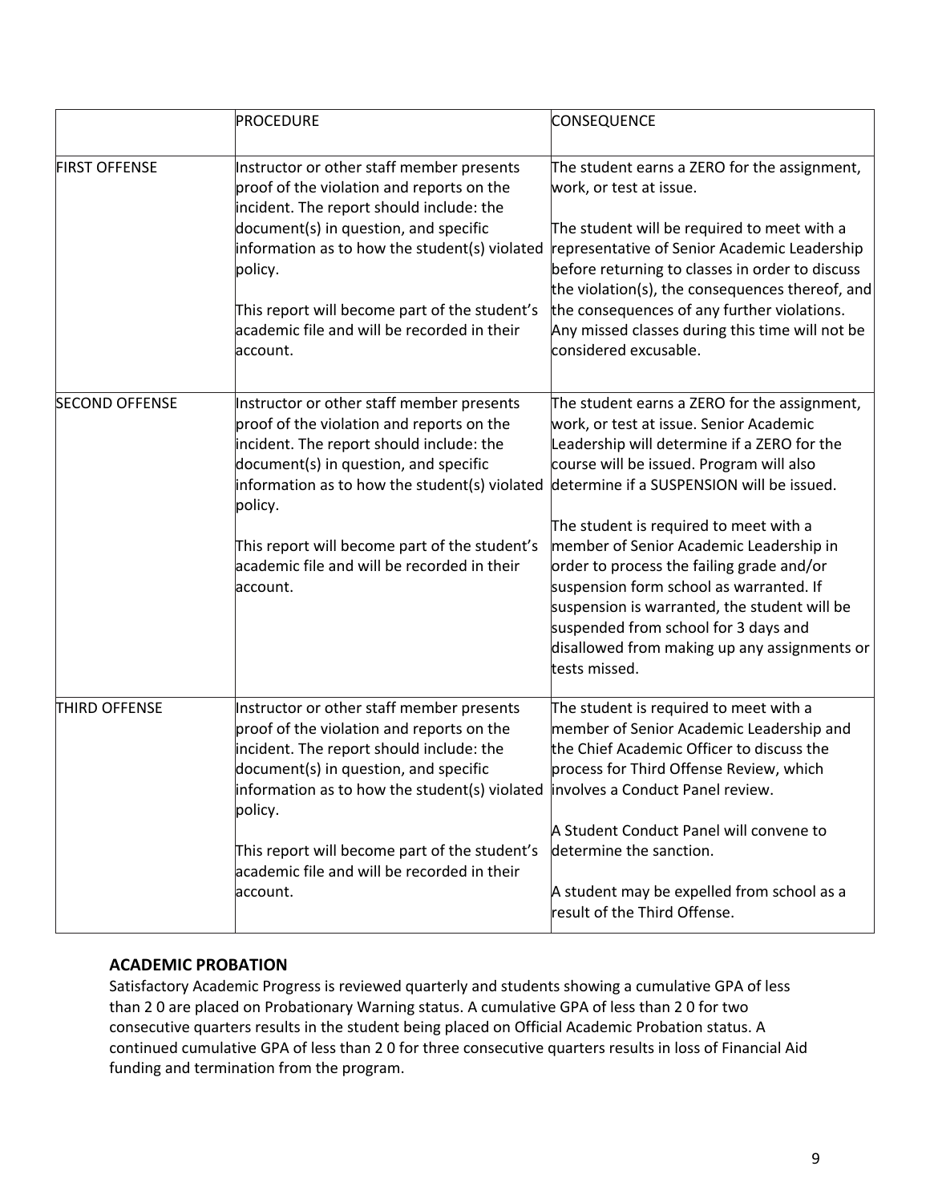| | PROCEDURE | CONSEQUENCE |
|---|---|---|
| FIRST OFFENSE | Instructor or other staff member presents proof of the violation and reports on the incident. The report should include: the document(s) in question, and specific information as to how the student(s) violated policy.<br><br>This report will become part of the student's academic file and will be recorded in their account. | The student earns a ZERO for the assignment, work, or test at issue.<br><br>The student will be required to meet with a representative of Senior Academic Leadership before returning to classes in order to discuss the violation(s), the consequences thereof, and the consequences of any further violations. Any missed classes during this time will not be considered excusable. |
| SECOND OFFENSE | Instructor or other staff member presents proof of the violation and reports on the incident. The report should include: the document(s) in question, and specific information as to how the student(s) violated policy.<br><br>This report will become part of the student's academic file and will be recorded in their account. | The student earns a ZERO for the assignment, work, or test at issue. Senior Academic Leadership will determine if a ZERO for the course will be issued. Program will also determine if a SUSPENSION will be issued.<br><br>The student is required to meet with a member of Senior Academic Leadership in order to process the failing grade and/or suspension form school as warranted. If suspension is warranted, the student will be suspended from school for 3 days and disallowed from making up any assignments or tests missed. |
| THIRD OFFENSE | Instructor or other staff member presents proof of the violation and reports on the incident. The report should include: the document(s) in question, and specific information as to how the student(s) violated policy.<br><br>This report will become part of the student's academic file and will be recorded in their account. | The student is required to meet with a member of Senior Academic Leadership and the Chief Academic Officer to discuss the process for Third Offense Review, which involves a Conduct Panel review.<br><br>A Student Conduct Panel will convene to determine the sanction.<br><br>A student may be expelled from school as a result of the Third Offense. |

### ACADEMIC PROBATION

Satisfactory Academic Progress is reviewed quarterly and students showing a cumulative GPA of less than 2 0 are placed on Probationary Warning status. A cumulative GPA of less than 2 0 for two consecutive quarters results in the student being placed on Official Academic Probation status. A continued cumulative GPA of less than 2 0 for three consecutive quarters results in loss of Financial Aid funding and termination from the program.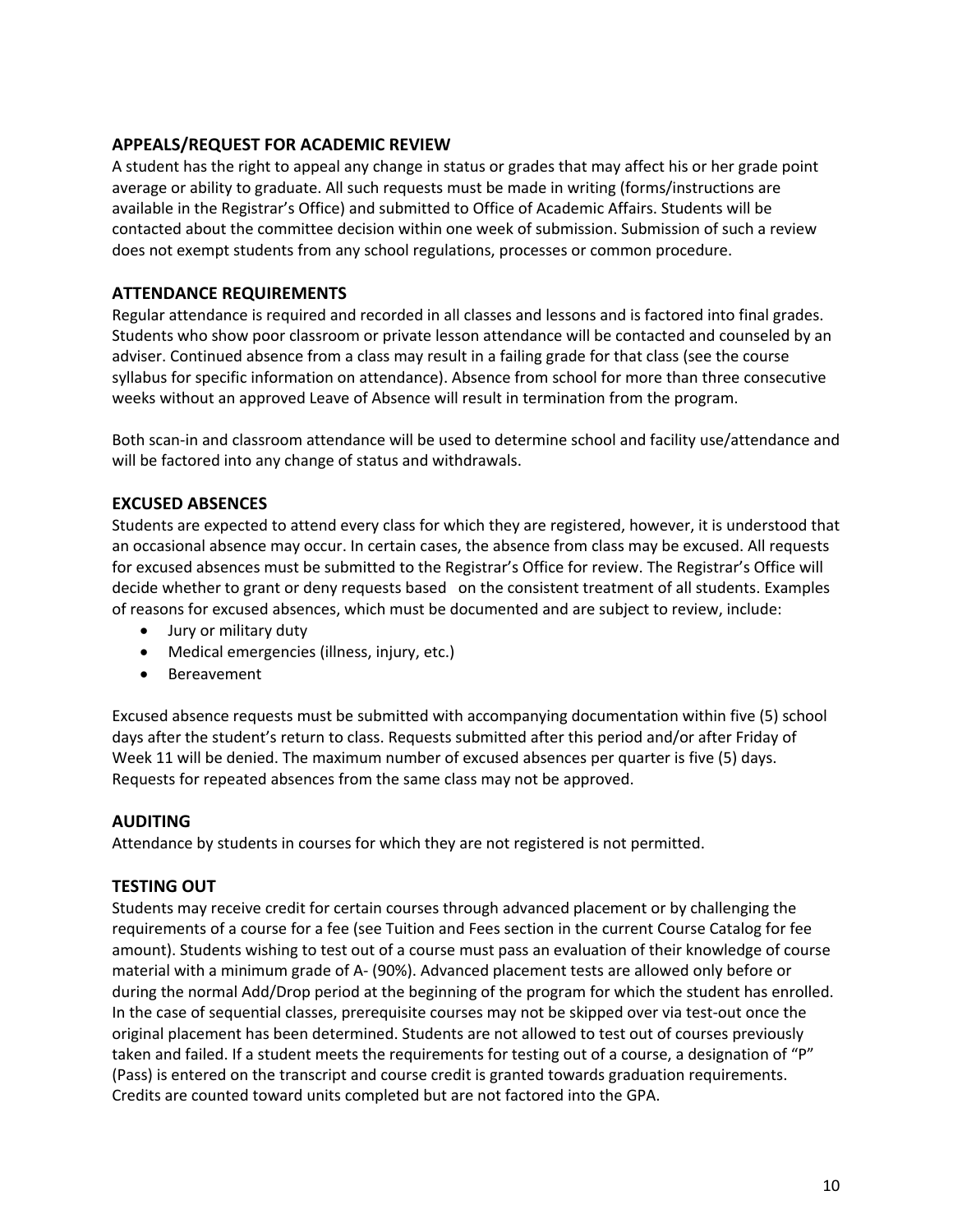## APPEALS/REQUEST FOR ACADEMIC REVIEW

A student has the right to appeal any change in status or grades that may affect his or her grade point average or ability to graduate. All such requests must be made in writing (forms/instructions are available in the Registrar's Office) and submitted to Office of Academic Affairs. Students will be contacted about the committee decision within one week of submission. Submission of such a review does not exempt students from any school regulations, processes or common procedure.

## ATTENDANCE REQUIREMENTS

Regular attendance is required and recorded in all classes and lessons and is factored into final grades. Students who show poor classroom or private lesson attendance will be contacted and counseled by an adviser. Continued absence from a class may result in a failing grade for that class (see the course syllabus for specific information on attendance). Absence from school for more than three consecutive weeks without an approved Leave of Absence will result in termination from the program.

Both scan-in and classroom attendance will be used to determine school and facility use/attendance and will be factored into any change of status and withdrawals.

## EXCUSED ABSENCES

Students are expected to attend every class for which they are registered, however, it is understood that an occasional absence may occur. In certain cases, the absence from class may be excused. All requests for excused absences must be submitted to the Registrar's Office for review. The Registrar's Office will decide whether to grant or deny requests based on the consistent treatment of all students. Examples of reasons for excused absences, which must be documented and are subject to review, include:

- Jury or military duty
- Medical emergencies (illness, injury, etc.)
- Bereavement

Excused absence requests must be submitted with accompanying documentation within five (5) school days after the student's return to class. Requests submitted after this period and/or after Friday of Week 11 will be denied. The maximum number of excused absences per quarter is five (5) days. Requests for repeated absences from the same class may not be approved.

## AUDITING

Attendance by students in courses for which they are not registered is not permitted.

## TESTING OUT

Students may receive credit for certain courses through advanced placement or by challenging the requirements of a course for a fee (see Tuition and Fees section in the current Course Catalog for fee amount). Students wishing to test out of a course must pass an evaluation of their knowledge of course material with a minimum grade of A- (90%). Advanced placement tests are allowed only before or during the normal Add/Drop period at the beginning of the program for which the student has enrolled. In the case of sequential classes, prerequisite courses may not be skipped over via test-out once the original placement has been determined. Students are not allowed to test out of courses previously taken and failed. If a student meets the requirements for testing out of a course, a designation of "P" (Pass) is entered on the transcript and course credit is granted towards graduation requirements. Credits are counted toward units completed but are not factored into the GPA.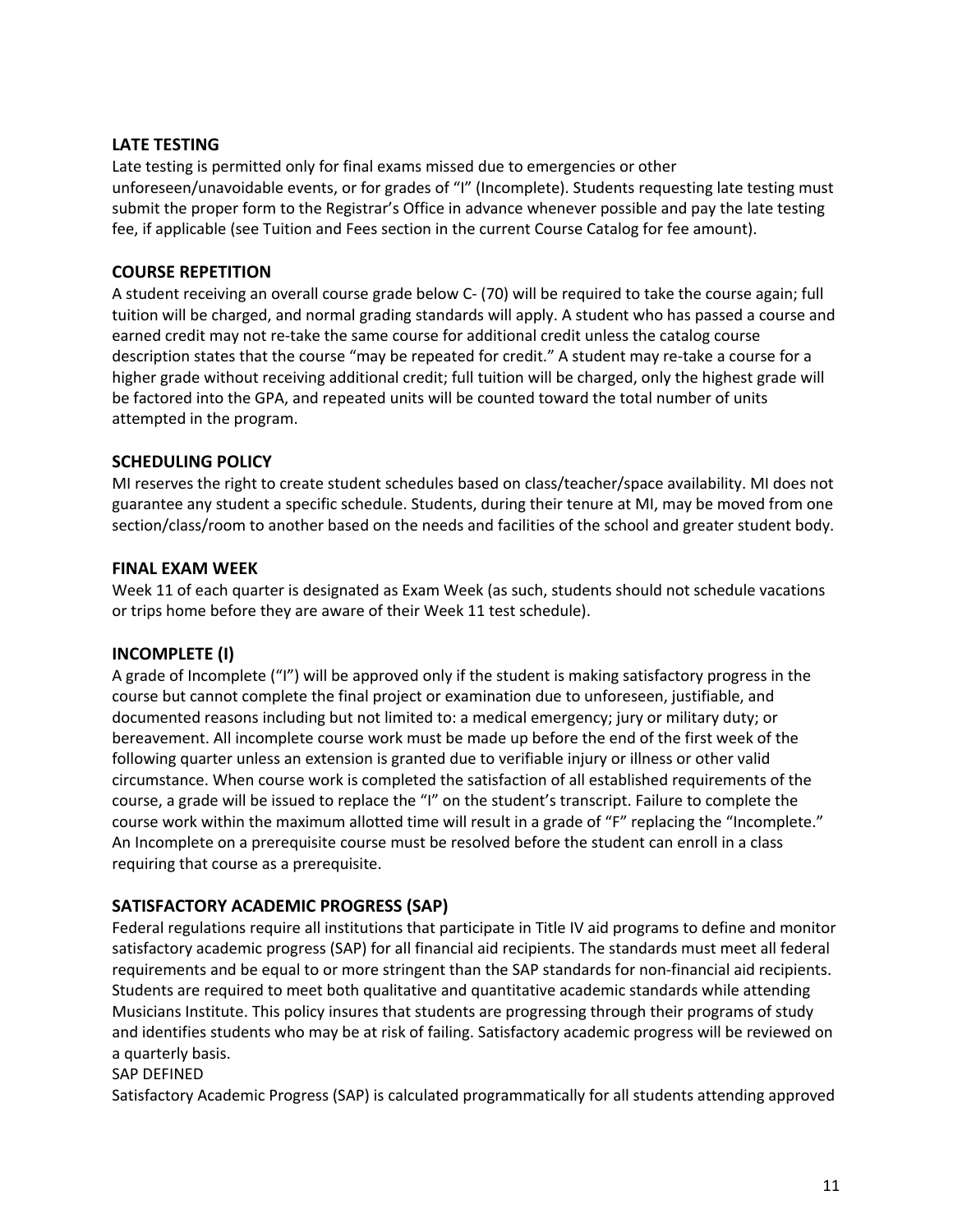## LATE TESTING

Late testing is permitted only for final exams missed due to emergencies or other unforeseen/unavoidable events, or for grades of "I" (Incomplete). Students requesting late testing must submit the proper form to the Registrar's Office in advance whenever possible and pay the late testing fee, if applicable (see Tuition and Fees section in the current Course Catalog for fee amount).

## COURSE REPETITION

A student receiving an overall course grade below C- (70) will be required to take the course again; full tuition will be charged, and normal grading standards will apply. A student who has passed a course and earned credit may not re-take the same course for additional credit unless the catalog course description states that the course "may be repeated for credit." A student may re-take a course for a higher grade without receiving additional credit; full tuition will be charged, only the highest grade will be factored into the GPA, and repeated units will be counted toward the total number of units attempted in the program.

## SCHEDULING POLICY

MI reserves the right to create student schedules based on class/teacher/space availability. MI does not guarantee any student a specific schedule. Students, during their tenure at MI, may be moved from one section/class/room to another based on the needs and facilities of the school and greater student body.

## FINAL EXAM WEEK

Week 11 of each quarter is designated as Exam Week (as such, students should not schedule vacations or trips home before they are aware of their Week 11 test schedule).

## INCOMPLETE (I)

A grade of Incomplete ("I") will be approved only if the student is making satisfactory progress in the course but cannot complete the final project or examination due to unforeseen, justifiable, and documented reasons including but not limited to: a medical emergency; jury or military duty; or bereavement. All incomplete course work must be made up before the end of the first week of the following quarter unless an extension is granted due to verifiable injury or illness or other valid circumstance. When course work is completed the satisfaction of all established requirements of the course, a grade will be issued to replace the "I" on the student's transcript. Failure to complete the course work within the maximum allotted time will result in a grade of "F" replacing the "Incomplete." An Incomplete on a prerequisite course must be resolved before the student can enroll in a class requiring that course as a prerequisite.

## SATISFACTORY ACADEMIC PROGRESS (SAP)

Federal regulations require all institutions that participate in Title IV aid programs to define and monitor satisfactory academic progress (SAP) for all financial aid recipients. The standards must meet all federal requirements and be equal to or more stringent than the SAP standards for non-financial aid recipients. Students are required to meet both qualitative and quantitative academic standards while attending Musicians Institute. This policy insures that students are progressing through their programs of study and identifies students who may be at risk of failing. Satisfactory academic progress will be reviewed on a quarterly basis.

SAP DEFINED

Satisfactory Academic Progress (SAP) is calculated programmatically for all students attending approved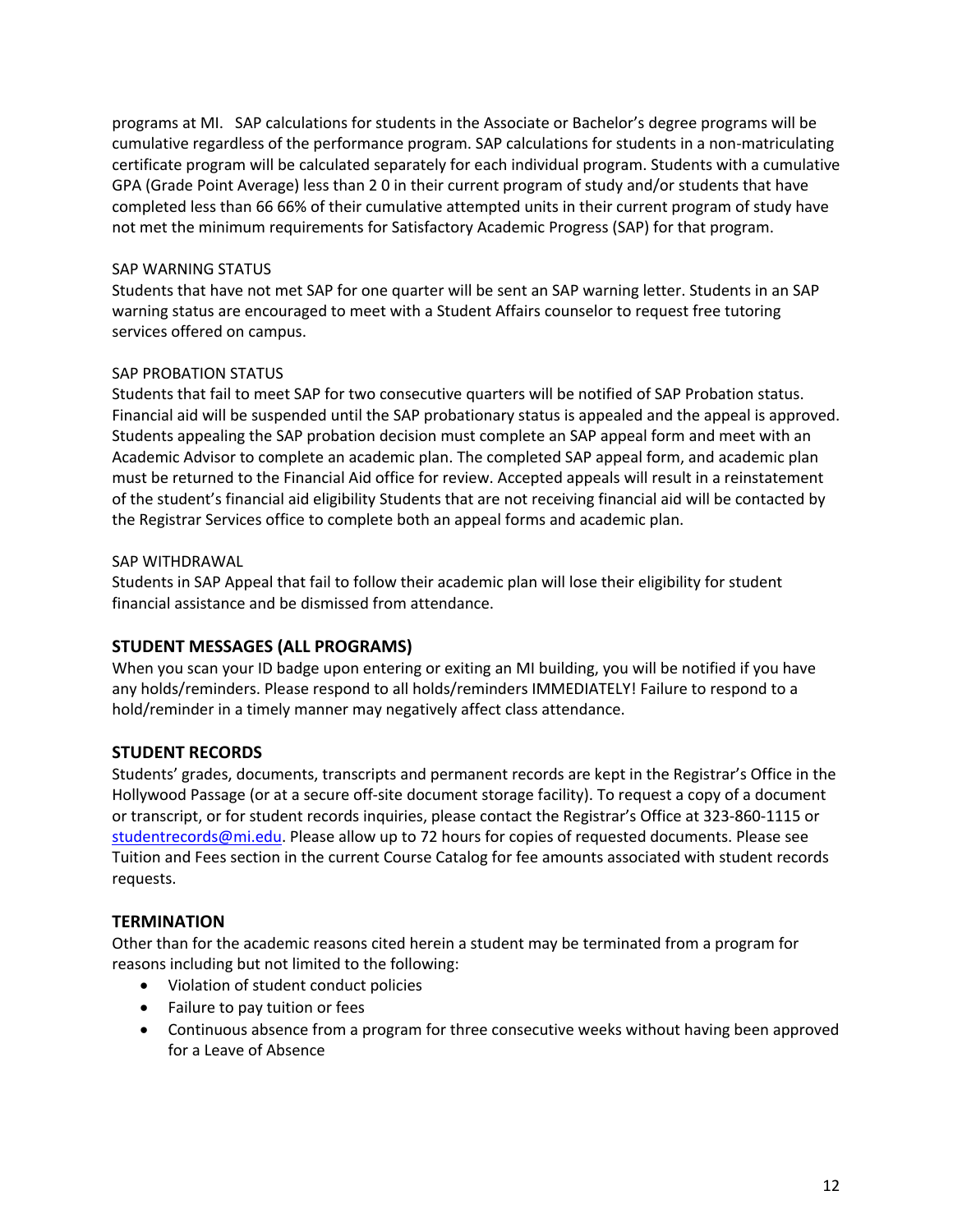programs at MI. SAP calculations for students in the Associate or Bachelor's degree programs will be cumulative regardless of the performance program. SAP calculations for students in a non-matriculating certificate program will be calculated separately for each individual program. Students with a cumulative GPA (Grade Point Average) less than 2 0 in their current program of study and/or students that have completed less than 66 66% of their cumulative attempted units in their current program of study have not met the minimum requirements for Satisfactory Academic Progress (SAP) for that program.

SAP WARNING STATUS
Students that have not met SAP for one quarter will be sent an SAP warning letter. Students in an SAP warning status are encouraged to meet with a Student Affairs counselor to request free tutoring services offered on campus.

SAP PROBATION STATUS
Students that fail to meet SAP for two consecutive quarters will be notified of SAP Probation status. Financial aid will be suspended until the SAP probationary status is appealed and the appeal is approved. Students appealing the SAP probation decision must complete an SAP appeal form and meet with an Academic Advisor to complete an academic plan. The completed SAP appeal form, and academic plan must be returned to the Financial Aid office for review. Accepted appeals will result in a reinstatement of the student's financial aid eligibility Students that are not receiving financial aid will be contacted by the Registrar Services office to complete both an appeal forms and academic plan.

SAP WITHDRAWAL
Students in SAP Appeal that fail to follow their academic plan will lose their eligibility for student financial assistance and be dismissed from attendance.

### STUDENT MESSAGES (ALL PROGRAMS)

When you scan your ID badge upon entering or exiting an MI building, you will be notified if you have any holds/reminders. Please respond to all holds/reminders IMMEDIATELY! Failure to respond to a hold/reminder in a timely manner may negatively affect class attendance.

### STUDENT RECORDS

Students' grades, documents, transcripts and permanent records are kept in the Registrar's Office in the Hollywood Passage (or at a secure off-site document storage facility). To request a copy of a document or transcript, or for student records inquiries, please contact the Registrar's Office at 323-860-1115 or studentrecords@mi.edu. Please allow up to 72 hours for copies of requested documents. Please see Tuition and Fees section in the current Course Catalog for fee amounts associated with student records requests.

### TERMINATION

Other than for the academic reasons cited herein a student may be terminated from a program for reasons including but not limited to the following:

- Violation of student conduct policies
- Failure to pay tuition or fees
- Continuous absence from a program for three consecutive weeks without having been approved for a Leave of Absence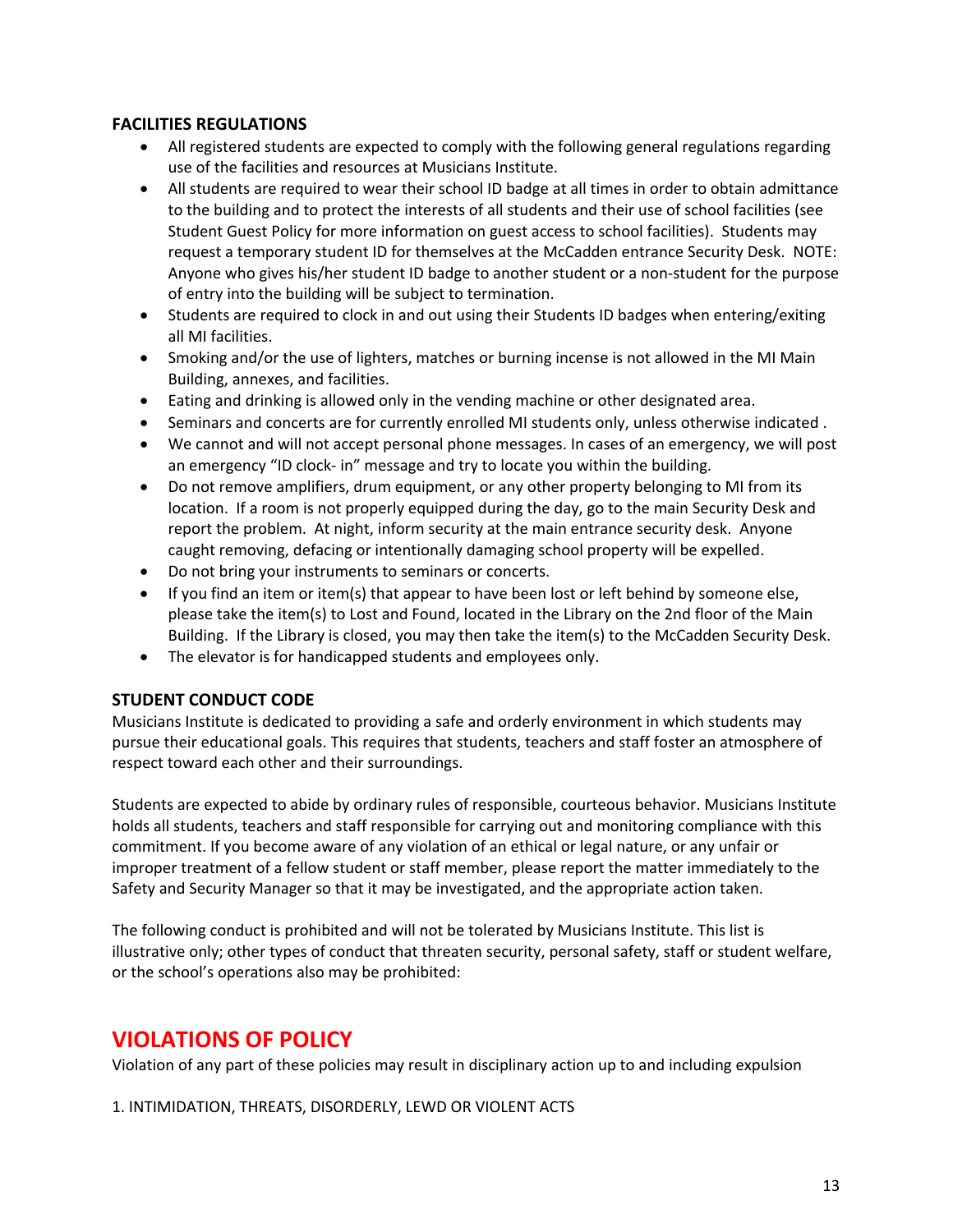### FACILITIES REGULATIONS

- All registered students are expected to comply with the following general regulations regarding use of the facilities and resources at Musicians Institute.
- All students are required to wear their school ID badge at all times in order to obtain admittance to the building and to protect the interests of all students and their use of school facilities (see Student Guest Policy for more information on guest access to school facilities). Students may request a temporary student ID for themselves at the McCadden entrance Security Desk. NOTE: Anyone who gives his/her student ID badge to another student or a non-student for the purpose of entry into the building will be subject to termination.
- Students are required to clock in and out using their Students ID badges when entering/exiting all MI facilities.
- Smoking and/or the use of lighters, matches or burning incense is not allowed in the MI Main Building, annexes, and facilities.
- Eating and drinking is allowed only in the vending machine or other designated area.
- Seminars and concerts are for currently enrolled MI students only, unless otherwise indicated .
- We cannot and will not accept personal phone messages. In cases of an emergency, we will post an emergency "ID clock- in" message and try to locate you within the building.
- Do not remove amplifiers, drum equipment, or any other property belonging to MI from its location. If a room is not properly equipped during the day, go to the main Security Desk and report the problem. At night, inform security at the main entrance security desk. Anyone caught removing, defacing or intentionally damaging school property will be expelled.
- Do not bring your instruments to seminars or concerts.
- If you find an item or item(s) that appear to have been lost or left behind by someone else, please take the item(s) to Lost and Found, located in the Library on the 2nd floor of the Main Building. If the Library is closed, you may then take the item(s) to the McCadden Security Desk.
- The elevator is for handicapped students and employees only.

### STUDENT CONDUCT CODE

Musicians Institute is dedicated to providing a safe and orderly environment in which students may pursue their educational goals. This requires that students, teachers and staff foster an atmosphere of respect toward each other and their surroundings.

Students are expected to abide by ordinary rules of responsible, courteous behavior. Musicians Institute holds all students, teachers and staff responsible for carrying out and monitoring compliance with this commitment. If you become aware of any violation of an ethical or legal nature, or any unfair or improper treatment of a fellow student or staff member, please report the matter immediately to the Safety and Security Manager so that it may be investigated, and the appropriate action taken.

The following conduct is prohibited and will not be tolerated by Musicians Institute. This list is illustrative only; other types of conduct that threaten security, personal safety, staff or student welfare, or the school's operations also may be prohibited:

## VIOLATIONS OF POLICY

Violation of any part of these policies may result in disciplinary action up to and including expulsion

1. INTIMIDATION, THREATS, DISORDERLY, LEWD OR VIOLENT ACTS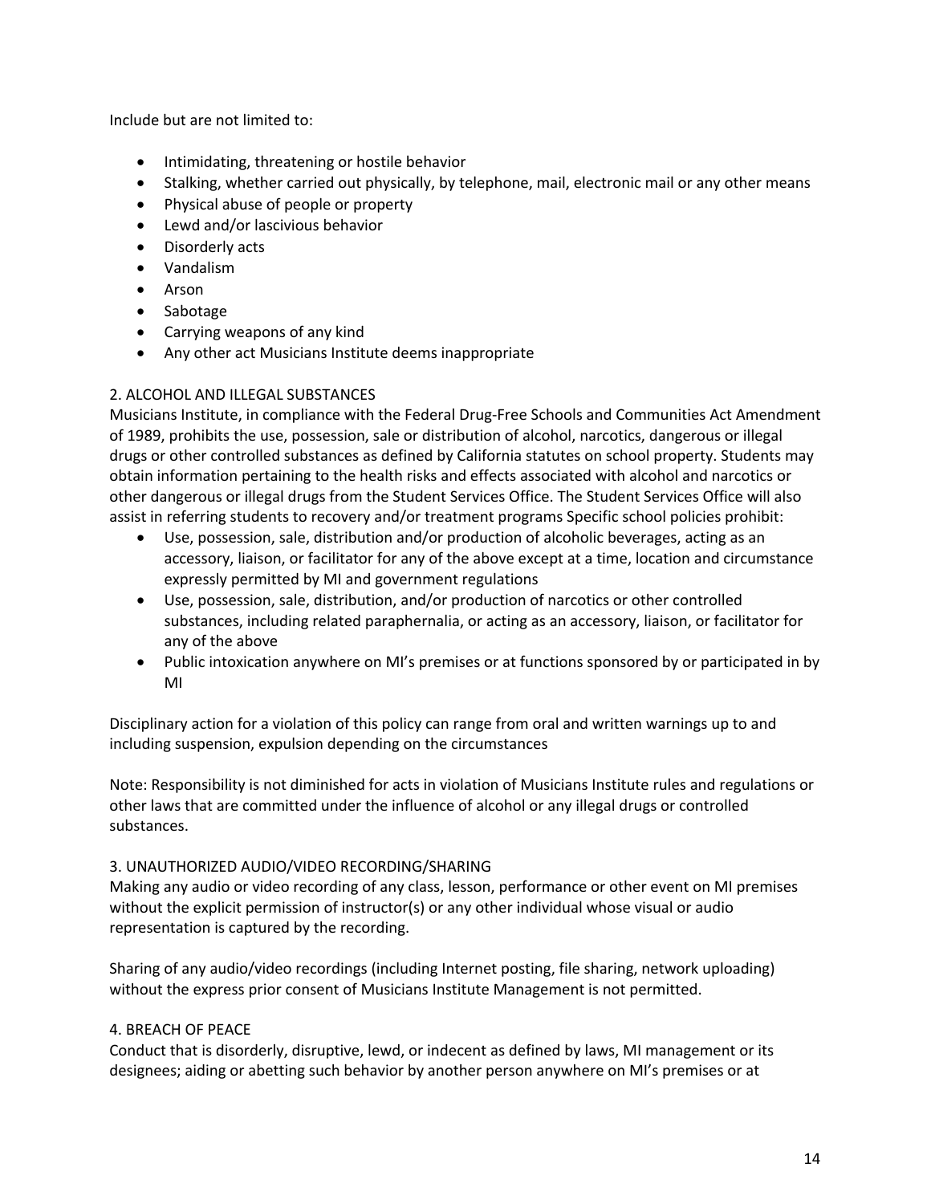Include but are not limited to:

- Intimidating, threatening or hostile behavior
- Stalking, whether carried out physically, by telephone, mail, electronic mail or any other means
- Physical abuse of people or property
- Lewd and/or lascivious behavior
- Disorderly acts
- Vandalism
- Arson
- Sabotage
- Carrying weapons of any kind
- Any other act Musicians Institute deems inappropriate

2. ALCOHOL AND ILLEGAL SUBSTANCES
Musicians Institute, in compliance with the Federal Drug-Free Schools and Communities Act Amendment of 1989, prohibits the use, possession, sale or distribution of alcohol, narcotics, dangerous or illegal drugs or other controlled substances as defined by California statutes on school property. Students may obtain information pertaining to the health risks and effects associated with alcohol and narcotics or other dangerous or illegal drugs from the Student Services Office. The Student Services Office will also assist in referring students to recovery and/or treatment programs Specific school policies prohibit:

- Use, possession, sale, distribution and/or production of alcoholic beverages, acting as an accessory, liaison, or facilitator for any of the above except at a time, location and circumstance expressly permitted by MI and government regulations
- Use, possession, sale, distribution, and/or production of narcotics or other controlled substances, including related paraphernalia, or acting as an accessory, liaison, or facilitator for any of the above
- Public intoxication anywhere on MI's premises or at functions sponsored by or participated in by MI

Disciplinary action for a violation of this policy can range from oral and written warnings up to and including suspension, expulsion depending on the circumstances

Note: Responsibility is not diminished for acts in violation of Musicians Institute rules and regulations or other laws that are committed under the influence of alcohol or any illegal drugs or controlled substances.

3. UNAUTHORIZED AUDIO/VIDEO RECORDING/SHARING
Making any audio or video recording of any class, lesson, performance or other event on MI premises without the explicit permission of instructor(s) or any other individual whose visual or audio representation is captured by the recording.

Sharing of any audio/video recordings (including Internet posting, file sharing, network uploading) without the express prior consent of Musicians Institute Management is not permitted.

4. BREACH OF PEACE
Conduct that is disorderly, disruptive, lewd, or indecent as defined by laws, MI management or its designees; aiding or abetting such behavior by another person anywhere on MI's premises or at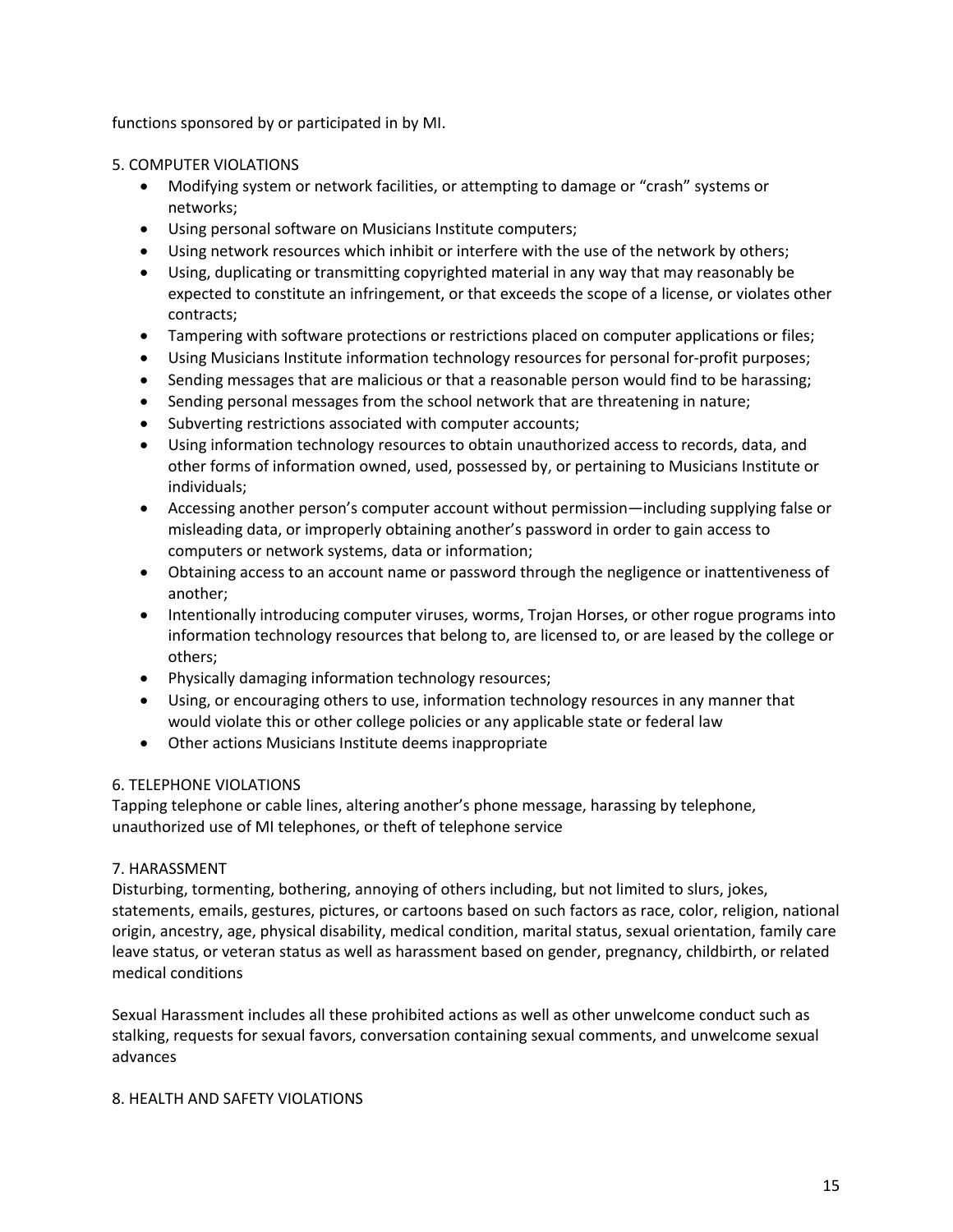functions sponsored by or participated in by MI.

5. COMPUTER VIOLATIONS

- Modifying system or network facilities, or attempting to damage or "crash" systems or networks;
- Using personal software on Musicians Institute computers;
- Using network resources which inhibit or interfere with the use of the network by others;
- Using, duplicating or transmitting copyrighted material in any way that may reasonably be expected to constitute an infringement, or that exceeds the scope of a license, or violates other contracts;
- Tampering with software protections or restrictions placed on computer applications or files;
- Using Musicians Institute information technology resources for personal for-profit purposes;
- Sending messages that are malicious or that a reasonable person would find to be harassing;
- Sending personal messages from the school network that are threatening in nature;
- Subverting restrictions associated with computer accounts;
- Using information technology resources to obtain unauthorized access to records, data, and other forms of information owned, used, possessed by, or pertaining to Musicians Institute or individuals;
- Accessing another person's computer account without permission—including supplying false or misleading data, or improperly obtaining another's password in order to gain access to computers or network systems, data or information;
- Obtaining access to an account name or password through the negligence or inattentiveness of another;
- Intentionally introducing computer viruses, worms, Trojan Horses, or other rogue programs into information technology resources that belong to, are licensed to, or are leased by the college or others;
- Physically damaging information technology resources;
- Using, or encouraging others to use, information technology resources in any manner that would violate this or other college policies or any applicable state or federal law
- Other actions Musicians Institute deems inappropriate

6. TELEPHONE VIOLATIONS

Tapping telephone or cable lines, altering another's phone message, harassing by telephone, unauthorized use of MI telephones, or theft of telephone service

7. HARASSMENT

Disturbing, tormenting, bothering, annoying of others including, but not limited to slurs, jokes, statements, emails, gestures, pictures, or cartoons based on such factors as race, color, religion, national origin, ancestry, age, physical disability, medical condition, marital status, sexual orientation, family care leave status, or veteran status as well as harassment based on gender, pregnancy, childbirth, or related medical conditions

Sexual Harassment includes all these prohibited actions as well as other unwelcome conduct such as stalking, requests for sexual favors, conversation containing sexual comments, and unwelcome sexual advances

8. HEALTH AND SAFETY VIOLATIONS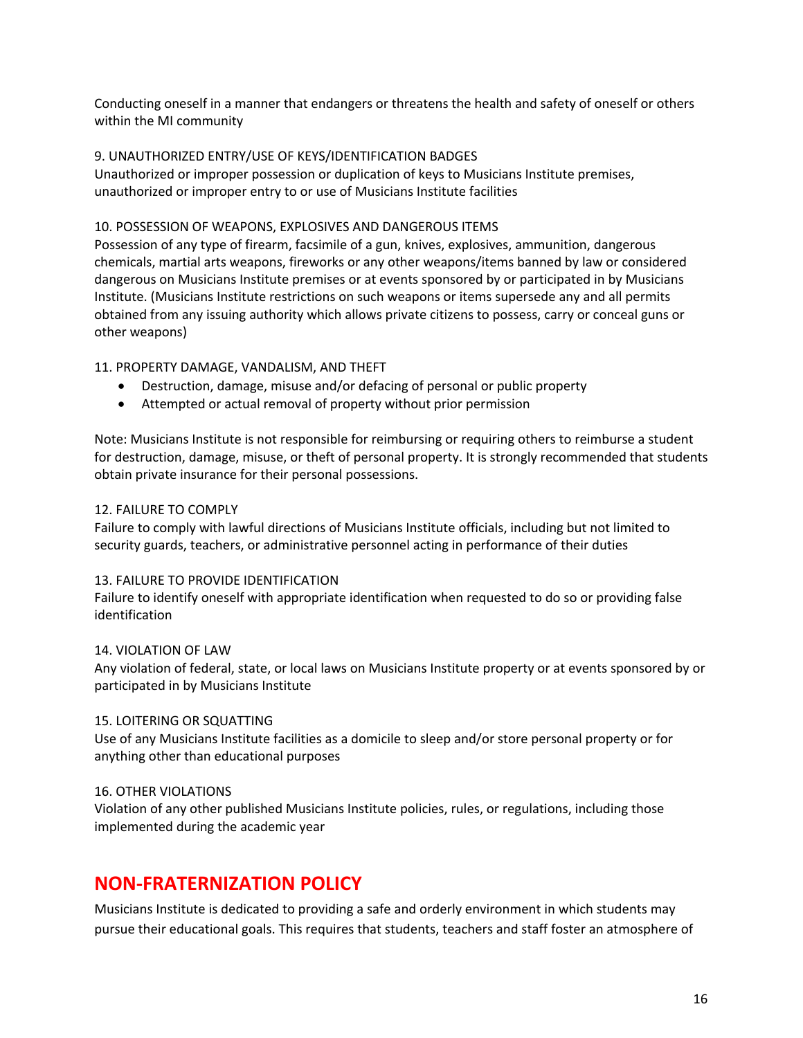Conducting oneself in a manner that endangers or threatens the health and safety of oneself or others within the MI community

9. UNAUTHORIZED ENTRY/USE OF KEYS/IDENTIFICATION BADGES
Unauthorized or improper possession or duplication of keys to Musicians Institute premises, unauthorized or improper entry to or use of Musicians Institute facilities

10. POSSESSION OF WEAPONS, EXPLOSIVES AND DANGEROUS ITEMS
Possession of any type of firearm, facsimile of a gun, knives, explosives, ammunition, dangerous chemicals, martial arts weapons, fireworks or any other weapons/items banned by law or considered dangerous on Musicians Institute premises or at events sponsored by or participated in by Musicians Institute. (Musicians Institute restrictions on such weapons or items supersede any and all permits obtained from any issuing authority which allows private citizens to possess, carry or conceal guns or other weapons)

11. PROPERTY DAMAGE, VANDALISM, AND THEFT

- Destruction, damage, misuse and/or defacing of personal or public property
- Attempted or actual removal of property without prior permission

Note: Musicians Institute is not responsible for reimbursing or requiring others to reimburse a student for destruction, damage, misuse, or theft of personal property. It is strongly recommended that students obtain private insurance for their personal possessions.

12. FAILURE TO COMPLY
Failure to comply with lawful directions of Musicians Institute officials, including but not limited to security guards, teachers, or administrative personnel acting in performance of their duties

13. FAILURE TO PROVIDE IDENTIFICATION
Failure to identify oneself with appropriate identification when requested to do so or providing false identification

14. VIOLATION OF LAW
Any violation of federal, state, or local laws on Musicians Institute property or at events sponsored by or participated in by Musicians Institute

15. LOITERING OR SQUATTING
Use of any Musicians Institute facilities as a domicile to sleep and/or store personal property or for anything other than educational purposes

16. OTHER VIOLATIONS
Violation of any other published Musicians Institute policies, rules, or regulations, including those implemented during the academic year

## NON-FRATERNIZATION POLICY

Musicians Institute is dedicated to providing a safe and orderly environment in which students may pursue their educational goals. This requires that students, teachers and staff foster an atmosphere of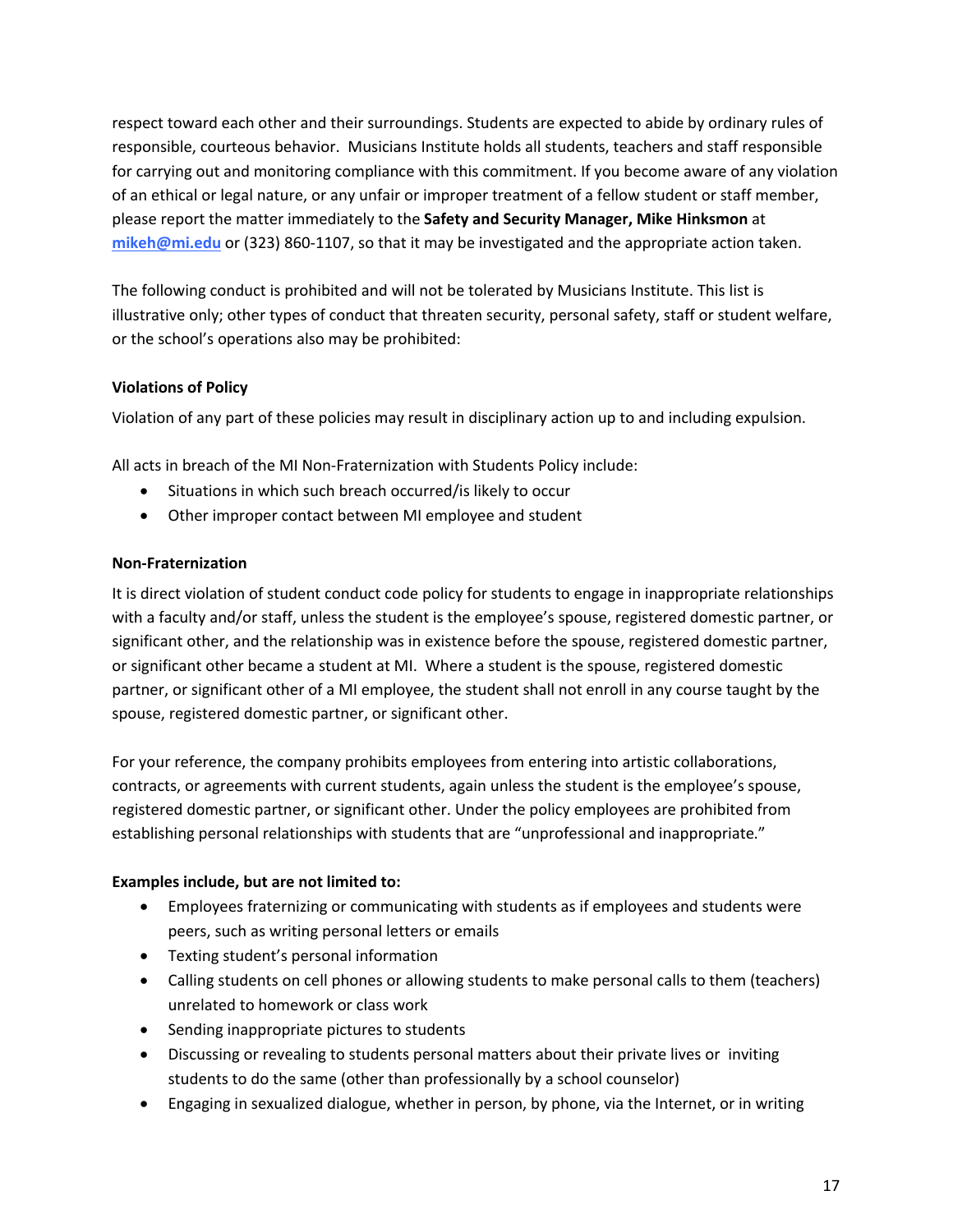respect toward each other and their surroundings. Students are expected to abide by ordinary rules of responsible, courteous behavior. Musicians Institute holds all students, teachers and staff responsible for carrying out and monitoring compliance with this commitment. If you become aware of any violation of an ethical or legal nature, or any unfair or improper treatment of a fellow student or staff member, please report the matter immediately to the **Safety and Security Manager, Mike Hinksmon** at **mikeh@mi.edu** or (323) 860-1107, so that it may be investigated and the appropriate action taken.

The following conduct is prohibited and will not be tolerated by Musicians Institute. This list is illustrative only; other types of conduct that threaten security, personal safety, staff or student welfare, or the school's operations also may be prohibited:

**Violations of Policy**

Violation of any part of these policies may result in disciplinary action up to and including expulsion.

All acts in breach of the MI Non-Fraternization with Students Policy include:

- Situations in which such breach occurred/is likely to occur
- Other improper contact between MI employee and student

**Non-Fraternization**

It is direct violation of student conduct code policy for students to engage in inappropriate relationships with a faculty and/or staff, unless the student is the employee's spouse, registered domestic partner, or significant other, and the relationship was in existence before the spouse, registered domestic partner, or significant other became a student at MI. Where a student is the spouse, registered domestic partner, or significant other of a MI employee, the student shall not enroll in any course taught by the spouse, registered domestic partner, or significant other.

For your reference, the company prohibits employees from entering into artistic collaborations, contracts, or agreements with current students, again unless the student is the employee's spouse, registered domestic partner, or significant other. Under the policy employees are prohibited from establishing personal relationships with students that are "unprofessional and inappropriate."

**Examples include, but are not limited to:**

- Employees fraternizing or communicating with students as if employees and students were peers, such as writing personal letters or emails
- Texting student's personal information
- Calling students on cell phones or allowing students to make personal calls to them (teachers) unrelated to homework or class work
- Sending inappropriate pictures to students
- Discussing or revealing to students personal matters about their private lives or inviting students to do the same (other than professionally by a school counselor)
- Engaging in sexualized dialogue, whether in person, by phone, via the Internet, or in writing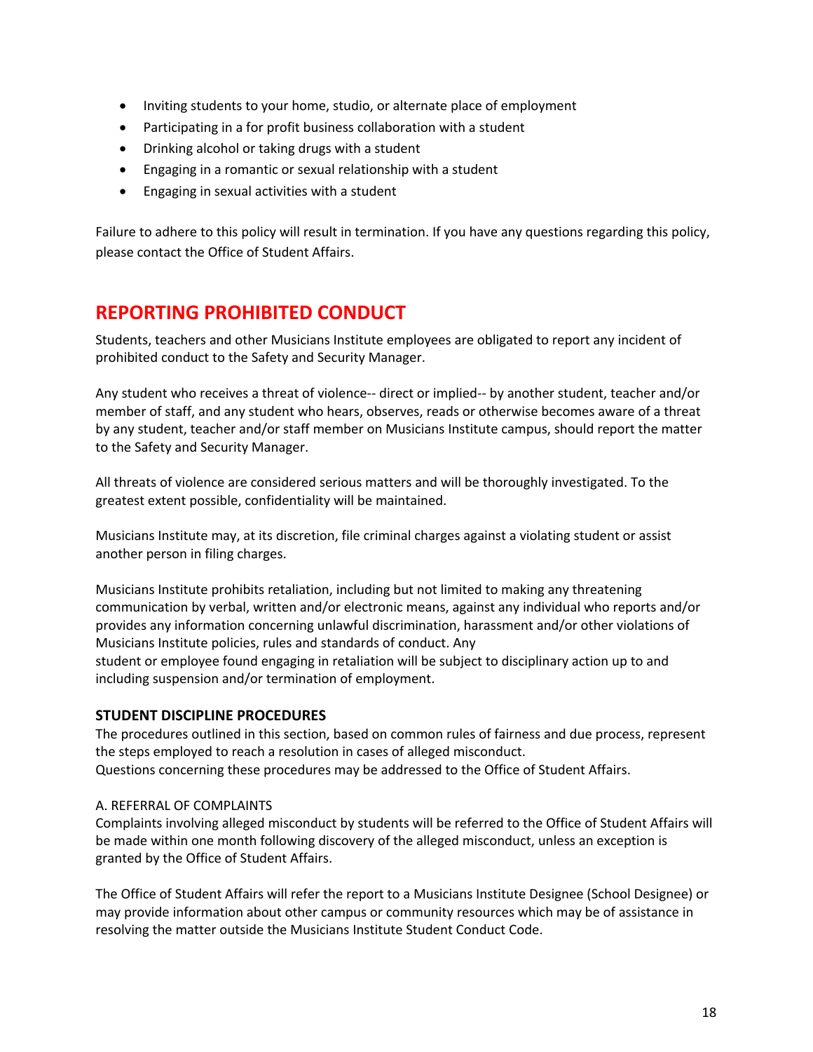- Inviting students to your home, studio, or alternate place of employment
- Participating in a for profit business collaboration with a student
- Drinking alcohol or taking drugs with a student
- Engaging in a romantic or sexual relationship with a student
- Engaging in sexual activities with a student

Failure to adhere to this policy will result in termination. If you have any questions regarding this policy, please contact the Office of Student Affairs.

## REPORTING PROHIBITED CONDUCT

Students, teachers and other Musicians Institute employees are obligated to report any incident of prohibited conduct to the Safety and Security Manager.

Any student who receives a threat of violence-- direct or implied-- by another student, teacher and/or member of staff, and any student who hears, observes, reads or otherwise becomes aware of a threat by any student, teacher and/or staff member on Musicians Institute campus, should report the matter to the Safety and Security Manager.

All threats of violence are considered serious matters and will be thoroughly investigated. To the greatest extent possible, confidentiality will be maintained.

Musicians Institute may, at its discretion, file criminal charges against a violating student or assist another person in filing charges.

Musicians Institute prohibits retaliation, including but not limited to making any threatening communication by verbal, written and/or electronic means, against any individual who reports and/or provides any information concerning unlawful discrimination, harassment and/or other violations of Musicians Institute policies, rules and standards of conduct. Any student or employee found engaging in retaliation will be subject to disciplinary action up to and including suspension and/or termination of employment.

### STUDENT DISCIPLINE PROCEDURES

The procedures outlined in this section, based on common rules of fairness and due process, represent the steps employed to reach a resolution in cases of alleged misconduct.
Questions concerning these procedures may be addressed to the Office of Student Affairs.

A. REFERRAL OF COMPLAINTS

Complaints involving alleged misconduct by students will be referred to the Office of Student Affairs will be made within one month following discovery of the alleged misconduct, unless an exception is granted by the Office of Student Affairs.

The Office of Student Affairs will refer the report to a Musicians Institute Designee (School Designee) or may provide information about other campus or community resources which may be of assistance in resolving the matter outside the Musicians Institute Student Conduct Code.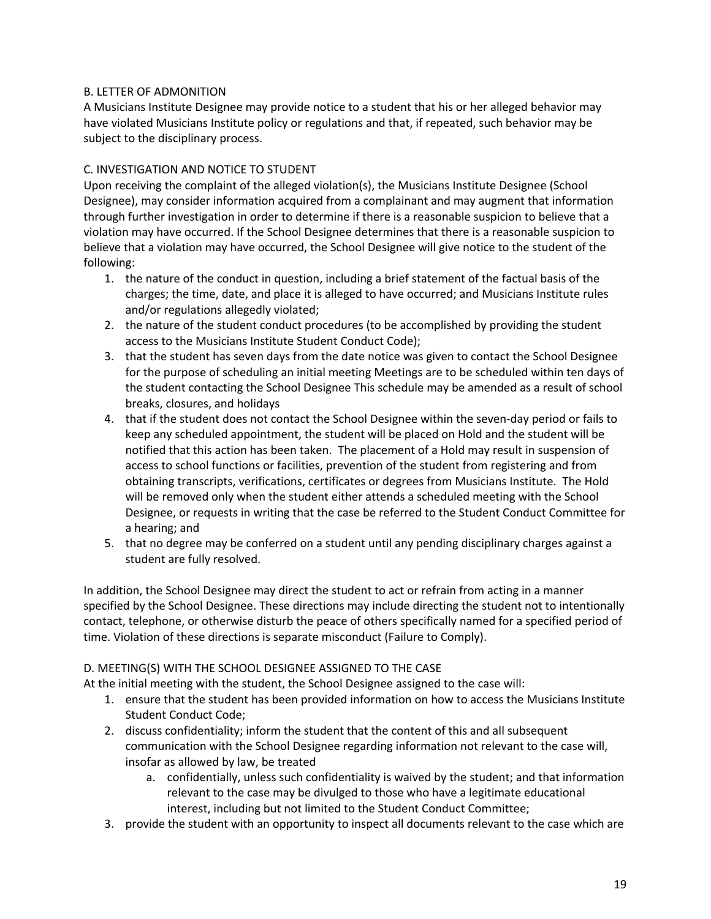B. LETTER OF ADMONITION

A Musicians Institute Designee may provide notice to a student that his or her alleged behavior may have violated Musicians Institute policy or regulations and that, if repeated, such behavior may be subject to the disciplinary process.

C. INVESTIGATION AND NOTICE TO STUDENT

Upon receiving the complaint of the alleged violation(s), the Musicians Institute Designee (School Designee), may consider information acquired from a complainant and may augment that information through further investigation in order to determine if there is a reasonable suspicion to believe that a violation may have occurred. If the School Designee determines that there is a reasonable suspicion to believe that a violation may have occurred, the School Designee will give notice to the student of the following:

1. the nature of the conduct in question, including a brief statement of the factual basis of the charges; the time, date, and place it is alleged to have occurred; and Musicians Institute rules and/or regulations allegedly violated;
2. the nature of the student conduct procedures (to be accomplished by providing the student access to the Musicians Institute Student Conduct Code);
3. that the student has seven days from the date notice was given to contact the School Designee for the purpose of scheduling an initial meeting Meetings are to be scheduled within ten days of the student contacting the School Designee This schedule may be amended as a result of school breaks, closures, and holidays
4. that if the student does not contact the School Designee within the seven-day period or fails to keep any scheduled appointment, the student will be placed on Hold and the student will be notified that this action has been taken. The placement of a Hold may result in suspension of access to school functions or facilities, prevention of the student from registering and from obtaining transcripts, verifications, certificates or degrees from Musicians Institute. The Hold will be removed only when the student either attends a scheduled meeting with the School Designee, or requests in writing that the case be referred to the Student Conduct Committee for a hearing; and
5. that no degree may be conferred on a student until any pending disciplinary charges against a student are fully resolved.

In addition, the School Designee may direct the student to act or refrain from acting in a manner specified by the School Designee. These directions may include directing the student not to intentionally contact, telephone, or otherwise disturb the peace of others specifically named for a specified period of time. Violation of these directions is separate misconduct (Failure to Comply).

D. MEETING(S) WITH THE SCHOOL DESIGNEE ASSIGNED TO THE CASE

At the initial meeting with the student, the School Designee assigned to the case will:

1. ensure that the student has been provided information on how to access the Musicians Institute Student Conduct Code;
2. discuss confidentiality; inform the student that the content of this and all subsequent communication with the School Designee regarding information not relevant to the case will, insofar as allowed by law, be treated
   a. confidentially, unless such confidentiality is waived by the student; and that information relevant to the case may be divulged to those who have a legitimate educational interest, including but not limited to the Student Conduct Committee;
3. provide the student with an opportunity to inspect all documents relevant to the case which are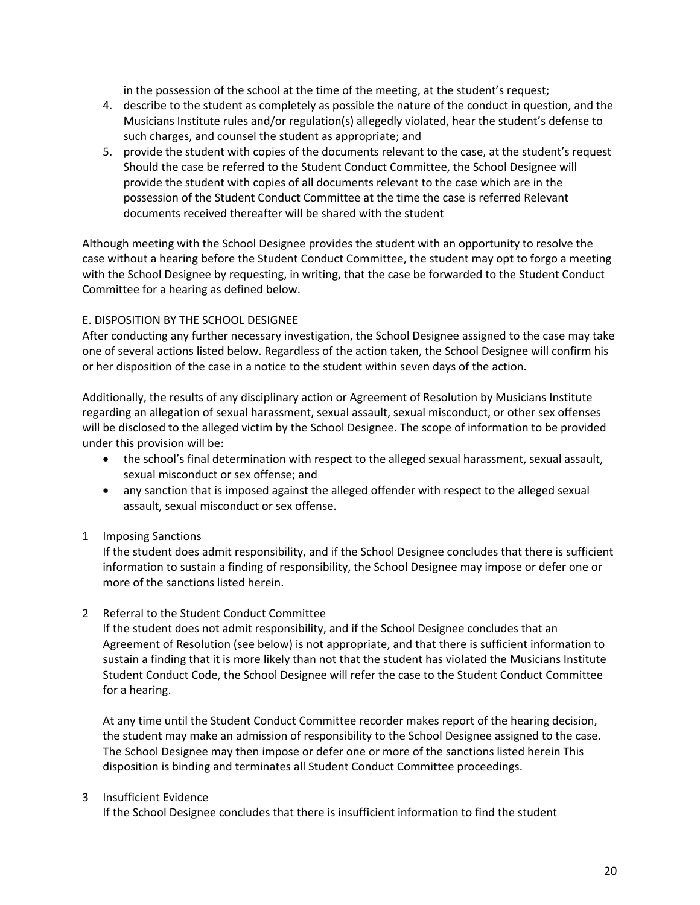in the possession of the school at the time of the meeting, at the student's request;

4. describe to the student as completely as possible the nature of the conduct in question, and the Musicians Institute rules and/or regulation(s) allegedly violated, hear the student's defense to such charges, and counsel the student as appropriate; and
5. provide the student with copies of the documents relevant to the case, at the student's request Should the case be referred to the Student Conduct Committee, the School Designee will provide the student with copies of all documents relevant to the case which are in the possession of the Student Conduct Committee at the time the case is referred Relevant documents received thereafter will be shared with the student

Although meeting with the School Designee provides the student with an opportunity to resolve the case without a hearing before the Student Conduct Committee, the student may opt to forgo a meeting with the School Designee by requesting, in writing, that the case be forwarded to the Student Conduct Committee for a hearing as defined below.

E. DISPOSITION BY THE SCHOOL DESIGNEE

After conducting any further necessary investigation, the School Designee assigned to the case may take one of several actions listed below. Regardless of the action taken, the School Designee will confirm his or her disposition of the case in a notice to the student within seven days of the action.

Additionally, the results of any disciplinary action or Agreement of Resolution by Musicians Institute regarding an allegation of sexual harassment, sexual assault, sexual misconduct, or other sex offenses will be disclosed to the alleged victim by the School Designee. The scope of information to be provided under this provision will be:

- the school's final determination with respect to the alleged sexual harassment, sexual assault, sexual misconduct or sex offense; and
- any sanction that is imposed against the alleged offender with respect to the alleged sexual assault, sexual misconduct or sex offense.

1 Imposing Sanctions

If the student does admit responsibility, and if the School Designee concludes that there is sufficient information to sustain a finding of responsibility, the School Designee may impose or defer one or more of the sanctions listed herein.

2 Referral to the Student Conduct Committee

If the student does not admit responsibility, and if the School Designee concludes that an Agreement of Resolution (see below) is not appropriate, and that there is sufficient information to sustain a finding that it is more likely than not that the student has violated the Musicians Institute Student Conduct Code, the School Designee will refer the case to the Student Conduct Committee for a hearing.

At any time until the Student Conduct Committee recorder makes report of the hearing decision, the student may make an admission of responsibility to the School Designee assigned to the case. The School Designee may then impose or defer one or more of the sanctions listed herein This disposition is binding and terminates all Student Conduct Committee proceedings.

3 Insufficient Evidence

If the School Designee concludes that there is insufficient information to find the student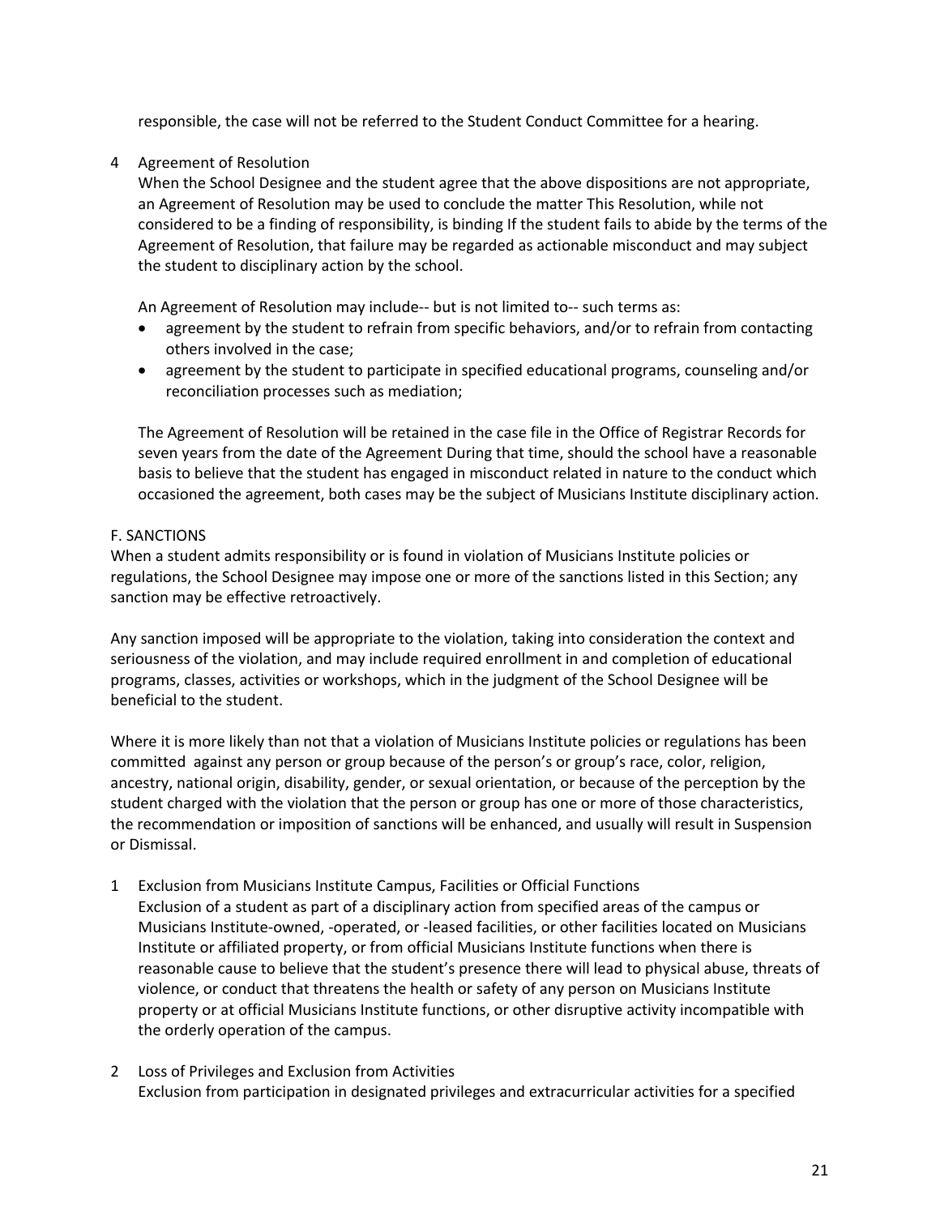responsible, the case will not be referred to the Student Conduct Committee for a hearing.

4 Agreement of Resolution

When the School Designee and the student agree that the above dispositions are not appropriate, an Agreement of Resolution may be used to conclude the matter This Resolution, while not considered to be a finding of responsibility, is binding If the student fails to abide by the terms of the Agreement of Resolution, that failure may be regarded as actionable misconduct and may subject the student to disciplinary action by the school.

An Agreement of Resolution may include-- but is not limited to-- such terms as:

- agreement by the student to refrain from specific behaviors, and/or to refrain from contacting others involved in the case;
- agreement by the student to participate in specified educational programs, counseling and/or reconciliation processes such as mediation;

The Agreement of Resolution will be retained in the case file in the Office of Registrar Records for seven years from the date of the Agreement During that time, should the school have a reasonable basis to believe that the student has engaged in misconduct related in nature to the conduct which occasioned the agreement, both cases may be the subject of Musicians Institute disciplinary action.

## F. SANCTIONS

When a student admits responsibility or is found in violation of Musicians Institute policies or regulations, the School Designee may impose one or more of the sanctions listed in this Section; any sanction may be effective retroactively.

Any sanction imposed will be appropriate to the violation, taking into consideration the context and seriousness of the violation, and may include required enrollment in and completion of educational programs, classes, activities or workshops, which in the judgment of the School Designee will be beneficial to the student.

Where it is more likely than not that a violation of Musicians Institute policies or regulations has been committed against any person or group because of the person's or group's race, color, religion, ancestry, national origin, disability, gender, or sexual orientation, or because of the perception by the student charged with the violation that the person or group has one or more of those characteristics, the recommendation or imposition of sanctions will be enhanced, and usually will result in Suspension or Dismissal.

1 Exclusion from Musicians Institute Campus, Facilities or Official Functions

Exclusion of a student as part of a disciplinary action from specified areas of the campus or Musicians Institute-owned, -operated, or -leased facilities, or other facilities located on Musicians Institute or affiliated property, or from official Musicians Institute functions when there is reasonable cause to believe that the student's presence there will lead to physical abuse, threats of violence, or conduct that threatens the health or safety of any person on Musicians Institute property or at official Musicians Institute functions, or other disruptive activity incompatible with the orderly operation of the campus.

2 Loss of Privileges and Exclusion from Activities

Exclusion from participation in designated privileges and extracurricular activities for a specified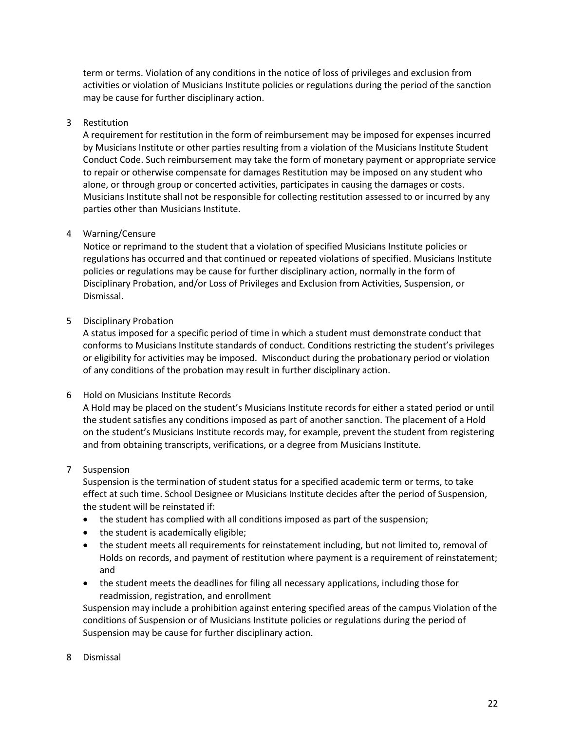term or terms. Violation of any conditions in the notice of loss of privileges and exclusion from activities or violation of Musicians Institute policies or regulations during the period of the sanction may be cause for further disciplinary action.

3 Restitution

A requirement for restitution in the form of reimbursement may be imposed for expenses incurred by Musicians Institute or other parties resulting from a violation of the Musicians Institute Student Conduct Code. Such reimbursement may take the form of monetary payment or appropriate service to repair or otherwise compensate for damages Restitution may be imposed on any student who alone, or through group or concerted activities, participates in causing the damages or costs. Musicians Institute shall not be responsible for collecting restitution assessed to or incurred by any parties other than Musicians Institute.

4 Warning/Censure

Notice or reprimand to the student that a violation of specified Musicians Institute policies or regulations has occurred and that continued or repeated violations of specified. Musicians Institute policies or regulations may be cause for further disciplinary action, normally in the form of Disciplinary Probation, and/or Loss of Privileges and Exclusion from Activities, Suspension, or Dismissal.

5 Disciplinary Probation

A status imposed for a specific period of time in which a student must demonstrate conduct that conforms to Musicians Institute standards of conduct. Conditions restricting the student's privileges or eligibility for activities may be imposed. Misconduct during the probationary period or violation of any conditions of the probation may result in further disciplinary action.

6 Hold on Musicians Institute Records

A Hold may be placed on the student's Musicians Institute records for either a stated period or until the student satisfies any conditions imposed as part of another sanction. The placement of a Hold on the student's Musicians Institute records may, for example, prevent the student from registering and from obtaining transcripts, verifications, or a degree from Musicians Institute.

7 Suspension

Suspension is the termination of student status for a specified academic term or terms, to take effect at such time. School Designee or Musicians Institute decides after the period of Suspension, the student will be reinstated if:

- the student has complied with all conditions imposed as part of the suspension;
- the student is academically eligible;
- the student meets all requirements for reinstatement including, but not limited to, removal of Holds on records, and payment of restitution where payment is a requirement of reinstatement; and
- the student meets the deadlines for filing all necessary applications, including those for readmission, registration, and enrollment

Suspension may include a prohibition against entering specified areas of the campus Violation of the conditions of Suspension or of Musicians Institute policies or regulations during the period of Suspension may be cause for further disciplinary action.

8 Dismissal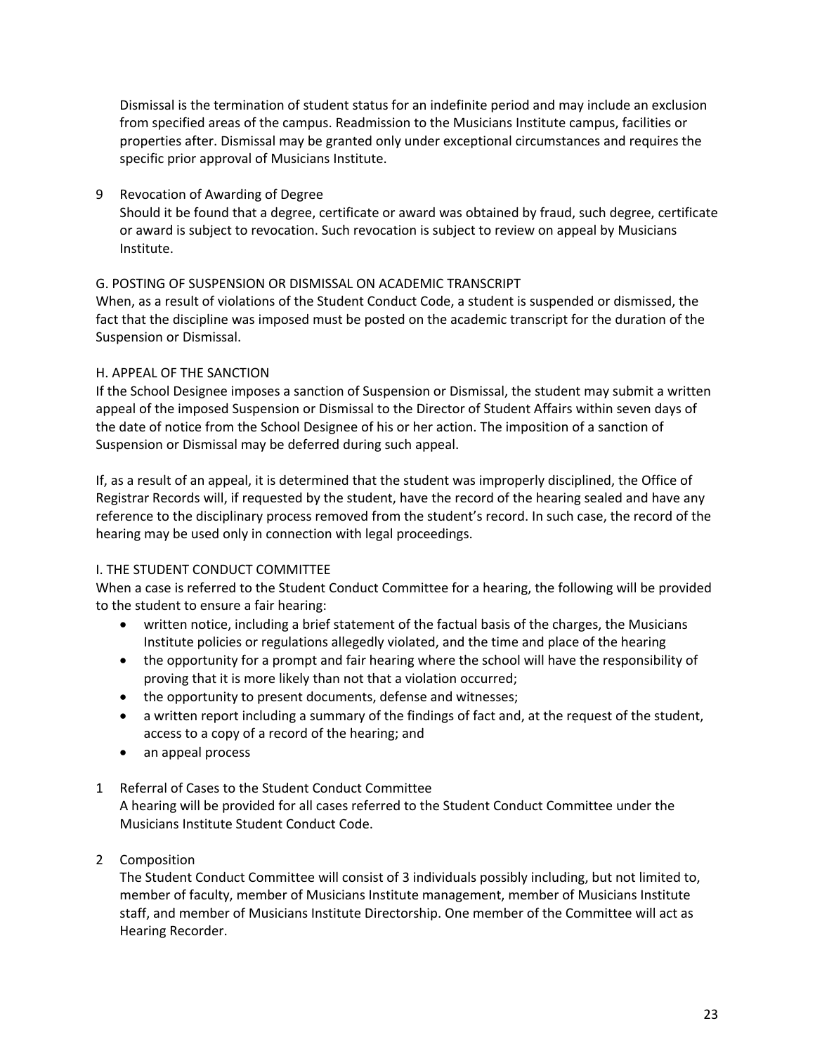Dismissal is the termination of student status for an indefinite period and may include an exclusion from specified areas of the campus. Readmission to the Musicians Institute campus, facilities or properties after. Dismissal may be granted only under exceptional circumstances and requires the specific prior approval of Musicians Institute.

9 Revocation of Awarding of Degree
Should it be found that a degree, certificate or award was obtained by fraud, such degree, certificate or award is subject to revocation. Such revocation is subject to review on appeal by Musicians Institute.

G. POSTING OF SUSPENSION OR DISMISSAL ON ACADEMIC TRANSCRIPT
When, as a result of violations of the Student Conduct Code, a student is suspended or dismissed, the fact that the discipline was imposed must be posted on the academic transcript for the duration of the Suspension or Dismissal.

H. APPEAL OF THE SANCTION
If the School Designee imposes a sanction of Suspension or Dismissal, the student may submit a written appeal of the imposed Suspension or Dismissal to the Director of Student Affairs within seven days of the date of notice from the School Designee of his or her action. The imposition of a sanction of Suspension or Dismissal may be deferred during such appeal.

If, as a result of an appeal, it is determined that the student was improperly disciplined, the Office of Registrar Records will, if requested by the student, have the record of the hearing sealed and have any reference to the disciplinary process removed from the student's record. In such case, the record of the hearing may be used only in connection with legal proceedings.

I. THE STUDENT CONDUCT COMMITTEE
When a case is referred to the Student Conduct Committee for a hearing, the following will be provided to the student to ensure a fair hearing:

- written notice, including a brief statement of the factual basis of the charges, the Musicians Institute policies or regulations allegedly violated, and the time and place of the hearing
- the opportunity for a prompt and fair hearing where the school will have the responsibility of proving that it is more likely than not that a violation occurred;
- the opportunity to present documents, defense and witnesses;
- a written report including a summary of the findings of fact and, at the request of the student, access to a copy of a record of the hearing; and
- an appeal process

1 Referral of Cases to the Student Conduct Committee
A hearing will be provided for all cases referred to the Student Conduct Committee under the Musicians Institute Student Conduct Code.

2 Composition
The Student Conduct Committee will consist of 3 individuals possibly including, but not limited to, member of faculty, member of Musicians Institute management, member of Musicians Institute staff, and member of Musicians Institute Directorship. One member of the Committee will act as Hearing Recorder.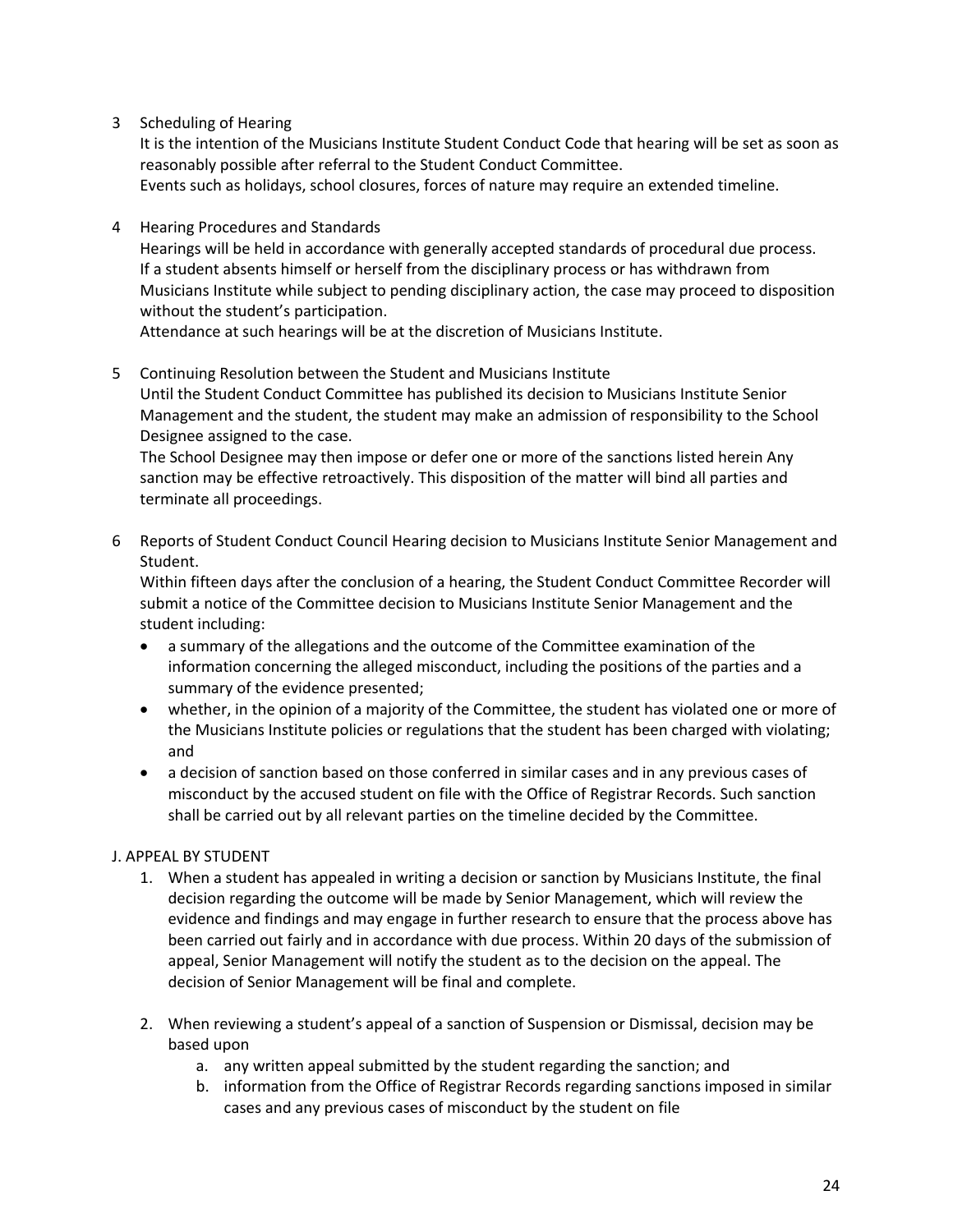3 Scheduling of Hearing

It is the intention of the Musicians Institute Student Conduct Code that hearing will be set as soon as reasonably possible after referral to the Student Conduct Committee.
Events such as holidays, school closures, forces of nature may require an extended timeline.

4 Hearing Procedures and Standards

Hearings will be held in accordance with generally accepted standards of procedural due process.
If a student absents himself or herself from the disciplinary process or has withdrawn from Musicians Institute while subject to pending disciplinary action, the case may proceed to disposition without the student's participation.
Attendance at such hearings will be at the discretion of Musicians Institute.

5 Continuing Resolution between the Student and Musicians Institute

Until the Student Conduct Committee has published its decision to Musicians Institute Senior Management and the student, the student may make an admission of responsibility to the School Designee assigned to the case.
The School Designee may then impose or defer one or more of the sanctions listed herein Any sanction may be effective retroactively. This disposition of the matter will bind all parties and terminate all proceedings.

6 Reports of Student Conduct Council Hearing decision to Musicians Institute Senior Management and Student.

Within fifteen days after the conclusion of a hearing, the Student Conduct Committee Recorder will submit a notice of the Committee decision to Musicians Institute Senior Management and the student including:

- a summary of the allegations and the outcome of the Committee examination of the information concerning the alleged misconduct, including the positions of the parties and a summary of the evidence presented;
- whether, in the opinion of a majority of the Committee, the student has violated one or more of the Musicians Institute policies or regulations that the student has been charged with violating; and
- a decision of sanction based on those conferred in similar cases and in any previous cases of misconduct by the accused student on file with the Office of Registrar Records. Such sanction shall be carried out by all relevant parties on the timeline decided by the Committee.

J. APPEAL BY STUDENT

1. When a student has appealed in writing a decision or sanction by Musicians Institute, the final decision regarding the outcome will be made by Senior Management, which will review the evidence and findings and may engage in further research to ensure that the process above has been carried out fairly and in accordance with due process. Within 20 days of the submission of appeal, Senior Management will notify the student as to the decision on the appeal. The decision of Senior Management will be final and complete.

2. When reviewing a student's appeal of a sanction of Suspension or Dismissal, decision may be based upon
    a. any written appeal submitted by the student regarding the sanction; and
    b. information from the Office of Registrar Records regarding sanctions imposed in similar cases and any previous cases of misconduct by the student on file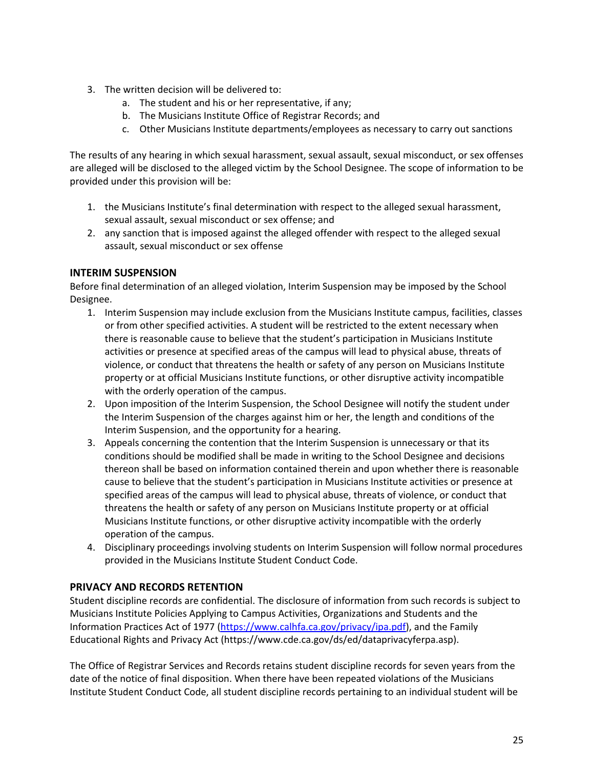3. The written decision will be delivered to:
    a. The student and his or her representative, if any;
    b. The Musicians Institute Office of Registrar Records; and
    c. Other Musicians Institute departments/employees as necessary to carry out sanctions

The results of any hearing in which sexual harassment, sexual assault, sexual misconduct, or sex offenses are alleged will be disclosed to the alleged victim by the School Designee. The scope of information to be provided under this provision will be:

1. the Musicians Institute's final determination with respect to the alleged sexual harassment, sexual assault, sexual misconduct or sex offense; and
2. any sanction that is imposed against the alleged offender with respect to the alleged sexual assault, sexual misconduct or sex offense

### INTERIM SUSPENSION

Before final determination of an alleged violation, Interim Suspension may be imposed by the School Designee.

1. Interim Suspension may include exclusion from the Musicians Institute campus, facilities, classes or from other specified activities. A student will be restricted to the extent necessary when there is reasonable cause to believe that the student's participation in Musicians Institute activities or presence at specified areas of the campus will lead to physical abuse, threats of violence, or conduct that threatens the health or safety of any person on Musicians Institute property or at official Musicians Institute functions, or other disruptive activity incompatible with the orderly operation of the campus.
2. Upon imposition of the Interim Suspension, the School Designee will notify the student under the Interim Suspension of the charges against him or her, the length and conditions of the Interim Suspension, and the opportunity for a hearing.
3. Appeals concerning the contention that the Interim Suspension is unnecessary or that its conditions should be modified shall be made in writing to the School Designee and decisions thereon shall be based on information contained therein and upon whether there is reasonable cause to believe that the student's participation in Musicians Institute activities or presence at specified areas of the campus will lead to physical abuse, threats of violence, or conduct that threatens the health or safety of any person on Musicians Institute property or at official Musicians Institute functions, or other disruptive activity incompatible with the orderly operation of the campus.
4. Disciplinary proceedings involving students on Interim Suspension will follow normal procedures provided in the Musicians Institute Student Conduct Code.

### PRIVACY AND RECORDS RETENTION

Student discipline records are confidential. The disclosure of information from such records is subject to Musicians Institute Policies Applying to Campus Activities, Organizations and Students and the Information Practices Act of 1977 (https://www.calhfa.ca.gov/privacy/ipa.pdf), and the Family Educational Rights and Privacy Act (https://www.cde.ca.gov/ds/ed/dataprivacyferpa.asp).

The Office of Registrar Services and Records retains student discipline records for seven years from the date of the notice of final disposition. When there have been repeated violations of the Musicians Institute Student Conduct Code, all student discipline records pertaining to an individual student will be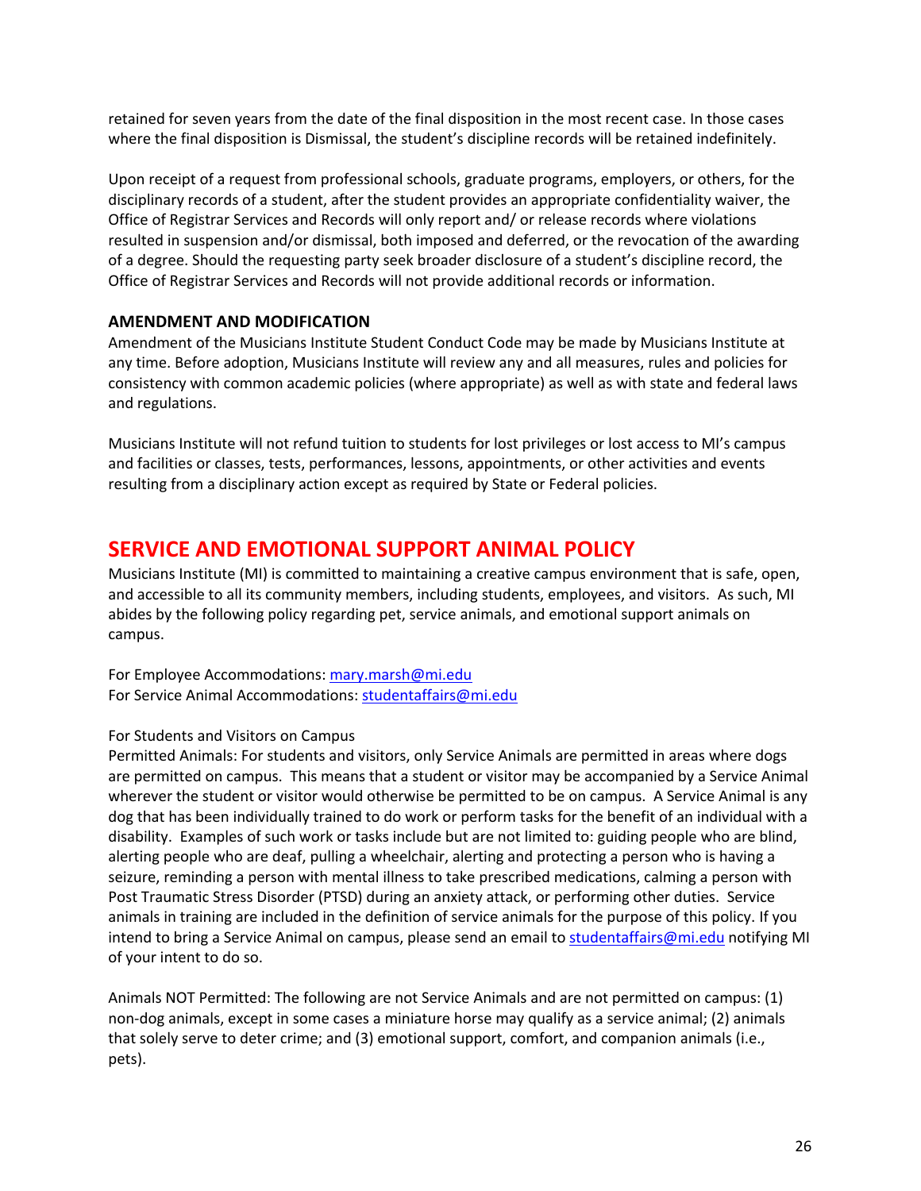retained for seven years from the date of the final disposition in the most recent case. In those cases where the final disposition is Dismissal, the student's discipline records will be retained indefinitely.

Upon receipt of a request from professional schools, graduate programs, employers, or others, for the disciplinary records of a student, after the student provides an appropriate confidentiality waiver, the Office of Registrar Services and Records will only report and/ or release records where violations resulted in suspension and/or dismissal, both imposed and deferred, or the revocation of the awarding of a degree. Should the requesting party seek broader disclosure of a student's discipline record, the Office of Registrar Services and Records will not provide additional records or information.

### AMENDMENT AND MODIFICATION

Amendment of the Musicians Institute Student Conduct Code may be made by Musicians Institute at any time. Before adoption, Musicians Institute will review any and all measures, rules and policies for consistency with common academic policies (where appropriate) as well as with state and federal laws and regulations.

Musicians Institute will not refund tuition to students for lost privileges or lost access to MI's campus and facilities or classes, tests, performances, lessons, appointments, or other activities and events resulting from a disciplinary action except as required by State or Federal policies.

## SERVICE AND EMOTIONAL SUPPORT ANIMAL POLICY

Musicians Institute (MI) is committed to maintaining a creative campus environment that is safe, open, and accessible to all its community members, including students, employees, and visitors. As such, MI abides by the following policy regarding pet, service animals, and emotional support animals on campus.

For Employee Accommodations: mary.marsh@mi.edu
For Service Animal Accommodations: studentaffairs@mi.edu

For Students and Visitors on Campus

Permitted Animals: For students and visitors, only Service Animals are permitted in areas where dogs are permitted on campus. This means that a student or visitor may be accompanied by a Service Animal wherever the student or visitor would otherwise be permitted to be on campus. A Service Animal is any dog that has been individually trained to do work or perform tasks for the benefit of an individual with a disability. Examples of such work or tasks include but are not limited to: guiding people who are blind, alerting people who are deaf, pulling a wheelchair, alerting and protecting a person who is having a seizure, reminding a person with mental illness to take prescribed medications, calming a person with Post Traumatic Stress Disorder (PTSD) during an anxiety attack, or performing other duties. Service animals in training are included in the definition of service animals for the purpose of this policy. If you intend to bring a Service Animal on campus, please send an email to studentaffairs@mi.edu notifying MI of your intent to do so.

Animals NOT Permitted: The following are not Service Animals and are not permitted on campus: (1) non-dog animals, except in some cases a miniature horse may qualify as a service animal; (2) animals that solely serve to deter crime; and (3) emotional support, comfort, and companion animals (i.e., pets).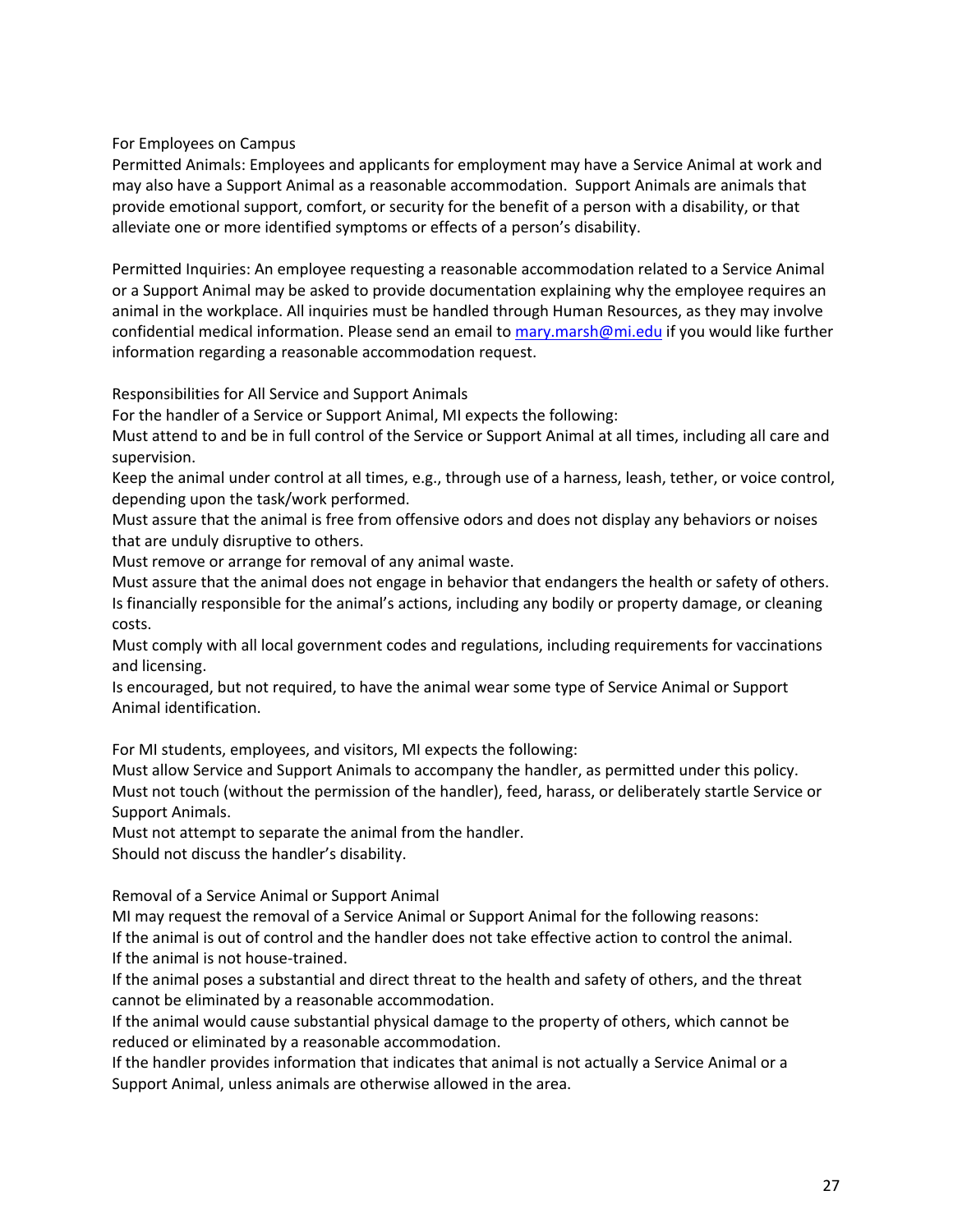### For Employees on Campus

Permitted Animals: Employees and applicants for employment may have a Service Animal at work and may also have a Support Animal as a reasonable accommodation. Support Animals are animals that provide emotional support, comfort, or security for the benefit of a person with a disability, or that alleviate one or more identified symptoms or effects of a person's disability.

Permitted Inquiries: An employee requesting a reasonable accommodation related to a Service Animal or a Support Animal may be asked to provide documentation explaining why the employee requires an animal in the workplace. All inquiries must be handled through Human Resources, as they may involve confidential medical information. Please send an email to [mary.marsh@mi.edu](mailto:mary.marsh@mi.edu) if you would like further information regarding a reasonable accommodation request.

### Responsibilities for All Service and Support Animals

For the handler of a Service or Support Animal, MI expects the following:

Must attend to and be in full control of the Service or Support Animal at all times, including all care and supervision.

Keep the animal under control at all times, e.g., through use of a harness, leash, tether, or voice control, depending upon the task/work performed.

Must assure that the animal is free from offensive odors and does not display any behaviors or noises that are unduly disruptive to others.

Must remove or arrange for removal of any animal waste.

Must assure that the animal does not engage in behavior that endangers the health or safety of others.

Is financially responsible for the animal's actions, including any bodily or property damage, or cleaning costs.

Must comply with all local government codes and regulations, including requirements for vaccinations and licensing.

Is encouraged, but not required, to have the animal wear some type of Service Animal or Support Animal identification.

For MI students, employees, and visitors, MI expects the following:

Must allow Service and Support Animals to accompany the handler, as permitted under this policy.

Must not touch (without the permission of the handler), feed, harass, or deliberately startle Service or Support Animals.

Must not attempt to separate the animal from the handler.

Should not discuss the handler's disability.

### Removal of a Service Animal or Support Animal

MI may request the removal of a Service Animal or Support Animal for the following reasons:

If the animal is out of control and the handler does not take effective action to control the animal.

If the animal is not house-trained.

If the animal poses a substantial and direct threat to the health and safety of others, and the threat cannot be eliminated by a reasonable accommodation.

If the animal would cause substantial physical damage to the property of others, which cannot be reduced or eliminated by a reasonable accommodation.

If the handler provides information that indicates that animal is not actually a Service Animal or a Support Animal, unless animals are otherwise allowed in the area.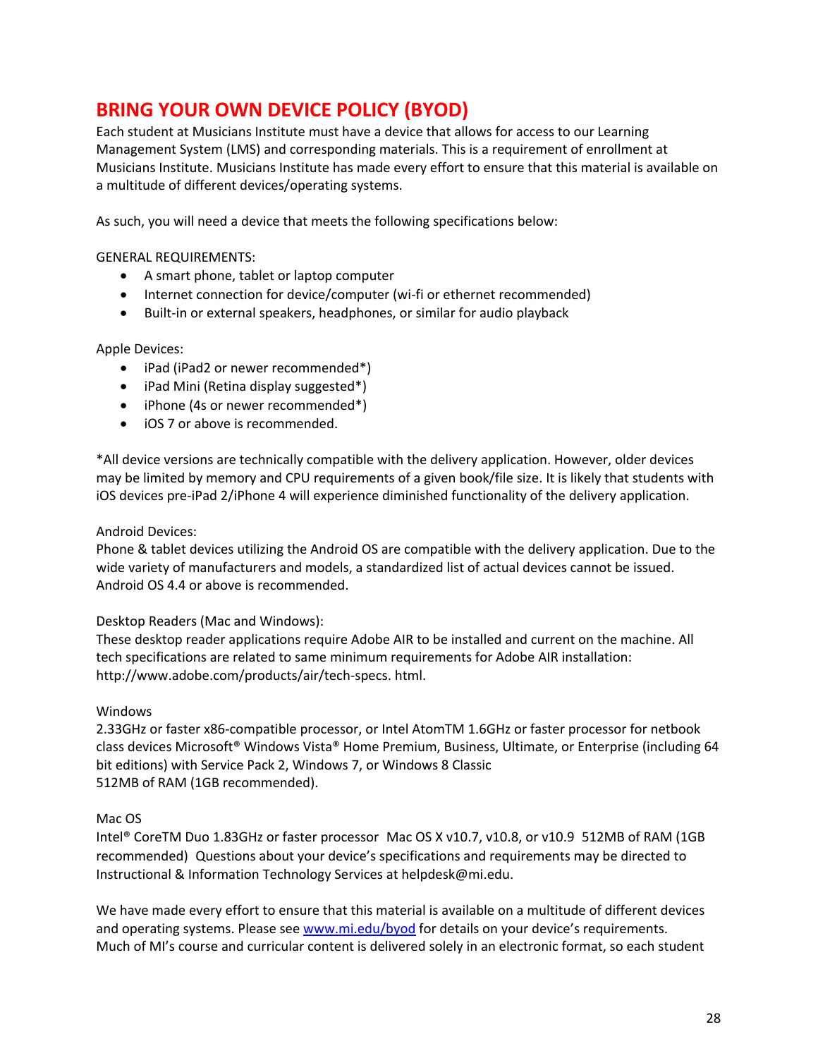## BRING YOUR OWN DEVICE POLICY (BYOD)

Each student at Musicians Institute must have a device that allows for access to our Learning Management System (LMS) and corresponding materials. This is a requirement of enrollment at Musicians Institute. Musicians Institute has made every effort to ensure that this material is available on a multitude of different devices/operating systems.

As such, you will need a device that meets the following specifications below:

GENERAL REQUIREMENTS:

- A smart phone, tablet or laptop computer
- Internet connection for device/computer (wi-fi or ethernet recommended)
- Built-in or external speakers, headphones, or similar for audio playback

Apple Devices:

- iPad (iPad2 or newer recommended*)
- iPad Mini (Retina display suggested*)
- iPhone (4s or newer recommended*)
- iOS 7 or above is recommended.

*All device versions are technically compatible with the delivery application. However, older devices may be limited by memory and CPU requirements of a given book/file size. It is likely that students with iOS devices pre-iPad 2/iPhone 4 will experience diminished functionality of the delivery application.

Android Devices:
Phone & tablet devices utilizing the Android OS are compatible with the delivery application. Due to the wide variety of manufacturers and models, a standardized list of actual devices cannot be issued. Android OS 4.4 or above is recommended.

Desktop Readers (Mac and Windows):
These desktop reader applications require Adobe AIR to be installed and current on the machine. All tech specifications are related to same minimum requirements for Adobe AIR installation: http://www.adobe.com/products/air/tech-specs. html.

Windows
2.33GHz or faster x86-compatible processor, or Intel AtomTM 1.6GHz or faster processor for netbook class devices Microsoft® Windows Vista® Home Premium, Business, Ultimate, or Enterprise (including 64 bit editions) with Service Pack 2, Windows 7, or Windows 8 Classic
512MB of RAM (1GB recommended).

Mac OS
Intel® CoreTM Duo 1.83GHz or faster processor Mac OS X v10.7, v10.8, or v10.9 512MB of RAM (1GB recommended) Questions about your device's specifications and requirements may be directed to Instructional & Information Technology Services at helpdesk@mi.edu.

We have made every effort to ensure that this material is available on a multitude of different devices and operating systems. Please see [www.mi.edu/byod](http://www.mi.edu/byod) for details on your device's requirements. Much of MI's course and curricular content is delivered solely in an electronic format, so each student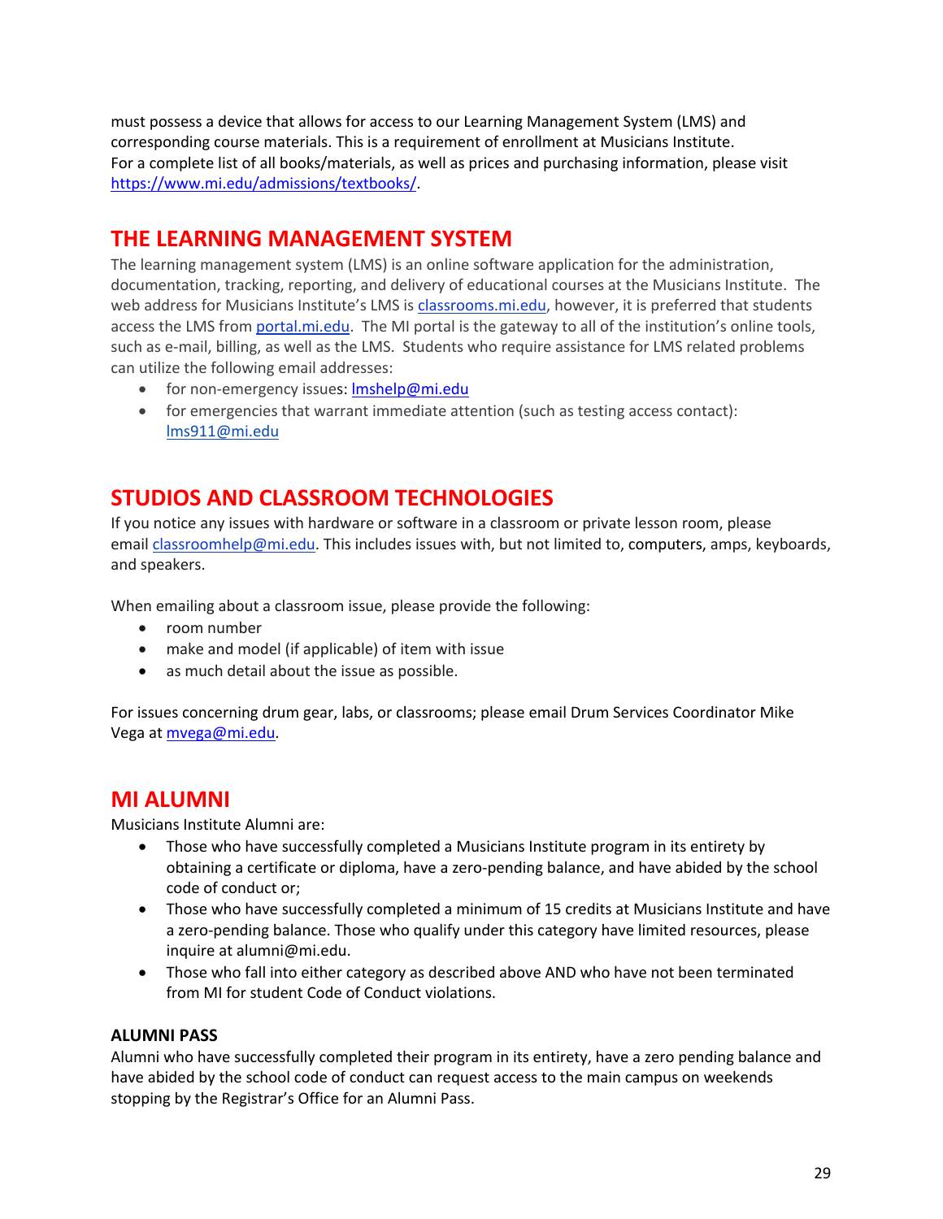must possess a device that allows for access to our Learning Management System (LMS) and corresponding course materials. This is a requirement of enrollment at Musicians Institute.
For a complete list of all books/materials, as well as prices and purchasing information, please visit https://www.mi.edu/admissions/textbooks/.

## THE LEARNING MANAGEMENT SYSTEM

The learning management system (LMS) is an online software application for the administration, documentation, tracking, reporting, and delivery of educational courses at the Musicians Institute. The web address for Musicians Institute's LMS is classrooms.mi.edu, however, it is preferred that students access the LMS from portal.mi.edu. The MI portal is the gateway to all of the institution's online tools, such as e-mail, billing, as well as the LMS. Students who require assistance for LMS related problems can utilize the following email addresses:

- for non-emergency issues: lmshelp@mi.edu
- for emergencies that warrant immediate attention (such as testing access contact): lms911@mi.edu

## STUDIOS AND CLASSROOM TECHNOLOGIES

If you notice any issues with hardware or software in a classroom or private lesson room, please email classroomhelp@mi.edu. This includes issues with, but not limited to, computers, amps, keyboards, and speakers.

When emailing about a classroom issue, please provide the following:

- room number
- make and model (if applicable) of item with issue
- as much detail about the issue as possible.

For issues concerning drum gear, labs, or classrooms; please email Drum Services Coordinator Mike Vega at mvega@mi.edu.

## MI ALUMNI

Musicians Institute Alumni are:

- Those who have successfully completed a Musicians Institute program in its entirety by obtaining a certificate or diploma, have a zero-pending balance, and have abided by the school code of conduct or;
- Those who have successfully completed a minimum of 15 credits at Musicians Institute and have a zero-pending balance. Those who qualify under this category have limited resources, please inquire at alumni@mi.edu.
- Those who fall into either category as described above AND who have not been terminated from MI for student Code of Conduct violations.

### ALUMNI PASS

Alumni who have successfully completed their program in its entirety, have a zero pending balance and have abided by the school code of conduct can request access to the main campus on weekends stopping by the Registrar's Office for an Alumni Pass.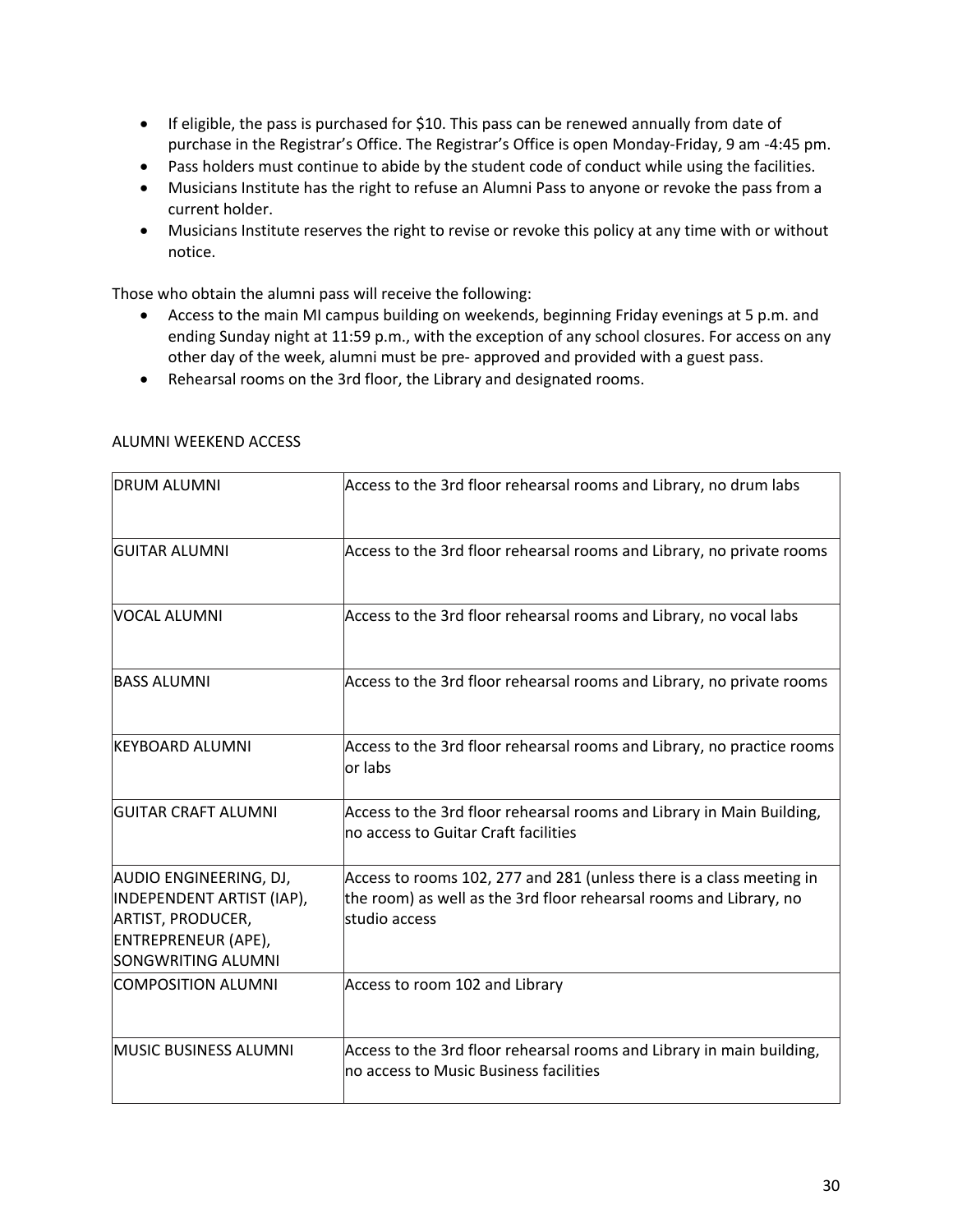- If eligible, the pass is purchased for $10. This pass can be renewed annually from date of purchase in the Registrar's Office. The Registrar's Office is open Monday-Friday, 9 am -4:45 pm.
- Pass holders must continue to abide by the student code of conduct while using the facilities.
- Musicians Institute has the right to refuse an Alumni Pass to anyone or revoke the pass from a current holder.
- Musicians Institute reserves the right to revise or revoke this policy at any time with or without notice.

Those who obtain the alumni pass will receive the following:

- Access to the main MI campus building on weekends, beginning Friday evenings at 5 p.m. and ending Sunday night at 11:59 p.m., with the exception of any school closures. For access on any other day of the week, alumni must be pre- approved and provided with a guest pass.
- Rehearsal rooms on the 3rd floor, the Library and designated rooms.

ALUMNI WEEKEND ACCESS

| | |
|---|---|
| DRUM ALUMNI | Access to the 3rd floor rehearsal rooms and Library, no drum labs |
| GUITAR ALUMNI | Access to the 3rd floor rehearsal rooms and Library, no private rooms |
| VOCAL ALUMNI | Access to the 3rd floor rehearsal rooms and Library, no vocal labs |
| BASS ALUMNI | Access to the 3rd floor rehearsal rooms and Library, no private rooms |
| KEYBOARD ALUMNI | Access to the 3rd floor rehearsal rooms and Library, no practice rooms or labs |
| GUITAR CRAFT ALUMNI | Access to the 3rd floor rehearsal rooms and Library in Main Building, no access to Guitar Craft facilities |
| AUDIO ENGINEERING, DJ, INDEPENDENT ARTIST (IAP), ARTIST, PRODUCER, ENTREPRENEUR (APE), SONGWRITING ALUMNI | Access to rooms 102, 277 and 281 (unless there is a class meeting in the room) as well as the 3rd floor rehearsal rooms and Library, no studio access |
| COMPOSITION ALUMNI | Access to room 102 and Library |
| MUSIC BUSINESS ALUMNI | Access to the 3rd floor rehearsal rooms and Library in main building, no access to Music Business facilities |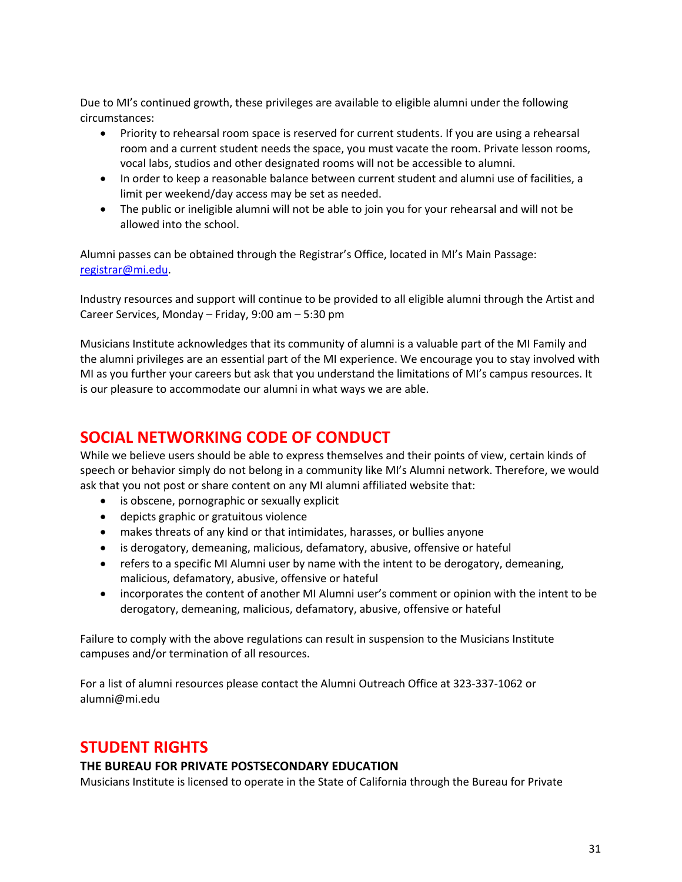Due to MI's continued growth, these privileges are available to eligible alumni under the following circumstances:

- Priority to rehearsal room space is reserved for current students. If you are using a rehearsal room and a current student needs the space, you must vacate the room. Private lesson rooms, vocal labs, studios and other designated rooms will not be accessible to alumni.
- In order to keep a reasonable balance between current student and alumni use of facilities, a limit per weekend/day access may be set as needed.
- The public or ineligible alumni will not be able to join you for your rehearsal and will not be allowed into the school.

Alumni passes can be obtained through the Registrar's Office, located in MI's Main Passage: registrar@mi.edu.

Industry resources and support will continue to be provided to all eligible alumni through the Artist and Career Services, Monday – Friday, 9:00 am – 5:30 pm

Musicians Institute acknowledges that its community of alumni is a valuable part of the MI Family and the alumni privileges are an essential part of the MI experience. We encourage you to stay involved with MI as you further your careers but ask that you understand the limitations of MI's campus resources. It is our pleasure to accommodate our alumni in what ways we are able.

## SOCIAL NETWORKING CODE OF CONDUCT

While we believe users should be able to express themselves and their points of view, certain kinds of speech or behavior simply do not belong in a community like MI's Alumni network. Therefore, we would ask that you not post or share content on any MI alumni affiliated website that:

- is obscene, pornographic or sexually explicit
- depicts graphic or gratuitous violence
- makes threats of any kind or that intimidates, harasses, or bullies anyone
- is derogatory, demeaning, malicious, defamatory, abusive, offensive or hateful
- refers to a specific MI Alumni user by name with the intent to be derogatory, demeaning, malicious, defamatory, abusive, offensive or hateful
- incorporates the content of another MI Alumni user's comment or opinion with the intent to be derogatory, demeaning, malicious, defamatory, abusive, offensive or hateful

Failure to comply with the above regulations can result in suspension to the Musicians Institute campuses and/or termination of all resources.

For a list of alumni resources please contact the Alumni Outreach Office at 323-337-1062 or alumni@mi.edu

## STUDENT RIGHTS

### THE BUREAU FOR PRIVATE POSTSECONDARY EDUCATION

Musicians Institute is licensed to operate in the State of California through the Bureau for Private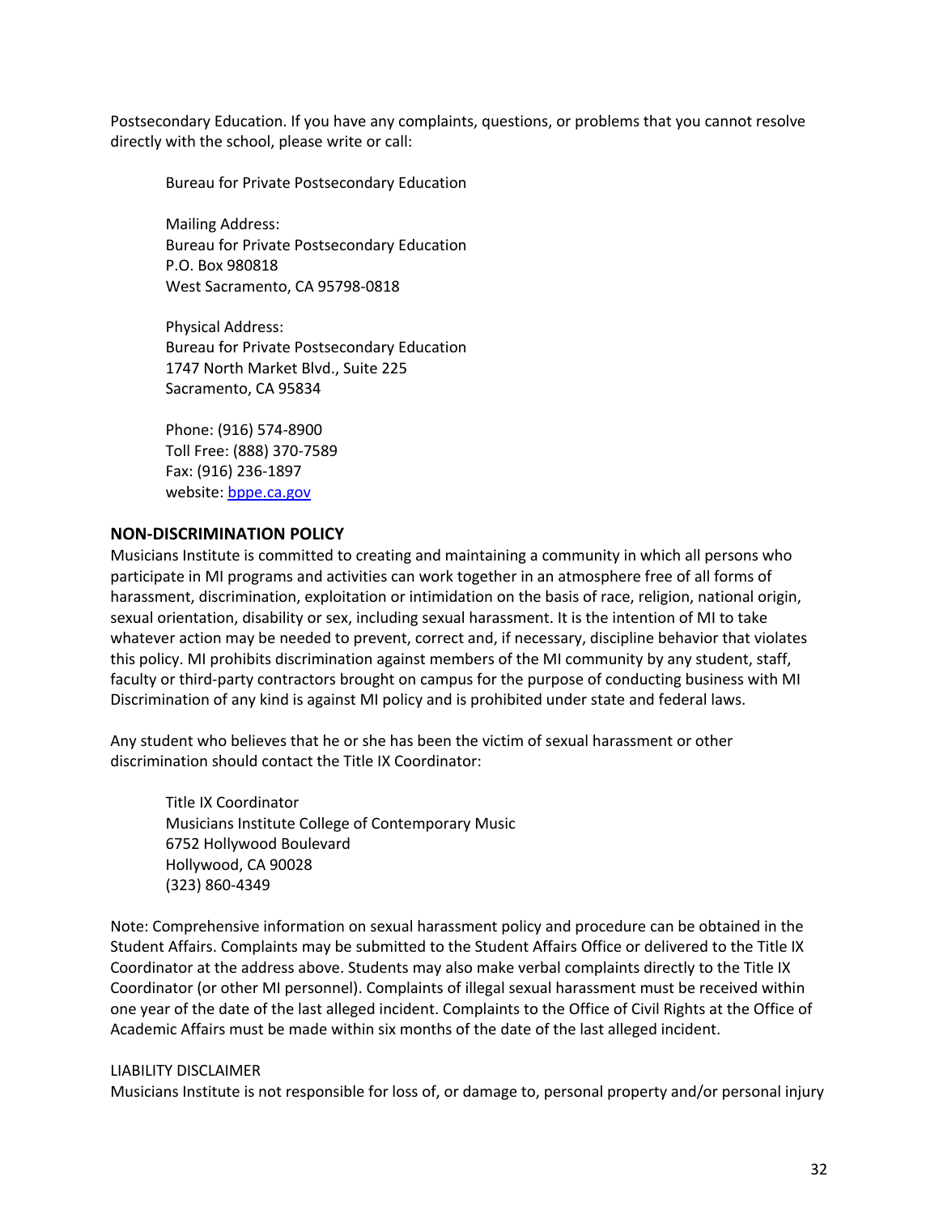Postsecondary Education. If you have any complaints, questions, or problems that you cannot resolve directly with the school, please write or call:

Bureau for Private Postsecondary Education

Mailing Address:
Bureau for Private Postsecondary Education
P.O. Box 980818
West Sacramento, CA 95798-0818

Physical Address:
Bureau for Private Postsecondary Education
1747 North Market Blvd., Suite 225
Sacramento, CA 95834

Phone: (916) 574-8900
Toll Free: (888) 370-7589
Fax: (916) 236-1897
website: [bppe.ca.gov](http://bppe.ca.gov)

## NON-DISCRIMINATION POLICY

Musicians Institute is committed to creating and maintaining a community in which all persons who participate in MI programs and activities can work together in an atmosphere free of all forms of harassment, discrimination, exploitation or intimidation on the basis of race, religion, national origin, sexual orientation, disability or sex, including sexual harassment. It is the intention of MI to take whatever action may be needed to prevent, correct and, if necessary, discipline behavior that violates this policy. MI prohibits discrimination against members of the MI community by any student, staff, faculty or third-party contractors brought on campus for the purpose of conducting business with MI Discrimination of any kind is against MI policy and is prohibited under state and federal laws.

Any student who believes that he or she has been the victim of sexual harassment or other discrimination should contact the Title IX Coordinator:

Title IX Coordinator
Musicians Institute College of Contemporary Music
6752 Hollywood Boulevard
Hollywood, CA 90028
(323) 860-4349

Note: Comprehensive information on sexual harassment policy and procedure can be obtained in the Student Affairs. Complaints may be submitted to the Student Affairs Office or delivered to the Title IX Coordinator at the address above. Students may also make verbal complaints directly to the Title IX Coordinator (or other MI personnel). Complaints of illegal sexual harassment must be received within one year of the date of the last alleged incident. Complaints to the Office of Civil Rights at the Office of Academic Affairs must be made within six months of the date of the last alleged incident.

LIABILITY DISCLAIMER

Musicians Institute is not responsible for loss of, or damage to, personal property and/or personal injury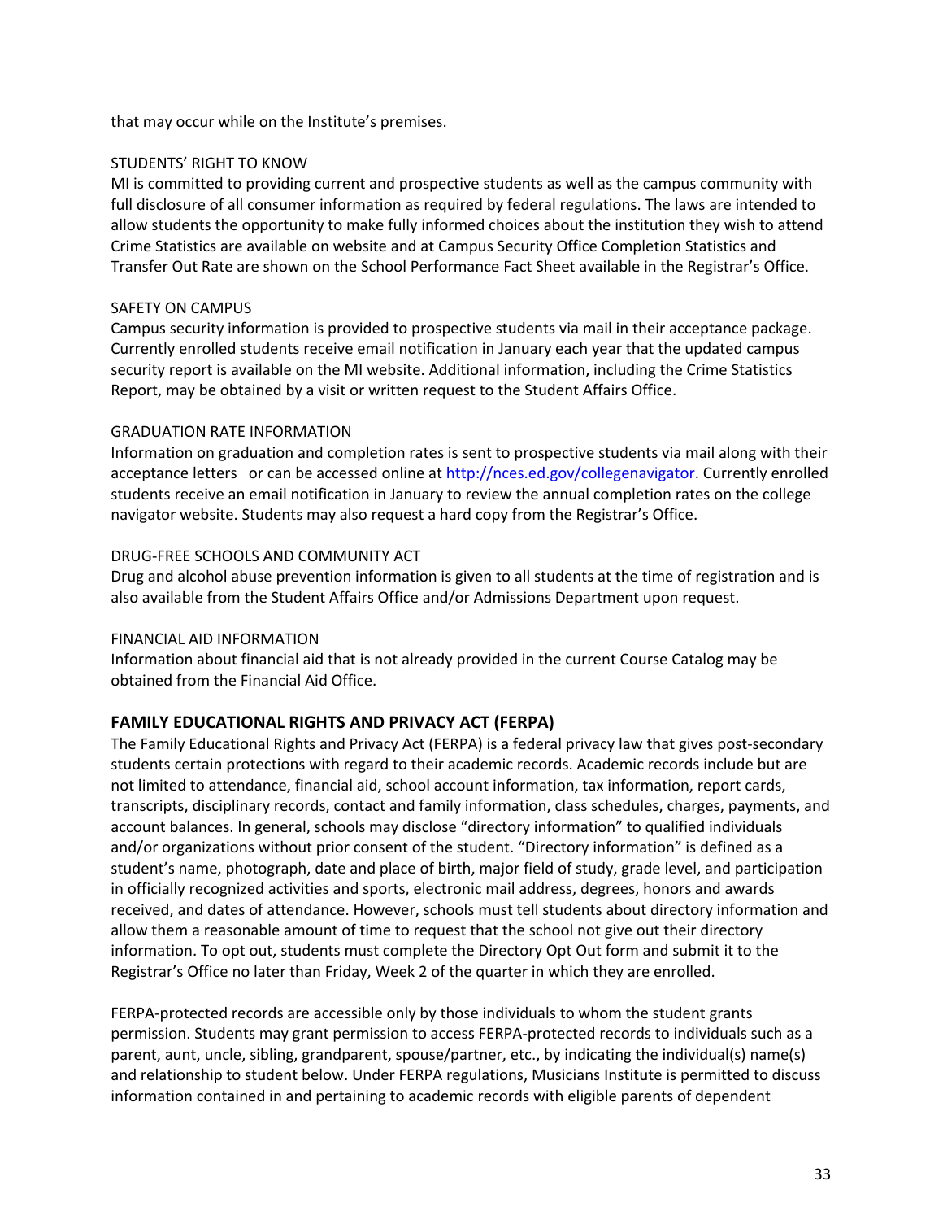that may occur while on the Institute's premises.

STUDENTS' RIGHT TO KNOW

MI is committed to providing current and prospective students as well as the campus community with full disclosure of all consumer information as required by federal regulations. The laws are intended to allow students the opportunity to make fully informed choices about the institution they wish to attend Crime Statistics are available on website and at Campus Security Office Completion Statistics and Transfer Out Rate are shown on the School Performance Fact Sheet available in the Registrar's Office.

SAFETY ON CAMPUS

Campus security information is provided to prospective students via mail in their acceptance package. Currently enrolled students receive email notification in January each year that the updated campus security report is available on the MI website. Additional information, including the Crime Statistics Report, may be obtained by a visit or written request to the Student Affairs Office.

GRADUATION RATE INFORMATION

Information on graduation and completion rates is sent to prospective students via mail along with their acceptance letters or can be accessed online at [http://nces.ed.gov/collegenavigator](http://nces.ed.gov/collegenavigator). Currently enrolled students receive an email notification in January to review the annual completion rates on the college navigator website. Students may also request a hard copy from the Registrar's Office.

DRUG-FREE SCHOOLS AND COMMUNITY ACT

Drug and alcohol abuse prevention information is given to all students at the time of registration and is also available from the Student Affairs Office and/or Admissions Department upon request.

FINANCIAL AID INFORMATION

Information about financial aid that is not already provided in the current Course Catalog may be obtained from the Financial Aid Office.

## FAMILY EDUCATIONAL RIGHTS AND PRIVACY ACT (FERPA)

The Family Educational Rights and Privacy Act (FERPA) is a federal privacy law that gives post-secondary students certain protections with regard to their academic records. Academic records include but are not limited to attendance, financial aid, school account information, tax information, report cards, transcripts, disciplinary records, contact and family information, class schedules, charges, payments, and account balances. In general, schools may disclose "directory information" to qualified individuals and/or organizations without prior consent of the student. "Directory information" is defined as a student's name, photograph, date and place of birth, major field of study, grade level, and participation in officially recognized activities and sports, electronic mail address, degrees, honors and awards received, and dates of attendance. However, schools must tell students about directory information and allow them a reasonable amount of time to request that the school not give out their directory information. To opt out, students must complete the Directory Opt Out form and submit it to the Registrar's Office no later than Friday, Week 2 of the quarter in which they are enrolled.

FERPA-protected records are accessible only by those individuals to whom the student grants permission. Students may grant permission to access FERPA-protected records to individuals such as a parent, aunt, uncle, sibling, grandparent, spouse/partner, etc., by indicating the individual(s) name(s) and relationship to student below. Under FERPA regulations, Musicians Institute is permitted to discuss information contained in and pertaining to academic records with eligible parents of dependent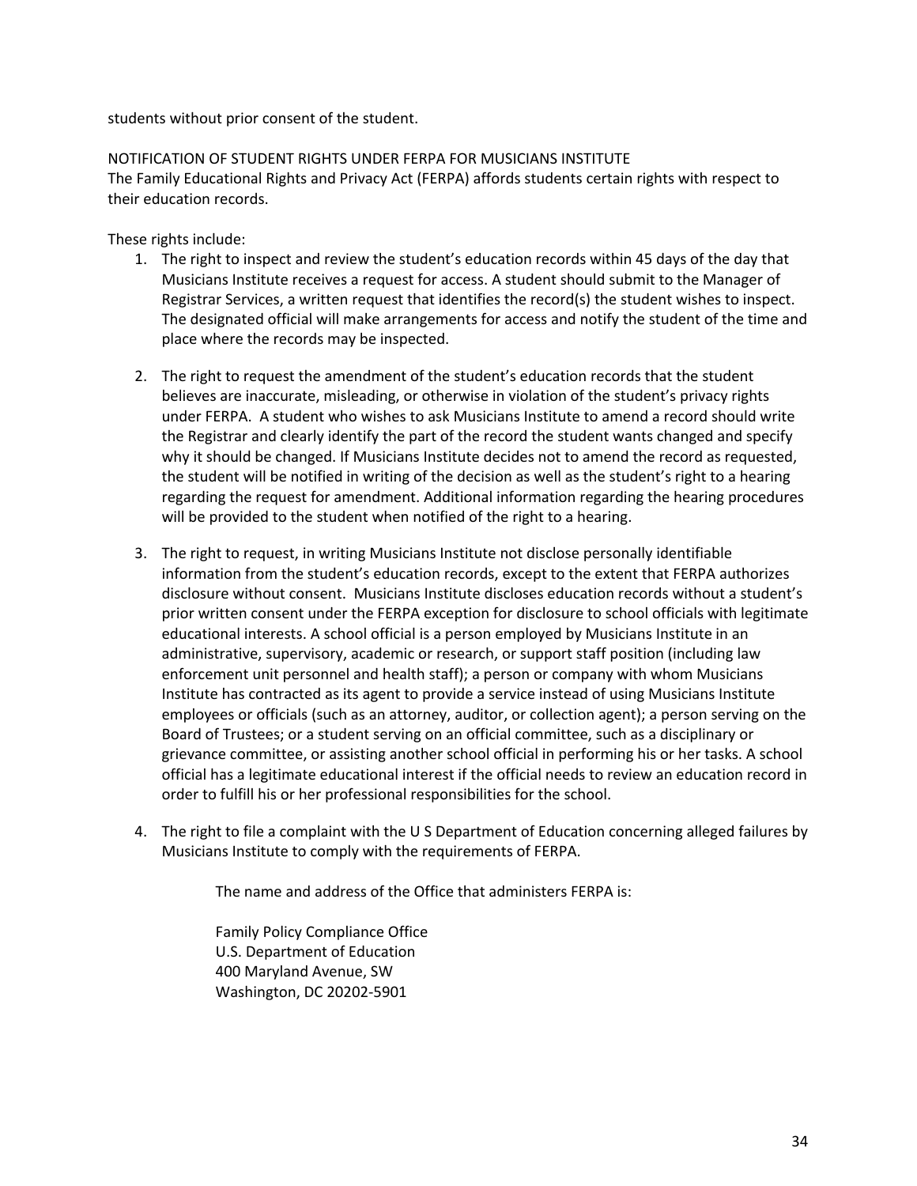students without prior consent of the student.

NOTIFICATION OF STUDENT RIGHTS UNDER FERPA FOR MUSICIANS INSTITUTE
The Family Educational Rights and Privacy Act (FERPA) affords students certain rights with respect to their education records.

These rights include:

1. The right to inspect and review the student's education records within 45 days of the day that Musicians Institute receives a request for access. A student should submit to the Manager of Registrar Services, a written request that identifies the record(s) the student wishes to inspect. The designated official will make arrangements for access and notify the student of the time and place where the records may be inspected.

2. The right to request the amendment of the student's education records that the student believes are inaccurate, misleading, or otherwise in violation of the student's privacy rights under FERPA. A student who wishes to ask Musicians Institute to amend a record should write the Registrar and clearly identify the part of the record the student wants changed and specify why it should be changed. If Musicians Institute decides not to amend the record as requested, the student will be notified in writing of the decision as well as the student's right to a hearing regarding the request for amendment. Additional information regarding the hearing procedures will be provided to the student when notified of the right to a hearing.

3. The right to request, in writing Musicians Institute not disclose personally identifiable information from the student's education records, except to the extent that FERPA authorizes disclosure without consent. Musicians Institute discloses education records without a student's prior written consent under the FERPA exception for disclosure to school officials with legitimate educational interests. A school official is a person employed by Musicians Institute in an administrative, supervisory, academic or research, or support staff position (including law enforcement unit personnel and health staff); a person or company with whom Musicians Institute has contracted as its agent to provide a service instead of using Musicians Institute employees or officials (such as an attorney, auditor, or collection agent); a person serving on the Board of Trustees; or a student serving on an official committee, such as a disciplinary or grievance committee, or assisting another school official in performing his or her tasks. A school official has a legitimate educational interest if the official needs to review an education record in order to fulfill his or her professional responsibilities for the school.

4. The right to file a complaint with the U S Department of Education concerning alleged failures by Musicians Institute to comply with the requirements of FERPA.

   The name and address of the Office that administers FERPA is:

   Family Policy Compliance Office
   U.S. Department of Education
   400 Maryland Avenue, SW
   Washington, DC 20202-5901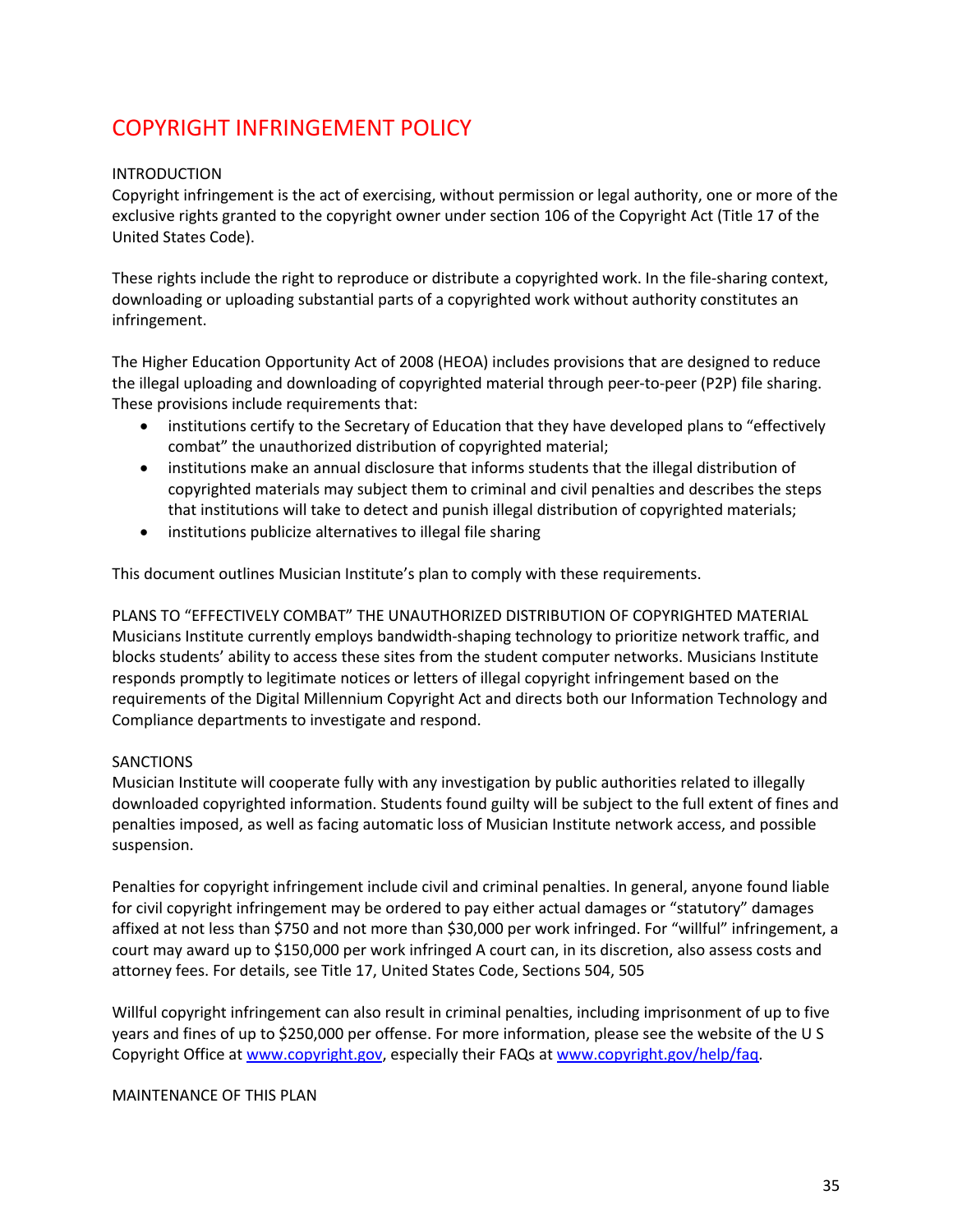# COPYRIGHT INFRINGEMENT POLICY

INTRODUCTION

Copyright infringement is the act of exercising, without permission or legal authority, one or more of the exclusive rights granted to the copyright owner under section 106 of the Copyright Act (Title 17 of the United States Code).

These rights include the right to reproduce or distribute a copyrighted work. In the file-sharing context, downloading or uploading substantial parts of a copyrighted work without authority constitutes an infringement.

The Higher Education Opportunity Act of 2008 (HEOA) includes provisions that are designed to reduce the illegal uploading and downloading of copyrighted material through peer-to-peer (P2P) file sharing. These provisions include requirements that:

- institutions certify to the Secretary of Education that they have developed plans to "effectively combat" the unauthorized distribution of copyrighted material;
- institutions make an annual disclosure that informs students that the illegal distribution of copyrighted materials may subject them to criminal and civil penalties and describes the steps that institutions will take to detect and punish illegal distribution of copyrighted materials;
- institutions publicize alternatives to illegal file sharing

This document outlines Musician Institute's plan to comply with these requirements.

PLANS TO "EFFECTIVELY COMBAT" THE UNAUTHORIZED DISTRIBUTION OF COPYRIGHTED MATERIAL

Musicians Institute currently employs bandwidth-shaping technology to prioritize network traffic, and blocks students' ability to access these sites from the student computer networks. Musicians Institute responds promptly to legitimate notices or letters of illegal copyright infringement based on the requirements of the Digital Millennium Copyright Act and directs both our Information Technology and Compliance departments to investigate and respond.

SANCTIONS

Musician Institute will cooperate fully with any investigation by public authorities related to illegally downloaded copyrighted information. Students found guilty will be subject to the full extent of fines and penalties imposed, as well as facing automatic loss of Musician Institute network access, and possible suspension.

Penalties for copyright infringement include civil and criminal penalties. In general, anyone found liable for civil copyright infringement may be ordered to pay either actual damages or "statutory" damages affixed at not less than $750 and not more than $30,000 per work infringed. For "willful" infringement, a court may award up to $150,000 per work infringed A court can, in its discretion, also assess costs and attorney fees. For details, see Title 17, United States Code, Sections 504, 505

Willful copyright infringement can also result in criminal penalties, including imprisonment of up to five years and fines of up to $250,000 per offense. For more information, please see the website of the U S Copyright Office at [www.copyright.gov](http://www.copyright.gov), especially their FAQs at [www.copyright.gov/help/faq](http://www.copyright.gov/help/faq).

MAINTENANCE OF THIS PLAN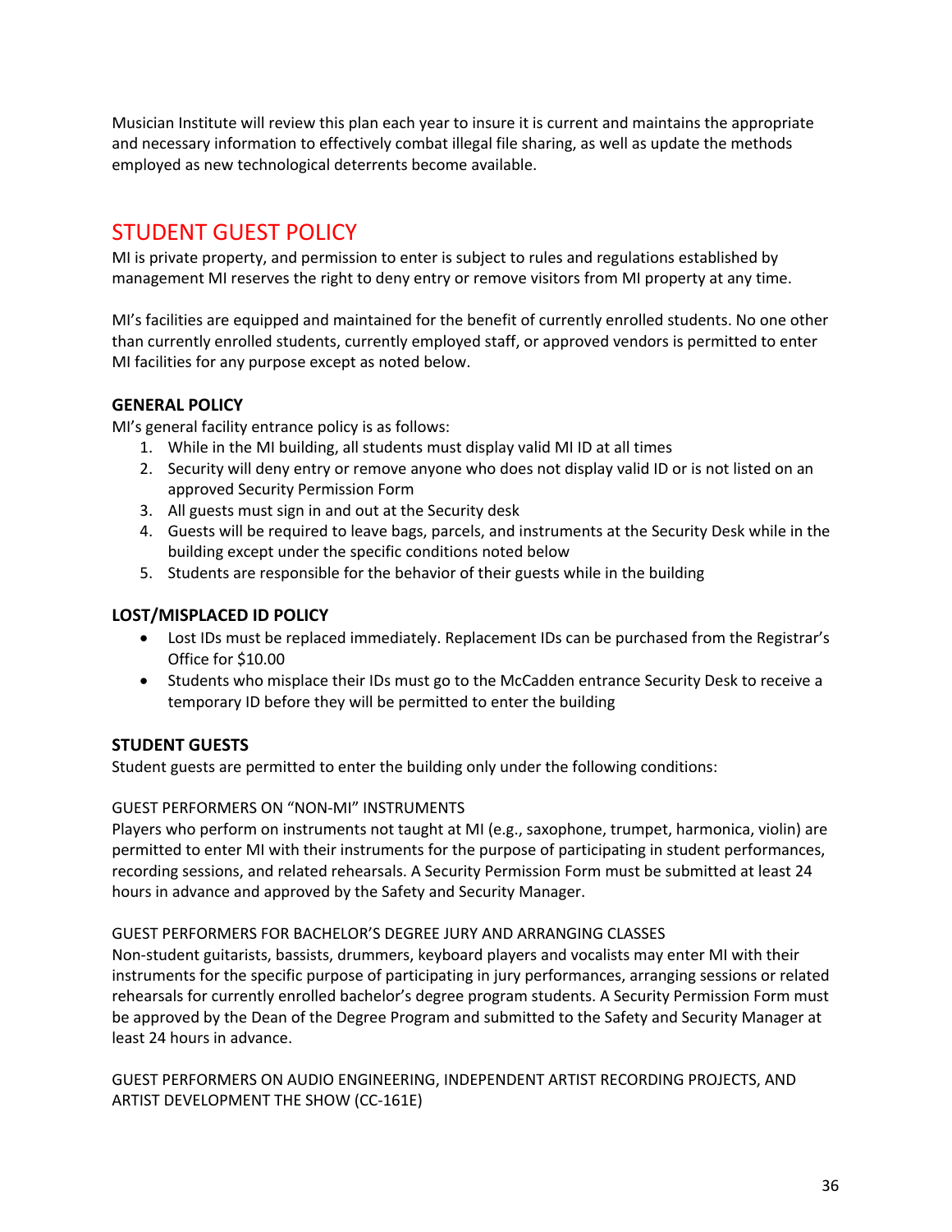Musician Institute will review this plan each year to insure it is current and maintains the appropriate and necessary information to effectively combat illegal file sharing, as well as update the methods employed as new technological deterrents become available.

## STUDENT GUEST POLICY

MI is private property, and permission to enter is subject to rules and regulations established by management MI reserves the right to deny entry or remove visitors from MI property at any time.

MI's facilities are equipped and maintained for the benefit of currently enrolled students. No one other than currently enrolled students, currently employed staff, or approved vendors is permitted to enter MI facilities for any purpose except as noted below.

### GENERAL POLICY

MI's general facility entrance policy is as follows:

1. While in the MI building, all students must display valid MI ID at all times
2. Security will deny entry or remove anyone who does not display valid ID or is not listed on an approved Security Permission Form
3. All guests must sign in and out at the Security desk
4. Guests will be required to leave bags, parcels, and instruments at the Security Desk while in the building except under the specific conditions noted below
5. Students are responsible for the behavior of their guests while in the building

### LOST/MISPLACED ID POLICY

- Lost IDs must be replaced immediately. Replacement IDs can be purchased from the Registrar's Office for $10.00
- Students who misplace their IDs must go to the McCadden entrance Security Desk to receive a temporary ID before they will be permitted to enter the building

### STUDENT GUESTS

Student guests are permitted to enter the building only under the following conditions:

GUEST PERFORMERS ON "NON-MI" INSTRUMENTS

Players who perform on instruments not taught at MI (e.g., saxophone, trumpet, harmonica, violin) are permitted to enter MI with their instruments for the purpose of participating in student performances, recording sessions, and related rehearsals. A Security Permission Form must be submitted at least 24 hours in advance and approved by the Safety and Security Manager.

GUEST PERFORMERS FOR BACHELOR'S DEGREE JURY AND ARRANGING CLASSES

Non-student guitarists, bassists, drummers, keyboard players and vocalists may enter MI with their instruments for the specific purpose of participating in jury performances, arranging sessions or related rehearsals for currently enrolled bachelor's degree program students. A Security Permission Form must be approved by the Dean of the Degree Program and submitted to the Safety and Security Manager at least 24 hours in advance.

GUEST PERFORMERS ON AUDIO ENGINEERING, INDEPENDENT ARTIST RECORDING PROJECTS, AND ARTIST DEVELOPMENT THE SHOW (CC-161E)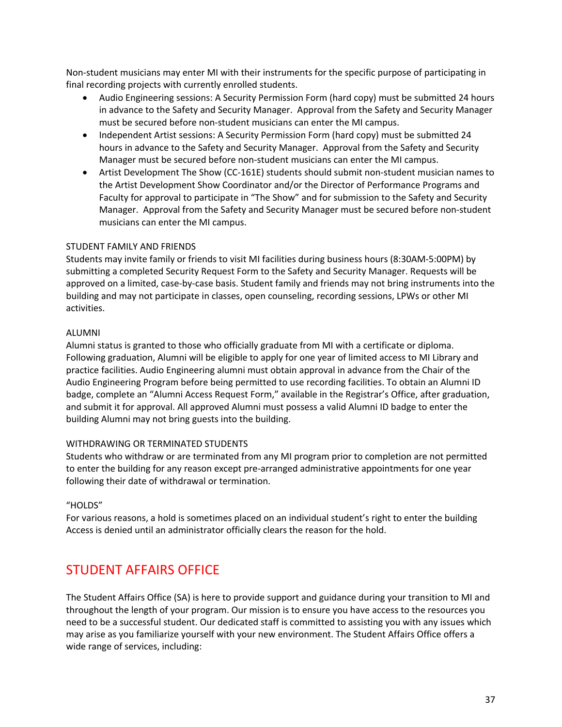Non-student musicians may enter MI with their instruments for the specific purpose of participating in final recording projects with currently enrolled students.

- Audio Engineering sessions: A Security Permission Form (hard copy) must be submitted 24 hours in advance to the Safety and Security Manager. Approval from the Safety and Security Manager must be secured before non-student musicians can enter the MI campus.
- Independent Artist sessions: A Security Permission Form (hard copy) must be submitted 24 hours in advance to the Safety and Security Manager. Approval from the Safety and Security Manager must be secured before non-student musicians can enter the MI campus.
- Artist Development The Show (CC-161E) students should submit non-student musician names to the Artist Development Show Coordinator and/or the Director of Performance Programs and Faculty for approval to participate in "The Show" and for submission to the Safety and Security Manager. Approval from the Safety and Security Manager must be secured before non-student musicians can enter the MI campus.

STUDENT FAMILY AND FRIENDS

Students may invite family or friends to visit MI facilities during business hours (8:30AM-5:00PM) by submitting a completed Security Request Form to the Safety and Security Manager. Requests will be approved on a limited, case-by-case basis. Student family and friends may not bring instruments into the building and may not participate in classes, open counseling, recording sessions, LPWs or other MI activities.

ALUMNI

Alumni status is granted to those who officially graduate from MI with a certificate or diploma. Following graduation, Alumni will be eligible to apply for one year of limited access to MI Library and practice facilities. Audio Engineering alumni must obtain approval in advance from the Chair of the Audio Engineering Program before being permitted to use recording facilities. To obtain an Alumni ID badge, complete an "Alumni Access Request Form," available in the Registrar's Office, after graduation, and submit it for approval. All approved Alumni must possess a valid Alumni ID badge to enter the building Alumni may not bring guests into the building.

WITHDRAWING OR TERMINATED STUDENTS

Students who withdraw or are terminated from any MI program prior to completion are not permitted to enter the building for any reason except pre-arranged administrative appointments for one year following their date of withdrawal or termination.

"HOLDS"

For various reasons, a hold is sometimes placed on an individual student's right to enter the building Access is denied until an administrator officially clears the reason for the hold.

## STUDENT AFFAIRS OFFICE

The Student Affairs Office (SA) is here to provide support and guidance during your transition to MI and throughout the length of your program. Our mission is to ensure you have access to the resources you need to be a successful student. Our dedicated staff is committed to assisting you with any issues which may arise as you familiarize yourself with your new environment. The Student Affairs Office offers a wide range of services, including: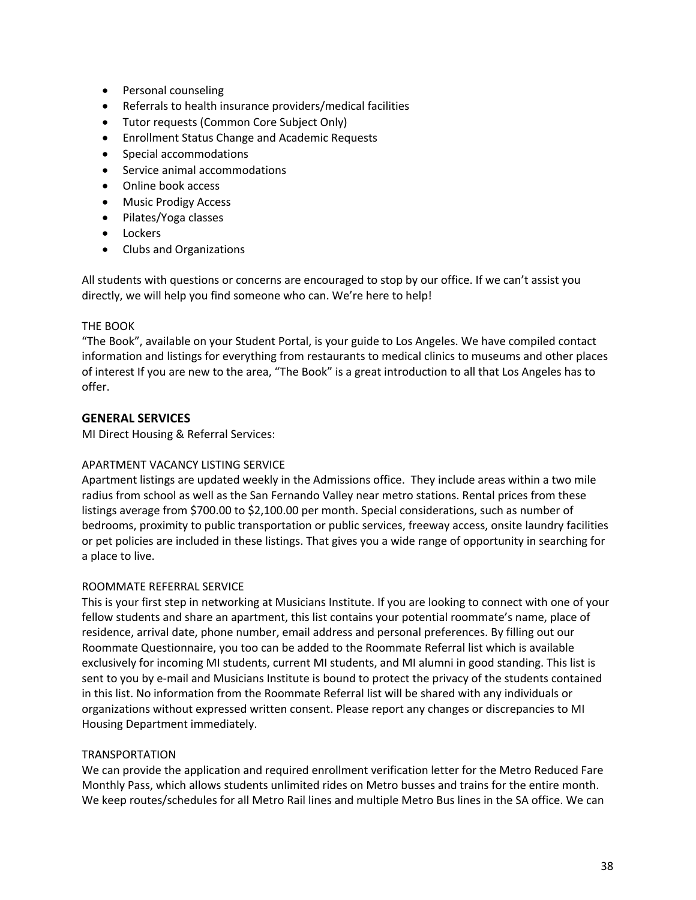- Personal counseling
- Referrals to health insurance providers/medical facilities
- Tutor requests (Common Core Subject Only)
- Enrollment Status Change and Academic Requests
- Special accommodations
- Service animal accommodations
- Online book access
- Music Prodigy Access
- Pilates/Yoga classes
- Lockers
- Clubs and Organizations

All students with questions or concerns are encouraged to stop by our office. If we can't assist you directly, we will help you find someone who can. We're here to help!

THE BOOK

"The Book", available on your Student Portal, is your guide to Los Angeles. We have compiled contact information and listings for everything from restaurants to medical clinics to museums and other places of interest If you are new to the area, "The Book" is a great introduction to all that Los Angeles has to offer.

## GENERAL SERVICES

MI Direct Housing & Referral Services:

APARTMENT VACANCY LISTING SERVICE

Apartment listings are updated weekly in the Admissions office. They include areas within a two mile radius from school as well as the San Fernando Valley near metro stations. Rental prices from these listings average from $700.00 to $2,100.00 per month. Special considerations, such as number of bedrooms, proximity to public transportation or public services, freeway access, onsite laundry facilities or pet policies are included in these listings. That gives you a wide range of opportunity in searching for a place to live.

ROOMMATE REFERRAL SERVICE

This is your first step in networking at Musicians Institute. If you are looking to connect with one of your fellow students and share an apartment, this list contains your potential roommate's name, place of residence, arrival date, phone number, email address and personal preferences. By filling out our Roommate Questionnaire, you too can be added to the Roommate Referral list which is available exclusively for incoming MI students, current MI students, and MI alumni in good standing. This list is sent to you by e-mail and Musicians Institute is bound to protect the privacy of the students contained in this list. No information from the Roommate Referral list will be shared with any individuals or organizations without expressed written consent. Please report any changes or discrepancies to MI Housing Department immediately.

TRANSPORTATION

We can provide the application and required enrollment verification letter for the Metro Reduced Fare Monthly Pass, which allows students unlimited rides on Metro busses and trains for the entire month. We keep routes/schedules for all Metro Rail lines and multiple Metro Bus lines in the SA office. We can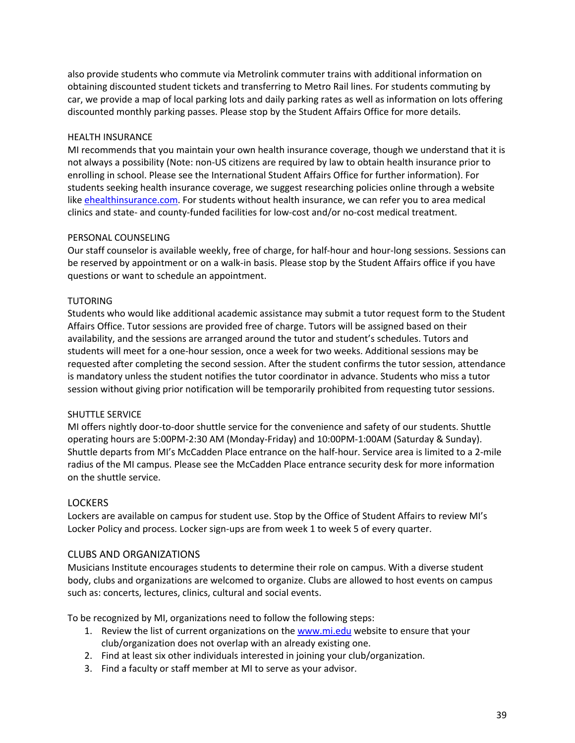also provide students who commute via Metrolink commuter trains with additional information on obtaining discounted student tickets and transferring to Metro Rail lines. For students commuting by car, we provide a map of local parking lots and daily parking rates as well as information on lots offering discounted monthly parking passes. Please stop by the Student Affairs Office for more details.

#### HEALTH INSURANCE

MI recommends that you maintain your own health insurance coverage, though we understand that it is not always a possibility (Note: non-US citizens are required by law to obtain health insurance prior to enrolling in school. Please see the International Student Affairs Office for further information). For students seeking health insurance coverage, we suggest researching policies online through a website like [ehealthinsurance.com](ehealthinsurance.com). For students without health insurance, we can refer you to area medical clinics and state- and county-funded facilities for low-cost and/or no-cost medical treatment.

#### PERSONAL COUNSELING

Our staff counselor is available weekly, free of charge, for half-hour and hour-long sessions. Sessions can be reserved by appointment or on a walk-in basis. Please stop by the Student Affairs office if you have questions or want to schedule an appointment.

#### TUTORING

Students who would like additional academic assistance may submit a tutor request form to the Student Affairs Office. Tutor sessions are provided free of charge. Tutors will be assigned based on their availability, and the sessions are arranged around the tutor and student's schedules. Tutors and students will meet for a one-hour session, once a week for two weeks. Additional sessions may be requested after completing the second session. After the student confirms the tutor session, attendance is mandatory unless the student notifies the tutor coordinator in advance. Students who miss a tutor session without giving prior notification will be temporarily prohibited from requesting tutor sessions.

#### SHUTTLE SERVICE

MI offers nightly door-to-door shuttle service for the convenience and safety of our students. Shuttle operating hours are 5:00PM-2:30 AM (Monday-Friday) and 10:00PM-1:00AM (Saturday & Sunday). Shuttle departs from MI's McCadden Place entrance on the half-hour. Service area is limited to a 2-mile radius of the MI campus. Please see the McCadden Place entrance security desk for more information on the shuttle service.

### LOCKERS

Lockers are available on campus for student use. Stop by the Office of Student Affairs to review MI's Locker Policy and process. Locker sign-ups are from week 1 to week 5 of every quarter.

### CLUBS AND ORGANIZATIONS

Musicians Institute encourages students to determine their role on campus. With a diverse student body, clubs and organizations are welcomed to organize. Clubs are allowed to host events on campus such as: concerts, lectures, clinics, cultural and social events.

To be recognized by MI, organizations need to follow the following steps:

1. Review the list of current organizations on the [www.mi.edu](www.mi.edu) website to ensure that your club/organization does not overlap with an already existing one.
2. Find at least six other individuals interested in joining your club/organization.
3. Find a faculty or staff member at MI to serve as your advisor.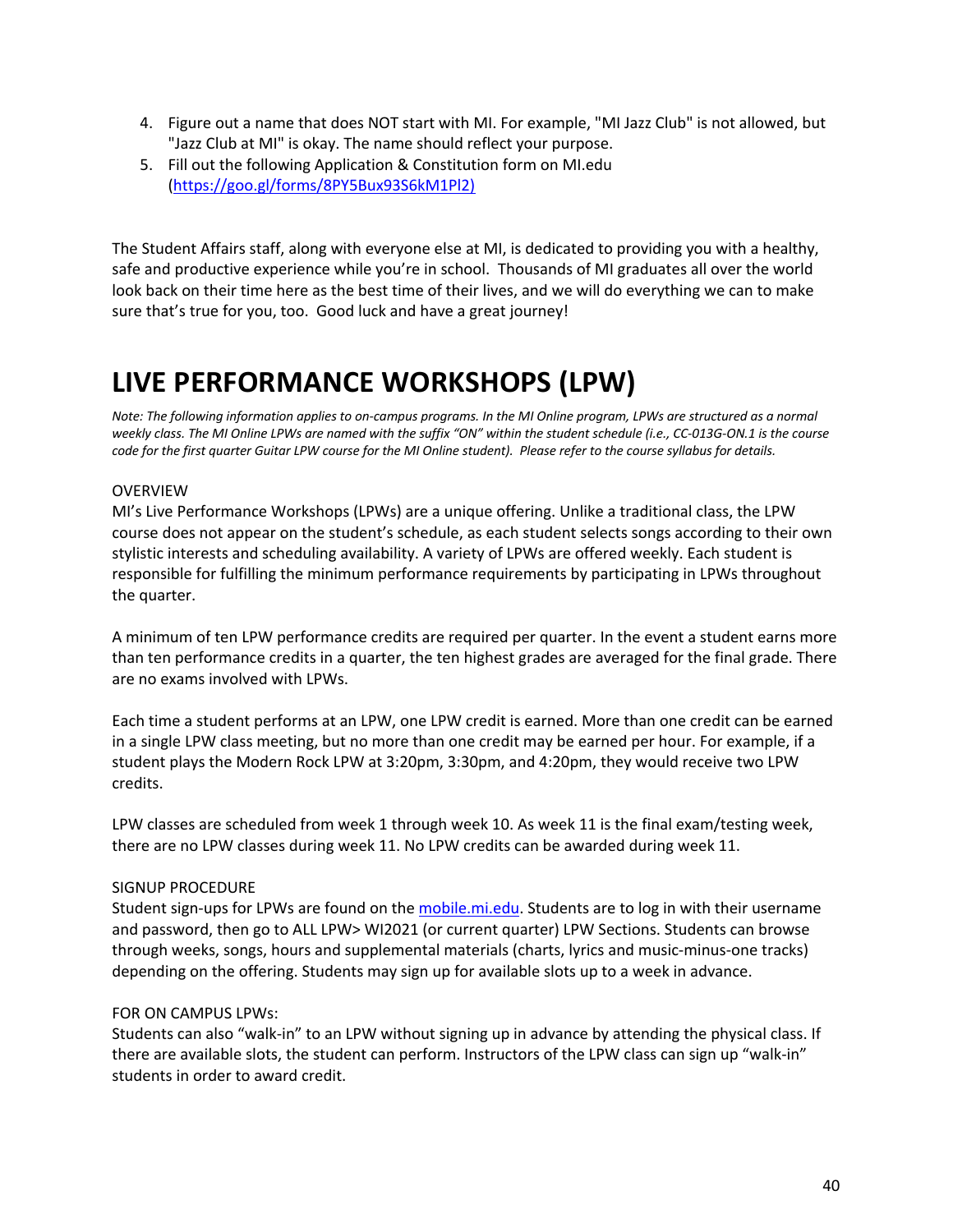4. Figure out a name that does NOT start with MI. For example, "MI Jazz Club" is not allowed, but "Jazz Club at MI" is okay. The name should reflect your purpose.
5. Fill out the following Application & Constitution form on MI.edu (https://goo.gl/forms/8PY5Bux93S6kM1Pl2)

The Student Affairs staff, along with everyone else at MI, is dedicated to providing you with a healthy, safe and productive experience while you're in school. Thousands of MI graduates all over the world look back on their time here as the best time of their lives, and we will do everything we can to make sure that's true for you, too. Good luck and have a great journey!

# LIVE PERFORMANCE WORKSHOPS (LPW)

*Note: The following information applies to on-campus programs. In the MI Online program, LPWs are structured as a normal weekly class. The MI Online LPWs are named with the suffix "ON" within the student schedule (i.e., CC-013G-ON.1 is the course code for the first quarter Guitar LPW course for the MI Online student). Please refer to the course syllabus for details.*

OVERVIEW

MI's Live Performance Workshops (LPWs) are a unique offering. Unlike a traditional class, the LPW course does not appear on the student's schedule, as each student selects songs according to their own stylistic interests and scheduling availability. A variety of LPWs are offered weekly. Each student is responsible for fulfilling the minimum performance requirements by participating in LPWs throughout the quarter.

A minimum of ten LPW performance credits are required per quarter. In the event a student earns more than ten performance credits in a quarter, the ten highest grades are averaged for the final grade. There are no exams involved with LPWs.

Each time a student performs at an LPW, one LPW credit is earned. More than one credit can be earned in a single LPW class meeting, but no more than one credit may be earned per hour. For example, if a student plays the Modern Rock LPW at 3:20pm, 3:30pm, and 4:20pm, they would receive two LPW credits.

LPW classes are scheduled from week 1 through week 10. As week 11 is the final exam/testing week, there are no LPW classes during week 11. No LPW credits can be awarded during week 11.

SIGNUP PROCEDURE

Student sign-ups for LPWs are found on the mobile.mi.edu. Students are to log in with their username and password, then go to ALL LPW> WI2021 (or current quarter) LPW Sections. Students can browse through weeks, songs, hours and supplemental materials (charts, lyrics and music-minus-one tracks) depending on the offering. Students may sign up for available slots up to a week in advance.

FOR ON CAMPUS LPWs:

Students can also "walk-in" to an LPW without signing up in advance by attending the physical class. If there are available slots, the student can perform. Instructors of the LPW class can sign up "walk-in" students in order to award credit.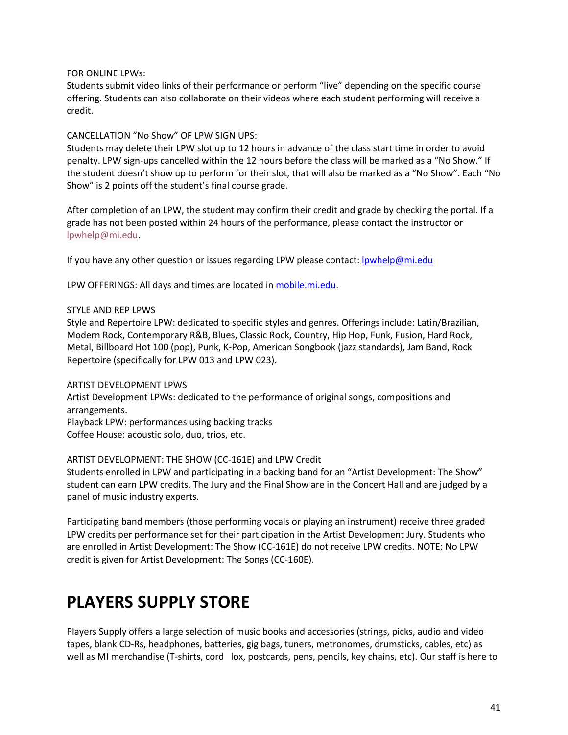FOR ONLINE LPWs:
Students submit video links of their performance or perform "live" depending on the specific course offering. Students can also collaborate on their videos where each student performing will receive a credit.

CANCELLATION "No Show" OF LPW SIGN UPS:
Students may delete their LPW slot up to 12 hours in advance of the class start time in order to avoid penalty. LPW sign-ups cancelled within the 12 hours before the class will be marked as a "No Show." If the student doesn't show up to perform for their slot, that will also be marked as a "No Show". Each "No Show" is 2 points off the student's final course grade.

After completion of an LPW, the student may confirm their credit and grade by checking the portal. If a grade has not been posted within 24 hours of the performance, please contact the instructor or lpwhelp@mi.edu.

If you have any other question or issues regarding LPW please contact: lpwhelp@mi.edu

LPW OFFERINGS: All days and times are located in mobile.mi.edu.

STYLE AND REP LPWS
Style and Repertoire LPW: dedicated to specific styles and genres. Offerings include: Latin/Brazilian, Modern Rock, Contemporary R&B, Blues, Classic Rock, Country, Hip Hop, Funk, Fusion, Hard Rock, Metal, Billboard Hot 100 (pop), Punk, K-Pop, American Songbook (jazz standards), Jam Band, Rock Repertoire (specifically for LPW 013 and LPW 023).

ARTIST DEVELOPMENT LPWS
Artist Development LPWs: dedicated to the performance of original songs, compositions and arrangements.
Playback LPW: performances using backing tracks
Coffee House: acoustic solo, duo, trios, etc.

ARTIST DEVELOPMENT: THE SHOW (CC-161E) and LPW Credit
Students enrolled in LPW and participating in a backing band for an "Artist Development: The Show" student can earn LPW credits. The Jury and the Final Show are in the Concert Hall and are judged by a panel of music industry experts.

Participating band members (those performing vocals or playing an instrument) receive three graded LPW credits per performance set for their participation in the Artist Development Jury. Students who are enrolled in Artist Development: The Show (CC-161E) do not receive LPW credits. NOTE: No LPW credit is given for Artist Development: The Songs (CC-160E).

# PLAYERS SUPPLY STORE

Players Supply offers a large selection of music books and accessories (strings, picks, audio and video tapes, blank CD-Rs, headphones, batteries, gig bags, tuners, metronomes, drumsticks, cables, etc) as well as MI merchandise (T-shirts, cord lox, postcards, pens, pencils, key chains, etc). Our staff is here to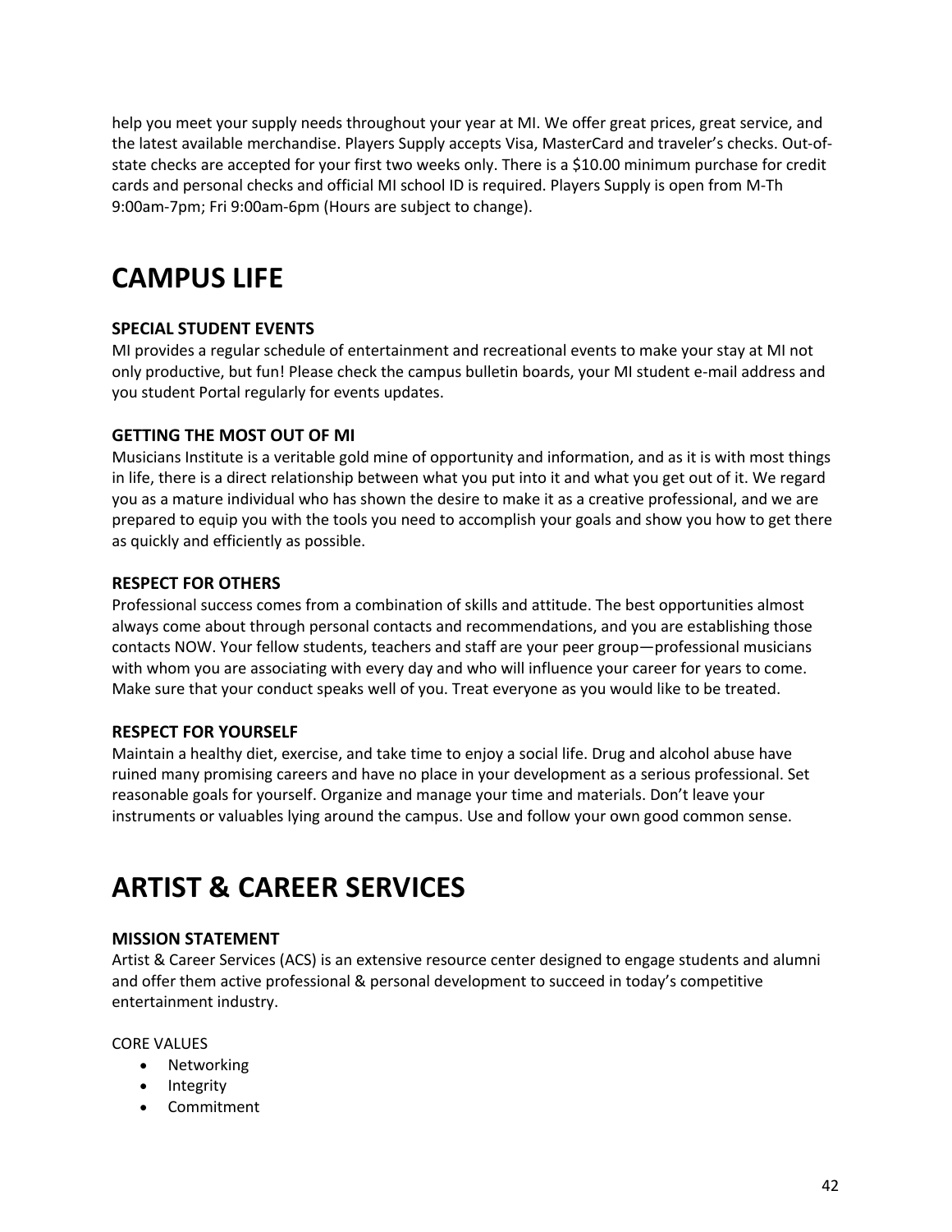help you meet your supply needs throughout your year at MI. We offer great prices, great service, and the latest available merchandise. Players Supply accepts Visa, MasterCard and traveler's checks. Out-of-state checks are accepted for your first two weeks only. There is a $10.00 minimum purchase for credit cards and personal checks and official MI school ID is required. Players Supply is open from M-Th 9:00am-7pm; Fri 9:00am-6pm (Hours are subject to change).

# CAMPUS LIFE

### SPECIAL STUDENT EVENTS

MI provides a regular schedule of entertainment and recreational events to make your stay at MI not only productive, but fun! Please check the campus bulletin boards, your MI student e-mail address and you student Portal regularly for events updates.

### GETTING THE MOST OUT OF MI

Musicians Institute is a veritable gold mine of opportunity and information, and as it is with most things in life, there is a direct relationship between what you put into it and what you get out of it. We regard you as a mature individual who has shown the desire to make it as a creative professional, and we are prepared to equip you with the tools you need to accomplish your goals and show you how to get there as quickly and efficiently as possible.

### RESPECT FOR OTHERS

Professional success comes from a combination of skills and attitude. The best opportunities almost always come about through personal contacts and recommendations, and you are establishing those contacts NOW. Your fellow students, teachers and staff are your peer group—professional musicians with whom you are associating with every day and who will influence your career for years to come. Make sure that your conduct speaks well of you. Treat everyone as you would like to be treated.

### RESPECT FOR YOURSELF

Maintain a healthy diet, exercise, and take time to enjoy a social life. Drug and alcohol abuse have ruined many promising careers and have no place in your development as a serious professional. Set reasonable goals for yourself. Organize and manage your time and materials. Don't leave your instruments or valuables lying around the campus. Use and follow your own good common sense.

# ARTIST & CAREER SERVICES

### MISSION STATEMENT

Artist & Career Services (ACS) is an extensive resource center designed to engage students and alumni and offer them active professional & personal development to succeed in today's competitive entertainment industry.

CORE VALUES

- Networking
- Integrity
- Commitment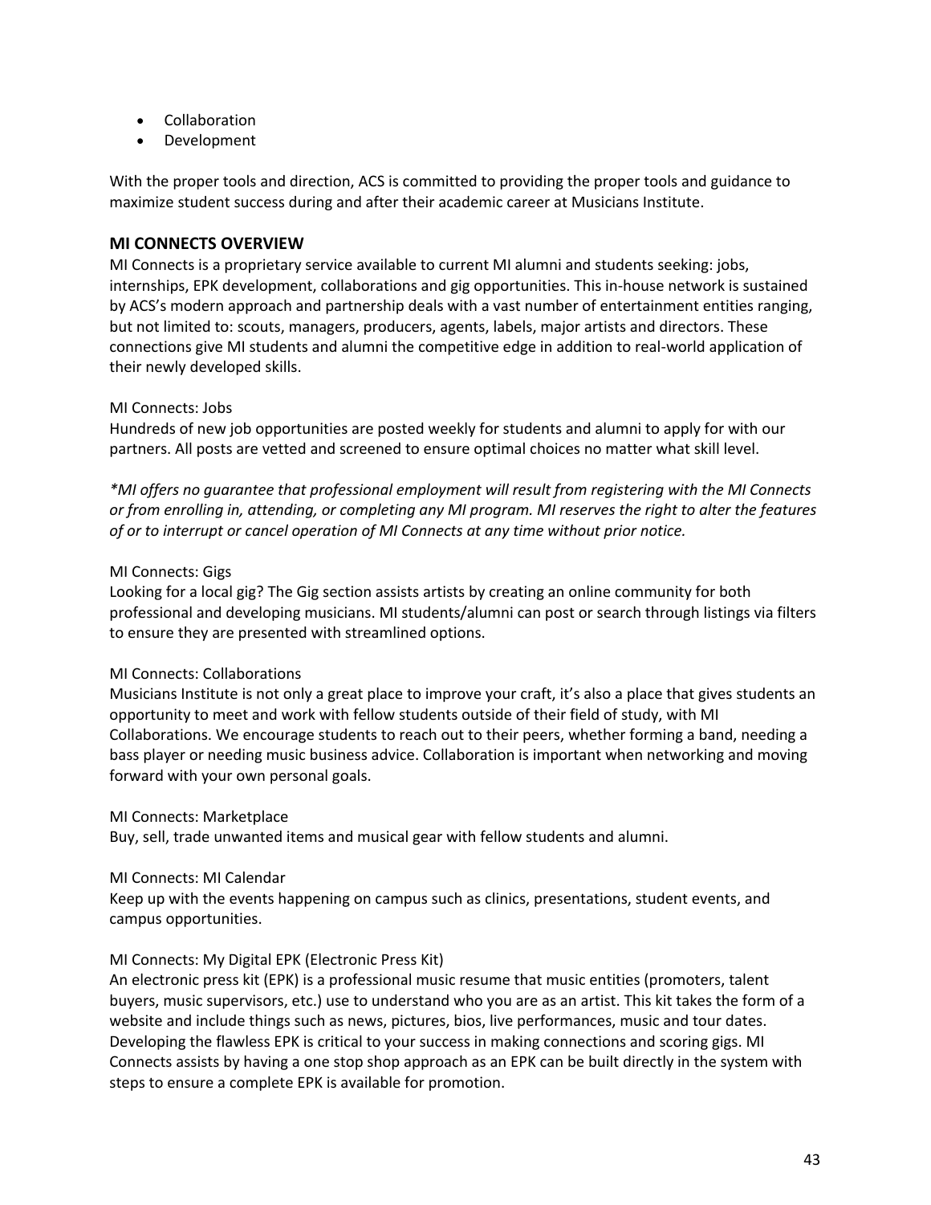- Collaboration
- Development

With the proper tools and direction, ACS is committed to providing the proper tools and guidance to maximize student success during and after their academic career at Musicians Institute.

### MI CONNECTS OVERVIEW

MI Connects is a proprietary service available to current MI alumni and students seeking: jobs, internships, EPK development, collaborations and gig opportunities. This in-house network is sustained by ACS's modern approach and partnership deals with a vast number of entertainment entities ranging, but not limited to: scouts, managers, producers, agents, labels, major artists and directors. These connections give MI students and alumni the competitive edge in addition to real-world application of their newly developed skills.

MI Connects: Jobs
Hundreds of new job opportunities are posted weekly for students and alumni to apply for with our partners. All posts are vetted and screened to ensure optimal choices no matter what skill level.

*\*MI offers no guarantee that professional employment will result from registering with the MI Connects or from enrolling in, attending, or completing any MI program. MI reserves the right to alter the features of or to interrupt or cancel operation of MI Connects at any time without prior notice.*

MI Connects: Gigs
Looking for a local gig? The Gig section assists artists by creating an online community for both professional and developing musicians. MI students/alumni can post or search through listings via filters to ensure they are presented with streamlined options.

MI Connects: Collaborations
Musicians Institute is not only a great place to improve your craft, it's also a place that gives students an opportunity to meet and work with fellow students outside of their field of study, with MI Collaborations. We encourage students to reach out to their peers, whether forming a band, needing a bass player or needing music business advice. Collaboration is important when networking and moving forward with your own personal goals.

MI Connects: Marketplace
Buy, sell, trade unwanted items and musical gear with fellow students and alumni.

MI Connects: MI Calendar
Keep up with the events happening on campus such as clinics, presentations, student events, and campus opportunities.

MI Connects: My Digital EPK (Electronic Press Kit)
An electronic press kit (EPK) is a professional music resume that music entities (promoters, talent buyers, music supervisors, etc.) use to understand who you are as an artist. This kit takes the form of a website and include things such as news, pictures, bios, live performances, music and tour dates. Developing the flawless EPK is critical to your success in making connections and scoring gigs. MI Connects assists by having a one stop shop approach as an EPK can be built directly in the system with steps to ensure a complete EPK is available for promotion.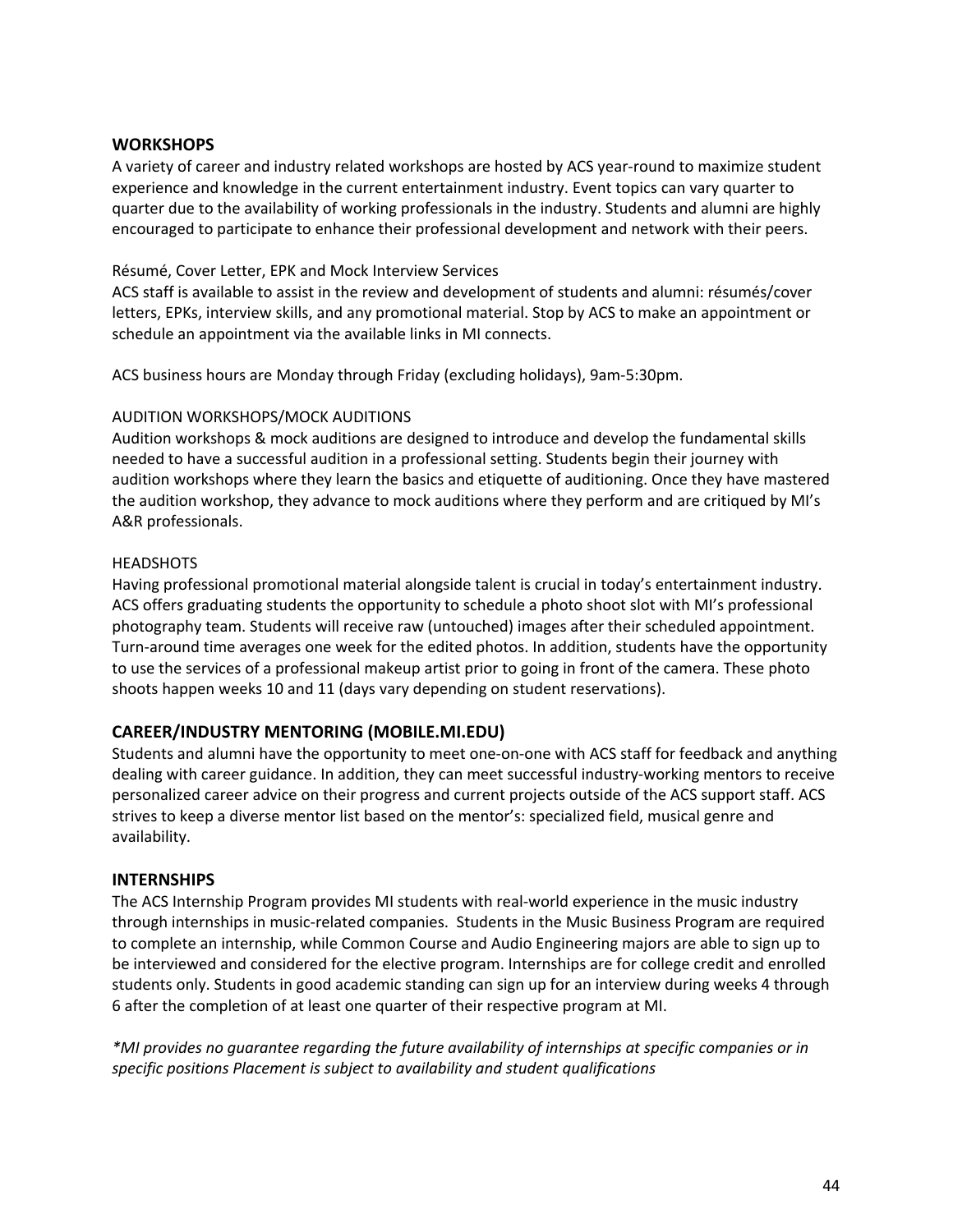## WORKSHOPS

A variety of career and industry related workshops are hosted by ACS year-round to maximize student experience and knowledge in the current entertainment industry. Event topics can vary quarter to quarter due to the availability of working professionals in the industry. Students and alumni are highly encouraged to participate to enhance their professional development and network with their peers.

Résumé, Cover Letter, EPK and Mock Interview Services

ACS staff is available to assist in the review and development of students and alumni: résumés/cover letters, EPKs, interview skills, and any promotional material. Stop by ACS to make an appointment or schedule an appointment via the available links in MI connects.

ACS business hours are Monday through Friday (excluding holidays), 9am-5:30pm.

AUDITION WORKSHOPS/MOCK AUDITIONS

Audition workshops & mock auditions are designed to introduce and develop the fundamental skills needed to have a successful audition in a professional setting. Students begin their journey with audition workshops where they learn the basics and etiquette of auditioning. Once they have mastered the audition workshop, they advance to mock auditions where they perform and are critiqued by MI's A&R professionals.

HEADSHOTS

Having professional promotional material alongside talent is crucial in today's entertainment industry. ACS offers graduating students the opportunity to schedule a photo shoot slot with MI's professional photography team. Students will receive raw (untouched) images after their scheduled appointment. Turn-around time averages one week for the edited photos. In addition, students have the opportunity to use the services of a professional makeup artist prior to going in front of the camera. These photo shoots happen weeks 10 and 11 (days vary depending on student reservations).

## CAREER/INDUSTRY MENTORING (MOBILE.MI.EDU)

Students and alumni have the opportunity to meet one-on-one with ACS staff for feedback and anything dealing with career guidance. In addition, they can meet successful industry-working mentors to receive personalized career advice on their progress and current projects outside of the ACS support staff. ACS strives to keep a diverse mentor list based on the mentor's: specialized field, musical genre and availability.

## INTERNSHIPS

The ACS Internship Program provides MI students with real-world experience in the music industry through internships in music-related companies. Students in the Music Business Program are required to complete an internship, while Common Course and Audio Engineering majors are able to sign up to be interviewed and considered for the elective program. Internships are for college credit and enrolled students only. Students in good academic standing can sign up for an interview during weeks 4 through 6 after the completion of at least one quarter of their respective program at MI.

*\*MI provides no guarantee regarding the future availability of internships at specific companies or in specific positions Placement is subject to availability and student qualifications*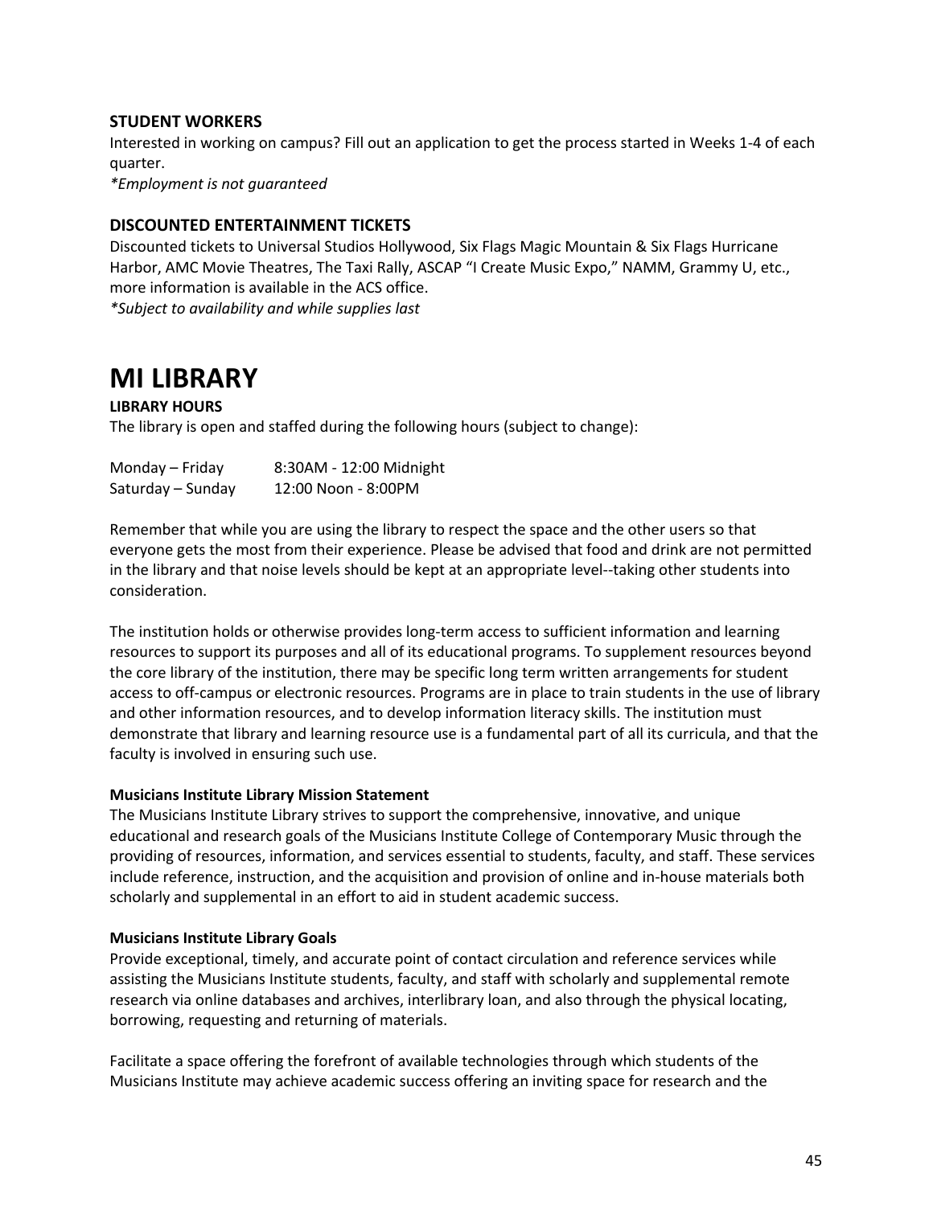### STUDENT WORKERS

Interested in working on campus? Fill out an application to get the process started in Weeks 1-4 of each quarter.

*\*Employment is not guaranteed*

### DISCOUNTED ENTERTAINMENT TICKETS

Discounted tickets to Universal Studios Hollywood, Six Flags Magic Mountain & Six Flags Hurricane Harbor, AMC Movie Theatres, The Taxi Rally, ASCAP "I Create Music Expo," NAMM, Grammy U, etc., more information is available in the ACS office.

*\*Subject to availability and while supplies last*

# MI LIBRARY

**LIBRARY HOURS**

The library is open and staffed during the following hours (subject to change):

| | |
|---|---|
| Monday – Friday | 8:30AM - 12:00 Midnight |
| Saturday – Sunday | 12:00 Noon - 8:00PM |

Remember that while you are using the library to respect the space and the other users so that everyone gets the most from their experience. Please be advised that food and drink are not permitted in the library and that noise levels should be kept at an appropriate level--taking other students into consideration.

The institution holds or otherwise provides long-term access to sufficient information and learning resources to support its purposes and all of its educational programs. To supplement resources beyond the core library of the institution, there may be specific long term written arrangements for student access to off-campus or electronic resources. Programs are in place to train students in the use of library and other information resources, and to develop information literacy skills. The institution must demonstrate that library and learning resource use is a fundamental part of all its curricula, and that the faculty is involved in ensuring such use.

**Musicians Institute Library Mission Statement**

The Musicians Institute Library strives to support the comprehensive, innovative, and unique educational and research goals of the Musicians Institute College of Contemporary Music through the providing of resources, information, and services essential to students, faculty, and staff. These services include reference, instruction, and the acquisition and provision of online and in-house materials both scholarly and supplemental in an effort to aid in student academic success.

**Musicians Institute Library Goals**

Provide exceptional, timely, and accurate point of contact circulation and reference services while assisting the Musicians Institute students, faculty, and staff with scholarly and supplemental remote research via online databases and archives, interlibrary loan, and also through the physical locating, borrowing, requesting and returning of materials.

Facilitate a space offering the forefront of available technologies through which students of the Musicians Institute may achieve academic success offering an inviting space for research and the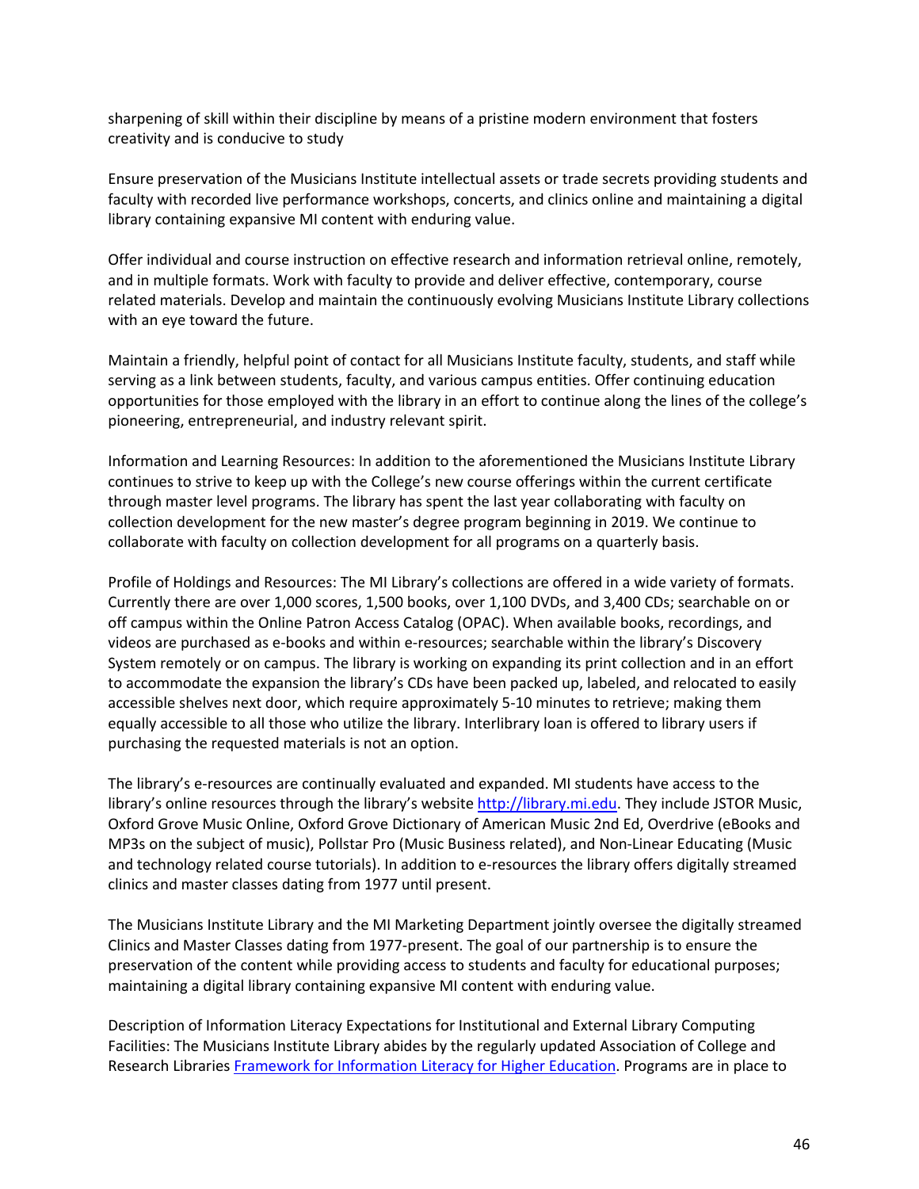sharpening of skill within their discipline by means of a pristine modern environment that fosters creativity and is conducive to study

Ensure preservation of the Musicians Institute intellectual assets or trade secrets providing students and faculty with recorded live performance workshops, concerts, and clinics online and maintaining a digital library containing expansive MI content with enduring value.

Offer individual and course instruction on effective research and information retrieval online, remotely, and in multiple formats. Work with faculty to provide and deliver effective, contemporary, course related materials. Develop and maintain the continuously evolving Musicians Institute Library collections with an eye toward the future.

Maintain a friendly, helpful point of contact for all Musicians Institute faculty, students, and staff while serving as a link between students, faculty, and various campus entities. Offer continuing education opportunities for those employed with the library in an effort to continue along the lines of the college's pioneering, entrepreneurial, and industry relevant spirit.

Information and Learning Resources: In addition to the aforementioned the Musicians Institute Library continues to strive to keep up with the College's new course offerings within the current certificate through master level programs. The library has spent the last year collaborating with faculty on collection development for the new master's degree program beginning in 2019. We continue to collaborate with faculty on collection development for all programs on a quarterly basis.

Profile of Holdings and Resources: The MI Library's collections are offered in a wide variety of formats. Currently there are over 1,000 scores, 1,500 books, over 1,100 DVDs, and 3,400 CDs; searchable on or off campus within the Online Patron Access Catalog (OPAC). When available books, recordings, and videos are purchased as e-books and within e-resources; searchable within the library's Discovery System remotely or on campus. The library is working on expanding its print collection and in an effort to accommodate the expansion the library's CDs have been packed up, labeled, and relocated to easily accessible shelves next door, which require approximately 5-10 minutes to retrieve; making them equally accessible to all those who utilize the library. Interlibrary loan is offered to library users if purchasing the requested materials is not an option.

The library's e-resources are continually evaluated and expanded. MI students have access to the library's online resources through the library's website [http://library.mi.edu](http://library.mi.edu). They include JSTOR Music, Oxford Grove Music Online, Oxford Grove Dictionary of American Music 2nd Ed, Overdrive (eBooks and MP3s on the subject of music), Pollstar Pro (Music Business related), and Non-Linear Educating (Music and technology related course tutorials). In addition to e-resources the library offers digitally streamed clinics and master classes dating from 1977 until present.

The Musicians Institute Library and the MI Marketing Department jointly oversee the digitally streamed Clinics and Master Classes dating from 1977-present. The goal of our partnership is to ensure the preservation of the content while providing access to students and faculty for educational purposes; maintaining a digital library containing expansive MI content with enduring value.

Description of Information Literacy Expectations for Institutional and External Library Computing Facilities: The Musicians Institute Library abides by the regularly updated Association of College and Research Libraries Framework for Information Literacy for Higher Education. Programs are in place to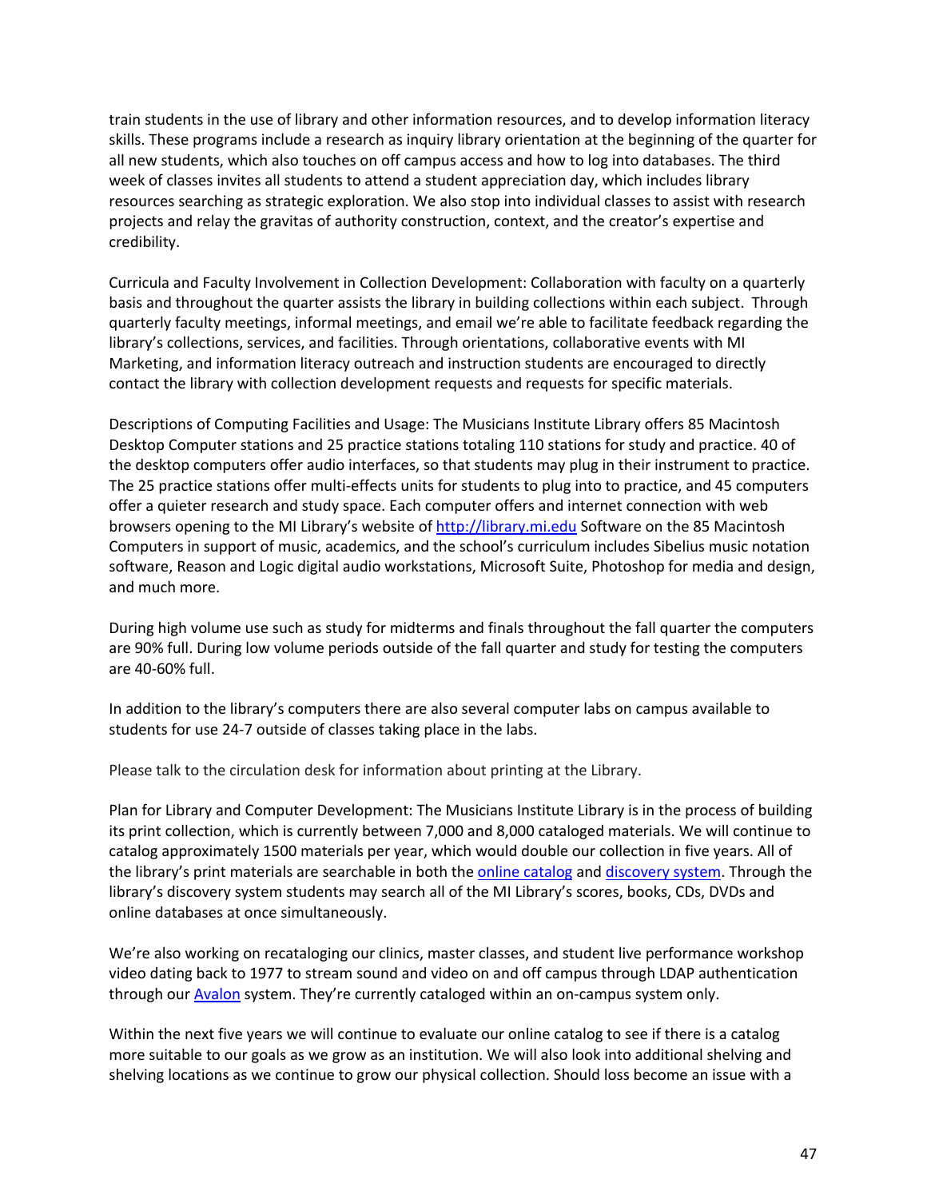train students in the use of library and other information resources, and to develop information literacy skills. These programs include a research as inquiry library orientation at the beginning of the quarter for all new students, which also touches on off campus access and how to log into databases. The third week of classes invites all students to attend a student appreciation day, which includes library resources searching as strategic exploration. We also stop into individual classes to assist with research projects and relay the gravitas of authority construction, context, and the creator's expertise and credibility.

Curricula and Faculty Involvement in Collection Development: Collaboration with faculty on a quarterly basis and throughout the quarter assists the library in building collections within each subject. Through quarterly faculty meetings, informal meetings, and email we're able to facilitate feedback regarding the library's collections, services, and facilities. Through orientations, collaborative events with MI Marketing, and information literacy outreach and instruction students are encouraged to directly contact the library with collection development requests and requests for specific materials.

Descriptions of Computing Facilities and Usage: The Musicians Institute Library offers 85 Macintosh Desktop Computer stations and 25 practice stations totaling 110 stations for study and practice. 40 of the desktop computers offer audio interfaces, so that students may plug in their instrument to practice. The 25 practice stations offer multi-effects units for students to plug into to practice, and 45 computers offer a quieter research and study space. Each computer offers and internet connection with web browsers opening to the MI Library's website of [http://library.mi.edu](http://library.mi.edu) Software on the 85 Macintosh Computers in support of music, academics, and the school's curriculum includes Sibelius music notation software, Reason and Logic digital audio workstations, Microsoft Suite, Photoshop for media and design, and much more.

During high volume use such as study for midterms and finals throughout the fall quarter the computers are 90% full. During low volume periods outside of the fall quarter and study for testing the computers are 40-60% full.

In addition to the library's computers there are also several computer labs on campus available to students for use 24-7 outside of classes taking place in the labs.

Please talk to the circulation desk for information about printing at the Library.

Plan for Library and Computer Development: The Musicians Institute Library is in the process of building its print collection, which is currently between 7,000 and 8,000 cataloged materials. We will continue to catalog approximately 1500 materials per year, which would double our collection in five years. All of the library's print materials are searchable in both the online catalog and discovery system. Through the library's discovery system students may search all of the MI Library's scores, books, CDs, DVDs and online databases at once simultaneously.

We're also working on recataloging our clinics, master classes, and student live performance workshop video dating back to 1977 to stream sound and video on and off campus through LDAP authentication through our Avalon system. They're currently cataloged within an on-campus system only.

Within the next five years we will continue to evaluate our online catalog to see if there is a catalog more suitable to our goals as we grow as an institution. We will also look into additional shelving and shelving locations as we continue to grow our physical collection. Should loss become an issue with a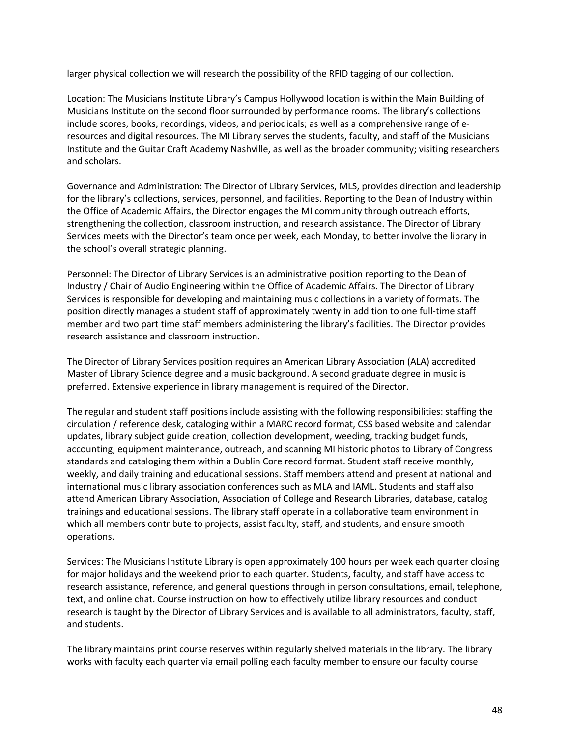larger physical collection we will research the possibility of the RFID tagging of our collection.

Location: The Musicians Institute Library's Campus Hollywood location is within the Main Building of Musicians Institute on the second floor surrounded by performance rooms. The library's collections include scores, books, recordings, videos, and periodicals; as well as a comprehensive range of e-resources and digital resources. The MI Library serves the students, faculty, and staff of the Musicians Institute and the Guitar Craft Academy Nashville, as well as the broader community; visiting researchers and scholars.

Governance and Administration: The Director of Library Services, MLS, provides direction and leadership for the library's collections, services, personnel, and facilities. Reporting to the Dean of Industry within the Office of Academic Affairs, the Director engages the MI community through outreach efforts, strengthening the collection, classroom instruction, and research assistance. The Director of Library Services meets with the Director's team once per week, each Monday, to better involve the library in the school's overall strategic planning.

Personnel: The Director of Library Services is an administrative position reporting to the Dean of Industry / Chair of Audio Engineering within the Office of Academic Affairs. The Director of Library Services is responsible for developing and maintaining music collections in a variety of formats. The position directly manages a student staff of approximately twenty in addition to one full-time staff member and two part time staff members administering the library's facilities. The Director provides research assistance and classroom instruction.

The Director of Library Services position requires an American Library Association (ALA) accredited Master of Library Science degree and a music background. A second graduate degree in music is preferred. Extensive experience in library management is required of the Director.

The regular and student staff positions include assisting with the following responsibilities: staffing the circulation / reference desk, cataloging within a MARC record format, CSS based website and calendar updates, library subject guide creation, collection development, weeding, tracking budget funds, accounting, equipment maintenance, outreach, and scanning MI historic photos to Library of Congress standards and cataloging them within a Dublin Core record format. Student staff receive monthly, weekly, and daily training and educational sessions. Staff members attend and present at national and international music library association conferences such as MLA and IAML. Students and staff also attend American Library Association, Association of College and Research Libraries, database, catalog trainings and educational sessions. The library staff operate in a collaborative team environment in which all members contribute to projects, assist faculty, staff, and students, and ensure smooth operations.

Services: The Musicians Institute Library is open approximately 100 hours per week each quarter closing for major holidays and the weekend prior to each quarter. Students, faculty, and staff have access to research assistance, reference, and general questions through in person consultations, email, telephone, text, and online chat. Course instruction on how to effectively utilize library resources and conduct research is taught by the Director of Library Services and is available to all administrators, faculty, staff, and students.

The library maintains print course reserves within regularly shelved materials in the library. The library works with faculty each quarter via email polling each faculty member to ensure our faculty course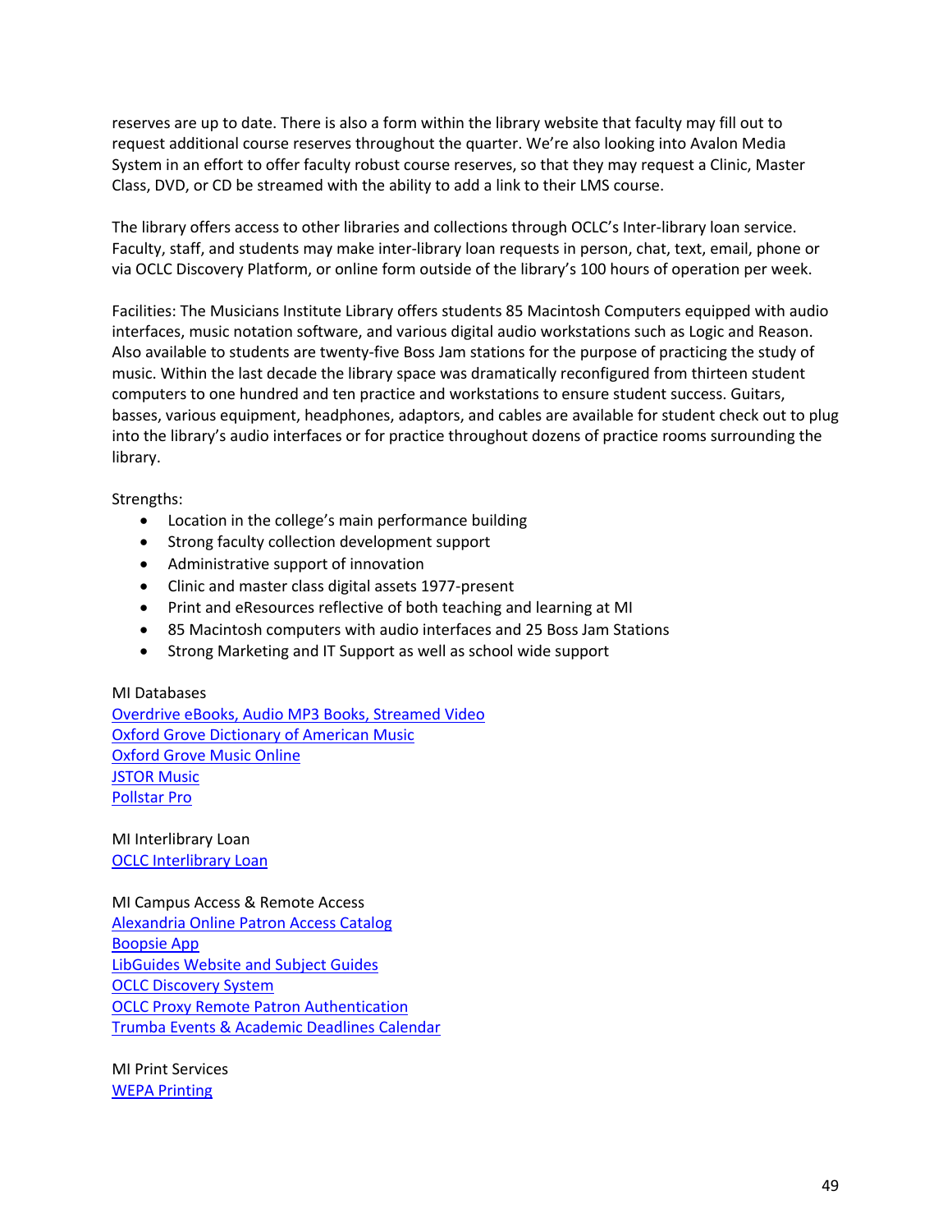reserves are up to date. There is also a form within the library website that faculty may fill out to request additional course reserves throughout the quarter. We're also looking into Avalon Media System in an effort to offer faculty robust course reserves, so that they may request a Clinic, Master Class, DVD, or CD be streamed with the ability to add a link to their LMS course.

The library offers access to other libraries and collections through OCLC's Inter-library loan service. Faculty, staff, and students may make inter-library loan requests in person, chat, text, email, phone or via OCLC Discovery Platform, or online form outside of the library's 100 hours of operation per week.

Facilities: The Musicians Institute Library offers students 85 Macintosh Computers equipped with audio interfaces, music notation software, and various digital audio workstations such as Logic and Reason. Also available to students are twenty-five Boss Jam stations for the purpose of practicing the study of music. Within the last decade the library space was dramatically reconfigured from thirteen student computers to one hundred and ten practice and workstations to ensure student success. Guitars, basses, various equipment, headphones, adaptors, and cables are available for student check out to plug into the library's audio interfaces or for practice throughout dozens of practice rooms surrounding the library.

Strengths:

- Location in the college's main performance building
- Strong faculty collection development support
- Administrative support of innovation
- Clinic and master class digital assets 1977-present
- Print and eResources reflective of both teaching and learning at MI
- 85 Macintosh computers with audio interfaces and 25 Boss Jam Stations
- Strong Marketing and IT Support as well as school wide support

MI Databases
Overdrive eBooks, Audio MP3 Books, Streamed Video
Oxford Grove Dictionary of American Music
Oxford Grove Music Online
JSTOR Music
Pollstar Pro

MI Interlibrary Loan
OCLC Interlibrary Loan

MI Campus Access & Remote Access
Alexandria Online Patron Access Catalog
Boopsie App
LibGuides Website and Subject Guides
OCLC Discovery System
OCLC Proxy Remote Patron Authentication
Trumba Events & Academic Deadlines Calendar

MI Print Services
WEPA Printing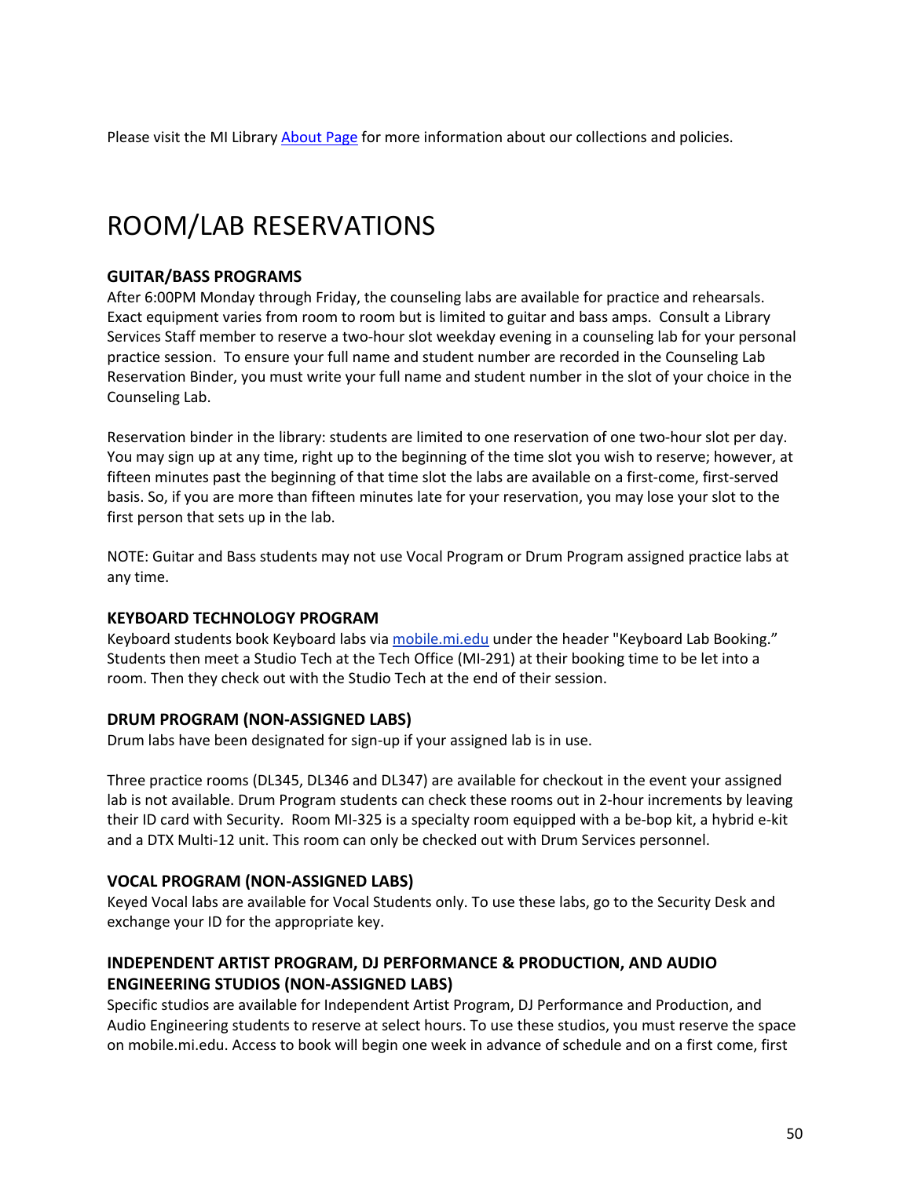Please visit the MI Library About Page for more information about our collections and policies.

# ROOM/LAB RESERVATIONS

### GUITAR/BASS PROGRAMS

After 6:00PM Monday through Friday, the counseling labs are available for practice and rehearsals. Exact equipment varies from room to room but is limited to guitar and bass amps. Consult a Library Services Staff member to reserve a two-hour slot weekday evening in a counseling lab for your personal practice session. To ensure your full name and student number are recorded in the Counseling Lab Reservation Binder, you must write your full name and student number in the slot of your choice in the Counseling Lab.

Reservation binder in the library: students are limited to one reservation of one two-hour slot per day. You may sign up at any time, right up to the beginning of the time slot you wish to reserve; however, at fifteen minutes past the beginning of that time slot the labs are available on a first-come, first-served basis. So, if you are more than fifteen minutes late for your reservation, you may lose your slot to the first person that sets up in the lab.

NOTE: Guitar and Bass students may not use Vocal Program or Drum Program assigned practice labs at any time.

### KEYBOARD TECHNOLOGY PROGRAM

Keyboard students book Keyboard labs via mobile.mi.edu under the header "Keyboard Lab Booking." Students then meet a Studio Tech at the Tech Office (MI-291) at their booking time to be let into a room. Then they check out with the Studio Tech at the end of their session.

### DRUM PROGRAM (NON-ASSIGNED LABS)

Drum labs have been designated for sign-up if your assigned lab is in use.

Three practice rooms (DL345, DL346 and DL347) are available for checkout in the event your assigned lab is not available. Drum Program students can check these rooms out in 2-hour increments by leaving their ID card with Security. Room MI-325 is a specialty room equipped with a be-bop kit, a hybrid e-kit and a DTX Multi-12 unit. This room can only be checked out with Drum Services personnel.

### VOCAL PROGRAM (NON-ASSIGNED LABS)

Keyed Vocal labs are available for Vocal Students only. To use these labs, go to the Security Desk and exchange your ID for the appropriate key.

### INDEPENDENT ARTIST PROGRAM, DJ PERFORMANCE & PRODUCTION, AND AUDIO ENGINEERING STUDIOS (NON-ASSIGNED LABS)

Specific studios are available for Independent Artist Program, DJ Performance and Production, and Audio Engineering students to reserve at select hours. To use these studios, you must reserve the space on mobile.mi.edu. Access to book will begin one week in advance of schedule and on a first come, first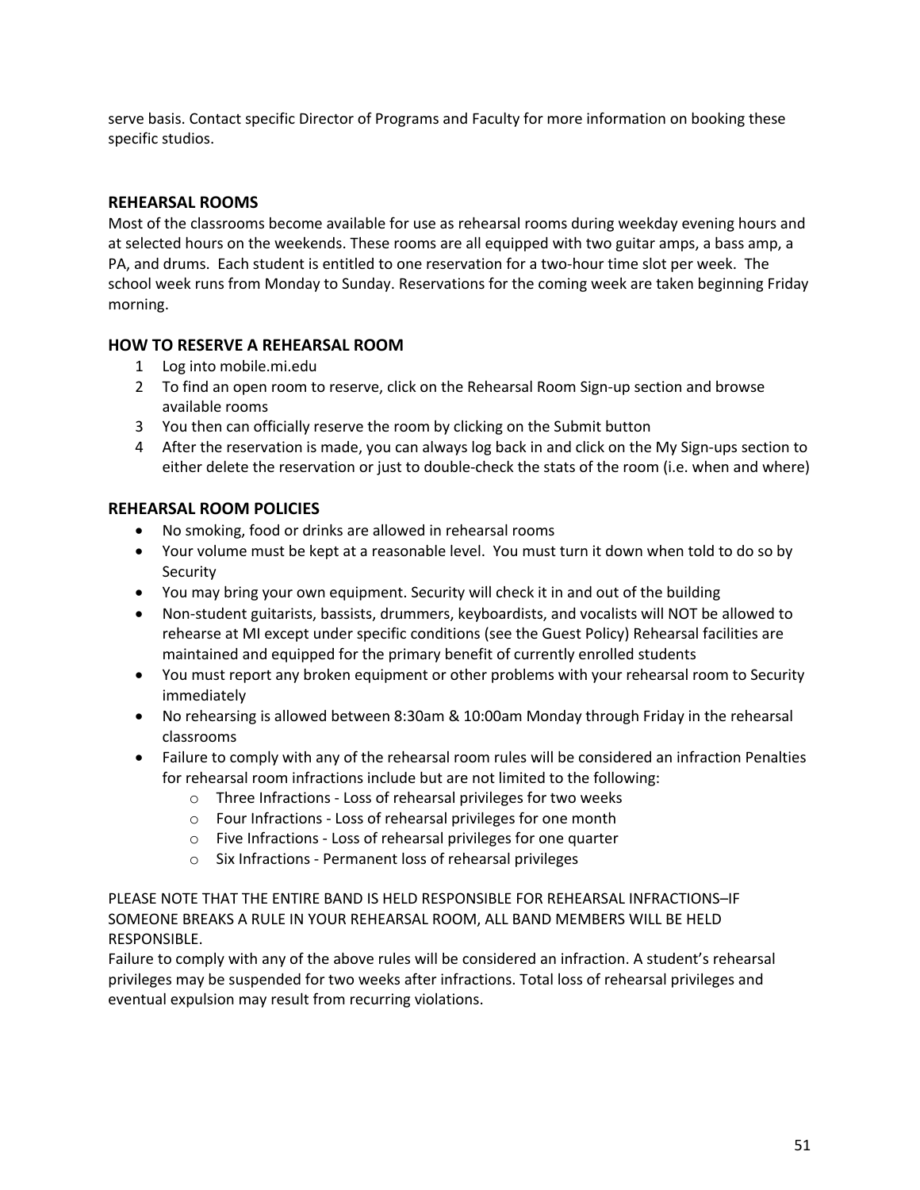serve basis. Contact specific Director of Programs and Faculty for more information on booking these specific studios.

## REHEARSAL ROOMS

Most of the classrooms become available for use as rehearsal rooms during weekday evening hours and at selected hours on the weekends. These rooms are all equipped with two guitar amps, a bass amp, a PA, and drums. Each student is entitled to one reservation for a two-hour time slot per week. The school week runs from Monday to Sunday. Reservations for the coming week are taken beginning Friday morning.

## HOW TO RESERVE A REHEARSAL ROOM

1. Log into mobile.mi.edu
2. To find an open room to reserve, click on the Rehearsal Room Sign-up section and browse available rooms
3. You then can officially reserve the room by clicking on the Submit button
4. After the reservation is made, you can always log back in and click on the My Sign-ups section to either delete the reservation or just to double-check the stats of the room (i.e. when and where)

## REHEARSAL ROOM POLICIES

- No smoking, food or drinks are allowed in rehearsal rooms
- Your volume must be kept at a reasonable level. You must turn it down when told to do so by Security
- You may bring your own equipment. Security will check it in and out of the building
- Non-student guitarists, bassists, drummers, keyboardists, and vocalists will NOT be allowed to rehearse at MI except under specific conditions (see the Guest Policy) Rehearsal facilities are maintained and equipped for the primary benefit of currently enrolled students
- You must report any broken equipment or other problems with your rehearsal room to Security immediately
- No rehearsing is allowed between 8:30am & 10:00am Monday through Friday in the rehearsal classrooms
- Failure to comply with any of the rehearsal room rules will be considered an infraction Penalties for rehearsal room infractions include but are not limited to the following:
  - Three Infractions - Loss of rehearsal privileges for two weeks
  - Four Infractions - Loss of rehearsal privileges for one month
  - Five Infractions - Loss of rehearsal privileges for one quarter
  - Six Infractions - Permanent loss of rehearsal privileges

PLEASE NOTE THAT THE ENTIRE BAND IS HELD RESPONSIBLE FOR REHEARSAL INFRACTIONS–IF SOMEONE BREAKS A RULE IN YOUR REHEARSAL ROOM, ALL BAND MEMBERS WILL BE HELD RESPONSIBLE.

Failure to comply with any of the above rules will be considered an infraction. A student's rehearsal privileges may be suspended for two weeks after infractions. Total loss of rehearsal privileges and eventual expulsion may result from recurring violations.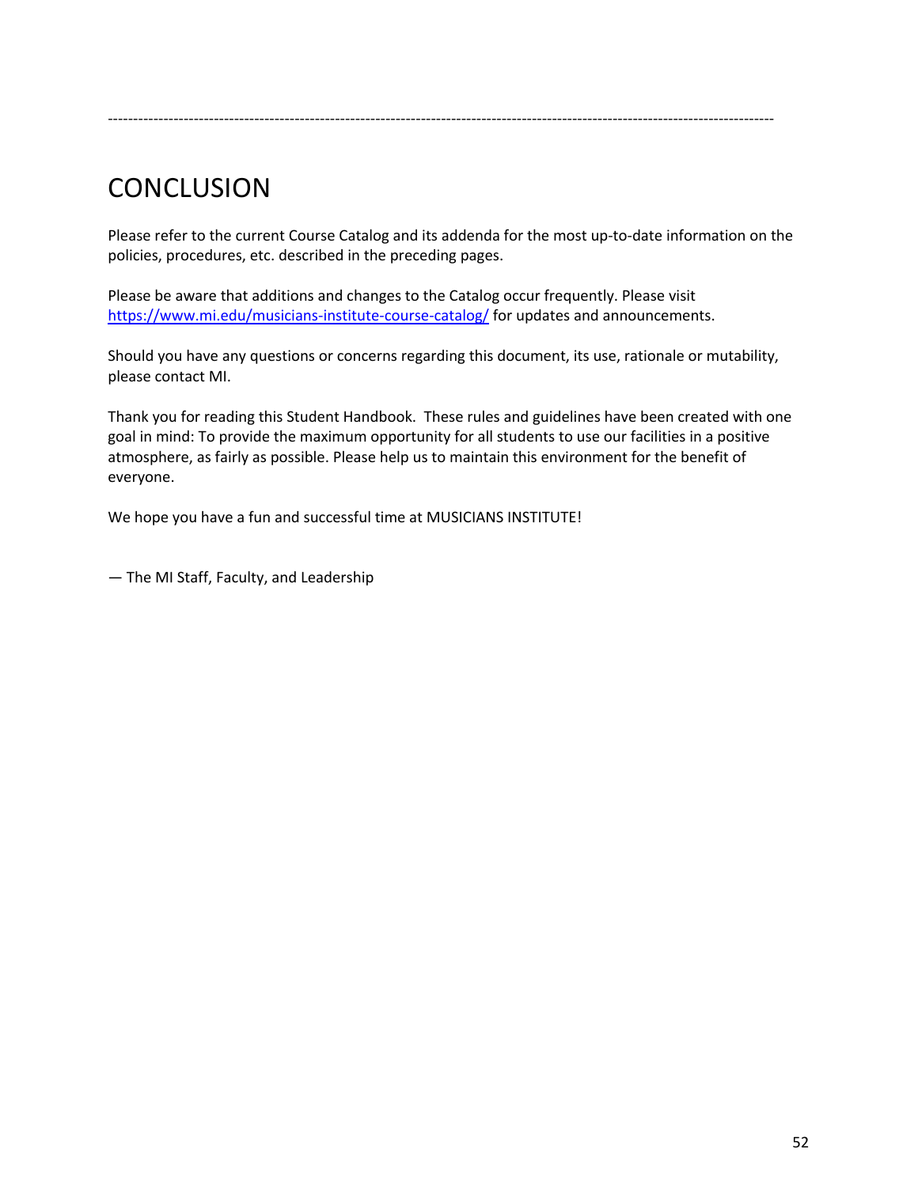---

# CONCLUSION

Please refer to the current Course Catalog and its addenda for the most up-to-date information on the policies, procedures, etc. described in the preceding pages.

Please be aware that additions and changes to the Catalog occur frequently. Please visit https://www.mi.edu/musicians-institute-course-catalog/ for updates and announcements.

Should you have any questions or concerns regarding this document, its use, rationale or mutability, please contact MI.

Thank you for reading this Student Handbook. These rules and guidelines have been created with one goal in mind: To provide the maximum opportunity for all students to use our facilities in a positive atmosphere, as fairly as possible. Please help us to maintain this environment for the benefit of everyone.

We hope you have a fun and successful time at MUSICIANS INSTITUTE!

— The MI Staff, Faculty, and Leadership